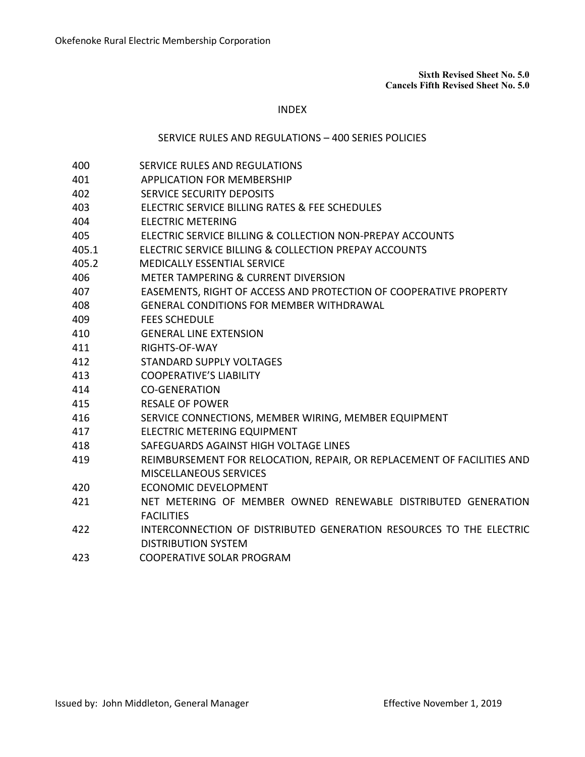Okefenoke Rural Electric Membership Corporation

**Sixth Revised Sheet No. 5.0**
**Cancels Fifth Revised Sheet No. 5.0**

# INDEX

## SERVICE RULES AND REGULATIONS – 400 SERIES POLICIES

| | |
|---|---|
| 400 | SERVICE RULES AND REGULATIONS |
| 401 | APPLICATION FOR MEMBERSHIP |
| 402 | SERVICE SECURITY DEPOSITS |
| 403 | ELECTRIC SERVICE BILLING RATES & FEE SCHEDULES |
| 404 | ELECTRIC METERING |
| 405 | ELECTRIC SERVICE BILLING & COLLECTION NON-PREPAY ACCOUNTS |
| 405.1 | ELECTRIC SERVICE BILLING & COLLECTION PREPAY ACCOUNTS |
| 405.2 | MEDICALLY ESSENTIAL SERVICE |
| 406 | METER TAMPERING & CURRENT DIVERSION |
| 407 | EASEMENTS, RIGHT OF ACCESS AND PROTECTION OF COOPERATIVE PROPERTY |
| 408 | GENERAL CONDITIONS FOR MEMBER WITHDRAWAL |
| 409 | FEES SCHEDULE |
| 410 | GENERAL LINE EXTENSION |
| 411 | RIGHTS-OF-WAY |
| 412 | STANDARD SUPPLY VOLTAGES |
| 413 | COOPERATIVE'S LIABILITY |
| 414 | CO-GENERATION |
| 415 | RESALE OF POWER |
| 416 | SERVICE CONNECTIONS, MEMBER WIRING, MEMBER EQUIPMENT |
| 417 | ELECTRIC METERING EQUIPMENT |
| 418 | SAFEGUARDS AGAINST HIGH VOLTAGE LINES |
| 419 | REIMBURSEMENT FOR RELOCATION, REPAIR, OR REPLACEMENT OF FACILITIES AND MISCELLANEOUS SERVICES |
| 420 | ECONOMIC DEVELOPMENT |
| 421 | NET METERING OF MEMBER OWNED RENEWABLE DISTRIBUTED GENERATION FACILITIES |
| 422 | INTERCONNECTION OF DISTRIBUTED GENERATION RESOURCES TO THE ELECTRIC DISTRIBUTION SYSTEM |
| 423 | COOPERATIVE SOLAR PROGRAM |

Issued by: John Middleton, General Manager    Effective November 1, 2019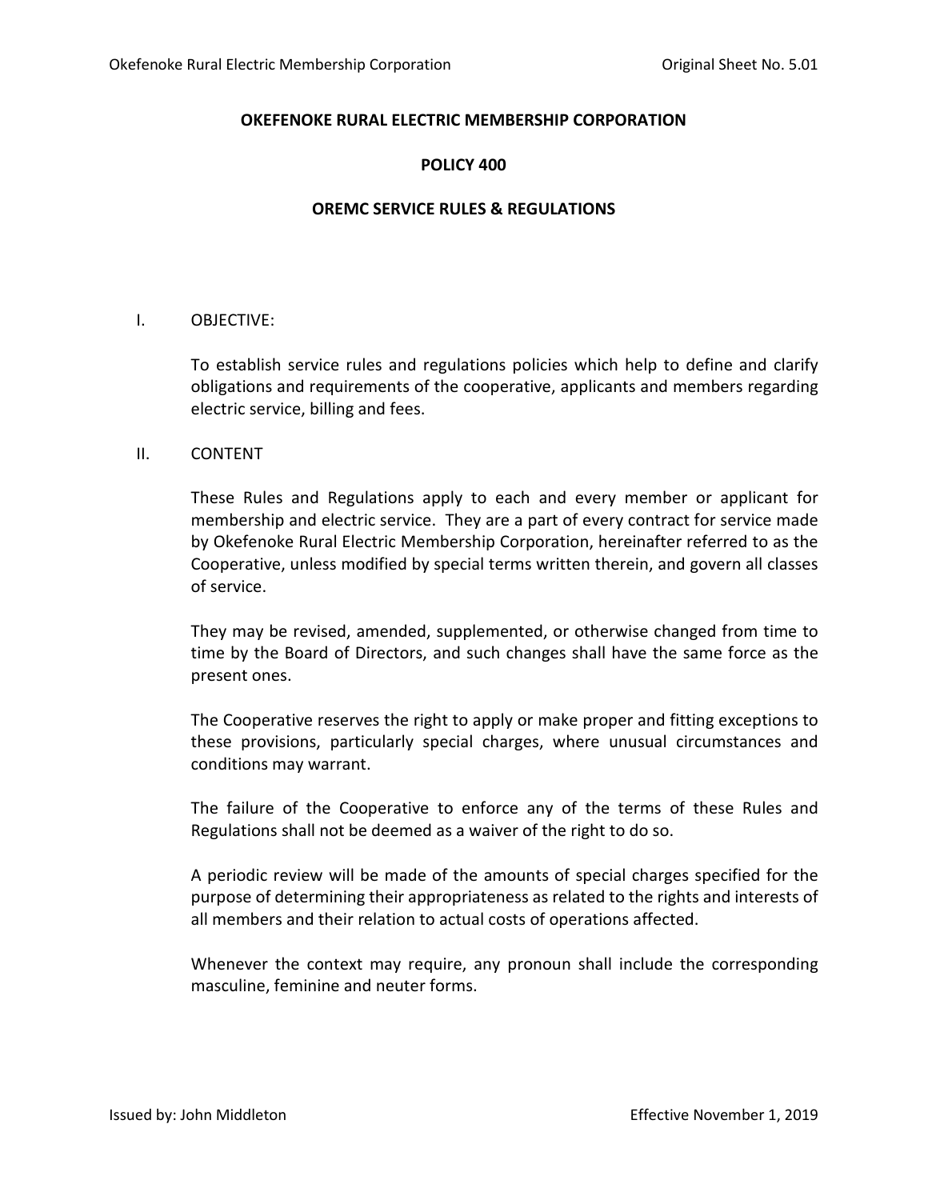# OKEFENOKE RURAL ELECTRIC MEMBERSHIP CORPORATION

## POLICY 400

## OREMC SERVICE RULES & REGULATIONS

I. OBJECTIVE:

To establish service rules and regulations policies which help to define and clarify obligations and requirements of the cooperative, applicants and members regarding electric service, billing and fees.

II. CONTENT

These Rules and Regulations apply to each and every member or applicant for membership and electric service. They are a part of every contract for service made by Okefenoke Rural Electric Membership Corporation, hereinafter referred to as the Cooperative, unless modified by special terms written therein, and govern all classes of service.

They may be revised, amended, supplemented, or otherwise changed from time to time by the Board of Directors, and such changes shall have the same force as the present ones.

The Cooperative reserves the right to apply or make proper and fitting exceptions to these provisions, particularly special charges, where unusual circumstances and conditions may warrant.

The failure of the Cooperative to enforce any of the terms of these Rules and Regulations shall not be deemed as a waiver of the right to do so.

A periodic review will be made of the amounts of special charges specified for the purpose of determining their appropriateness as related to the rights and interests of all members and their relation to actual costs of operations affected.

Whenever the context may require, any pronoun shall include the corresponding masculine, feminine and neuter forms.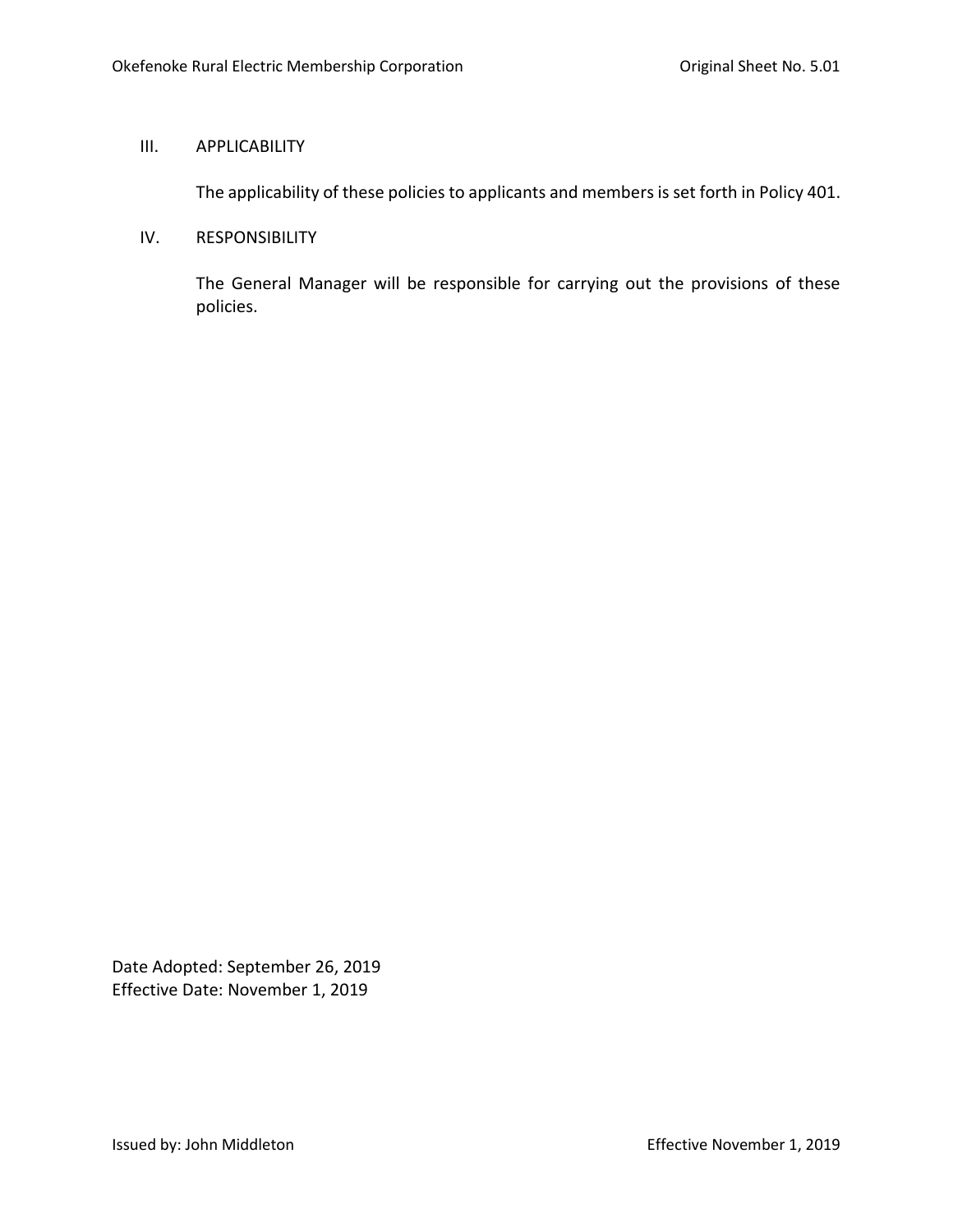## III. APPLICABILITY

The applicability of these policies to applicants and members is set forth in Policy 401.

## IV. RESPONSIBILITY

The General Manager will be responsible for carrying out the provisions of these policies.

Date Adopted: September 26, 2019
Effective Date: November 1, 2019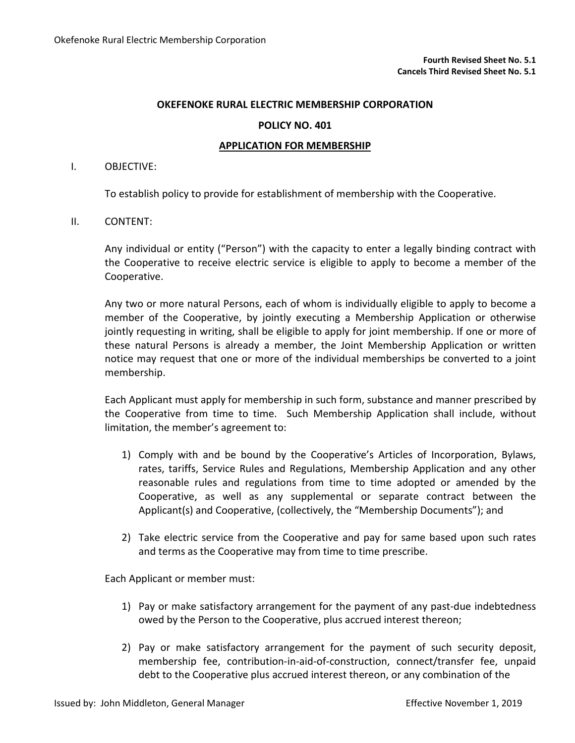**Fourth Revised Sheet No. 5.1**
**Cancels Third Revised Sheet No. 5.1**

**OKEFENOKE RURAL ELECTRIC MEMBERSHIP CORPORATION**

**POLICY NO. 401**

**APPLICATION FOR MEMBERSHIP**

I. OBJECTIVE:

To establish policy to provide for establishment of membership with the Cooperative.

II. CONTENT:

Any individual or entity ("Person") with the capacity to enter a legally binding contract with the Cooperative to receive electric service is eligible to apply to become a member of the Cooperative.

Any two or more natural Persons, each of whom is individually eligible to apply to become a member of the Cooperative, by jointly executing a Membership Application or otherwise jointly requesting in writing, shall be eligible to apply for joint membership. If one or more of these natural Persons is already a member, the Joint Membership Application or written notice may request that one or more of the individual memberships be converted to a joint membership.

Each Applicant must apply for membership in such form, substance and manner prescribed by the Cooperative from time to time. Such Membership Application shall include, without limitation, the member's agreement to:

1) Comply with and be bound by the Cooperative's Articles of Incorporation, Bylaws, rates, tariffs, Service Rules and Regulations, Membership Application and any other reasonable rules and regulations from time to time adopted or amended by the Cooperative, as well as any supplemental or separate contract between the Applicant(s) and Cooperative, (collectively, the "Membership Documents"); and

2) Take electric service from the Cooperative and pay for same based upon such rates and terms as the Cooperative may from time to time prescribe.

Each Applicant or member must:

1) Pay or make satisfactory arrangement for the payment of any past-due indebtedness owed by the Person to the Cooperative, plus accrued interest thereon;

2) Pay or make satisfactory arrangement for the payment of such security deposit, membership fee, contribution-in-aid-of-construction, connect/transfer fee, unpaid debt to the Cooperative plus accrued interest thereon, or any combination of the

Issued by: John Middleton, General Manager

Effective November 1, 2019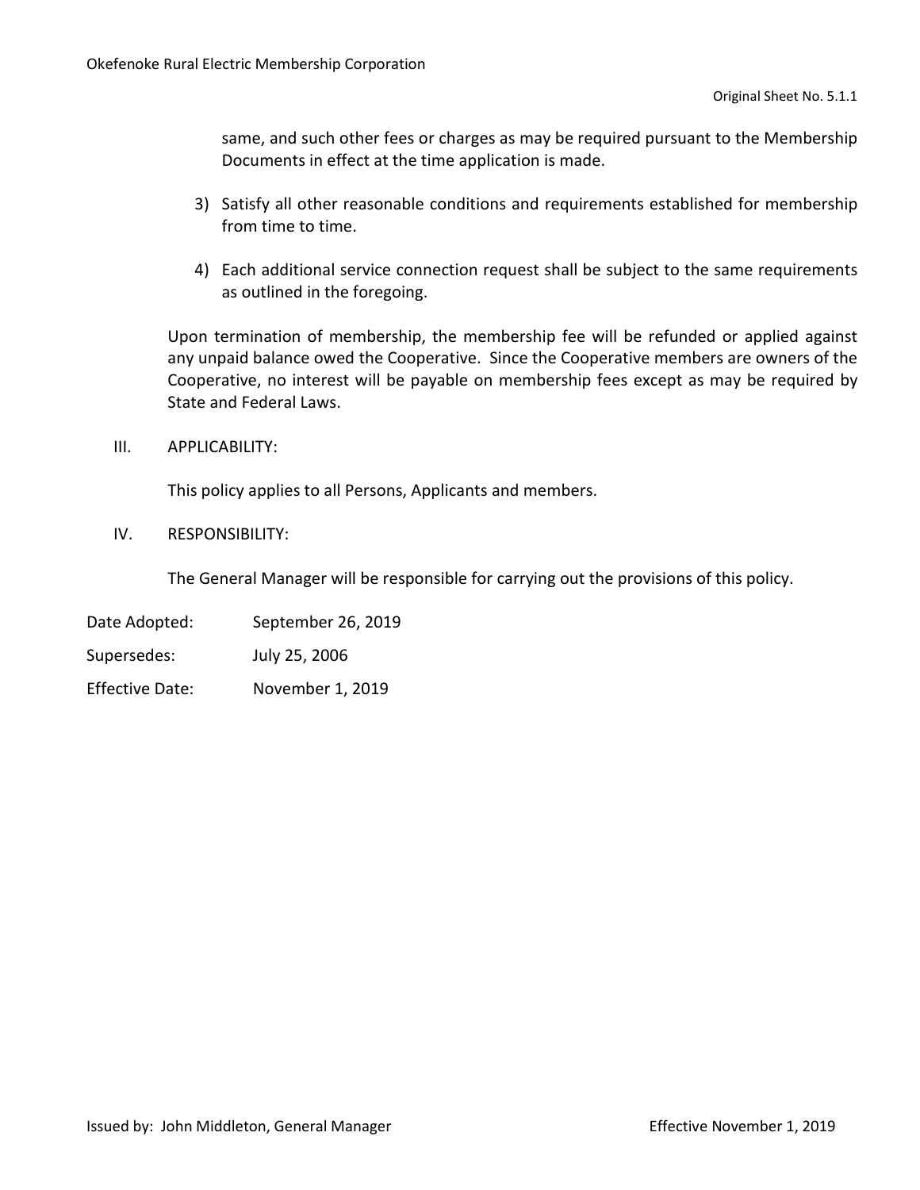same, and such other fees or charges as may be required pursuant to the Membership Documents in effect at the time application is made.

3) Satisfy all other reasonable conditions and requirements established for membership from time to time.

4) Each additional service connection request shall be subject to the same requirements as outlined in the foregoing.

Upon termination of membership, the membership fee will be refunded or applied against any unpaid balance owed the Cooperative. Since the Cooperative members are owners of the Cooperative, no interest will be payable on membership fees except as may be required by State and Federal Laws.

III. APPLICABILITY:

This policy applies to all Persons, Applicants and members.

IV. RESPONSIBILITY:

The General Manager will be responsible for carrying out the provisions of this policy.

Date Adopted: September 26, 2019

Supersedes: July 25, 2006

Effective Date: November 1, 2019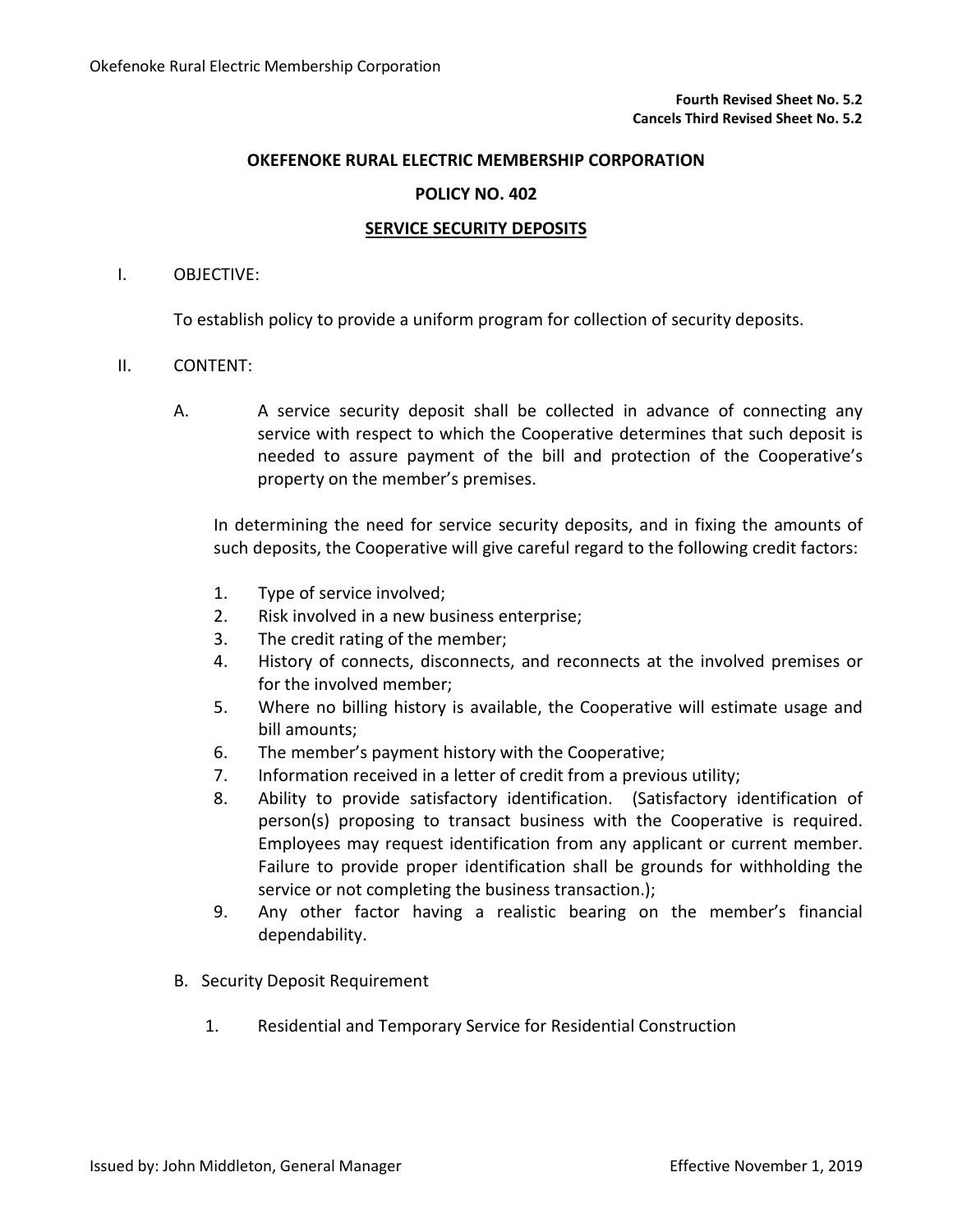**Fourth Revised Sheet No. 5.2**
**Cancels Third Revised Sheet No. 5.2**

**OKEFENOKE RURAL ELECTRIC MEMBERSHIP CORPORATION**

**POLICY NO. 402**

**SERVICE SECURITY DEPOSITS**

I. OBJECTIVE:

To establish policy to provide a uniform program for collection of security deposits.

II. CONTENT:

A. A service security deposit shall be collected in advance of connecting any service with respect to which the Cooperative determines that such deposit is needed to assure payment of the bill and protection of the Cooperative's property on the member's premises.

In determining the need for service security deposits, and in fixing the amounts of such deposits, the Cooperative will give careful regard to the following credit factors:

1. Type of service involved;
2. Risk involved in a new business enterprise;
3. The credit rating of the member;
4. History of connects, disconnects, and reconnects at the involved premises or for the involved member;
5. Where no billing history is available, the Cooperative will estimate usage and bill amounts;
6. The member's payment history with the Cooperative;
7. Information received in a letter of credit from a previous utility;
8. Ability to provide satisfactory identification. (Satisfactory identification of person(s) proposing to transact business with the Cooperative is required. Employees may request identification from any applicant or current member. Failure to provide proper identification shall be grounds for withholding the service or not completing the business transaction.);
9. Any other factor having a realistic bearing on the member's financial dependability.

B. Security Deposit Requirement

1. Residential and Temporary Service for Residential Construction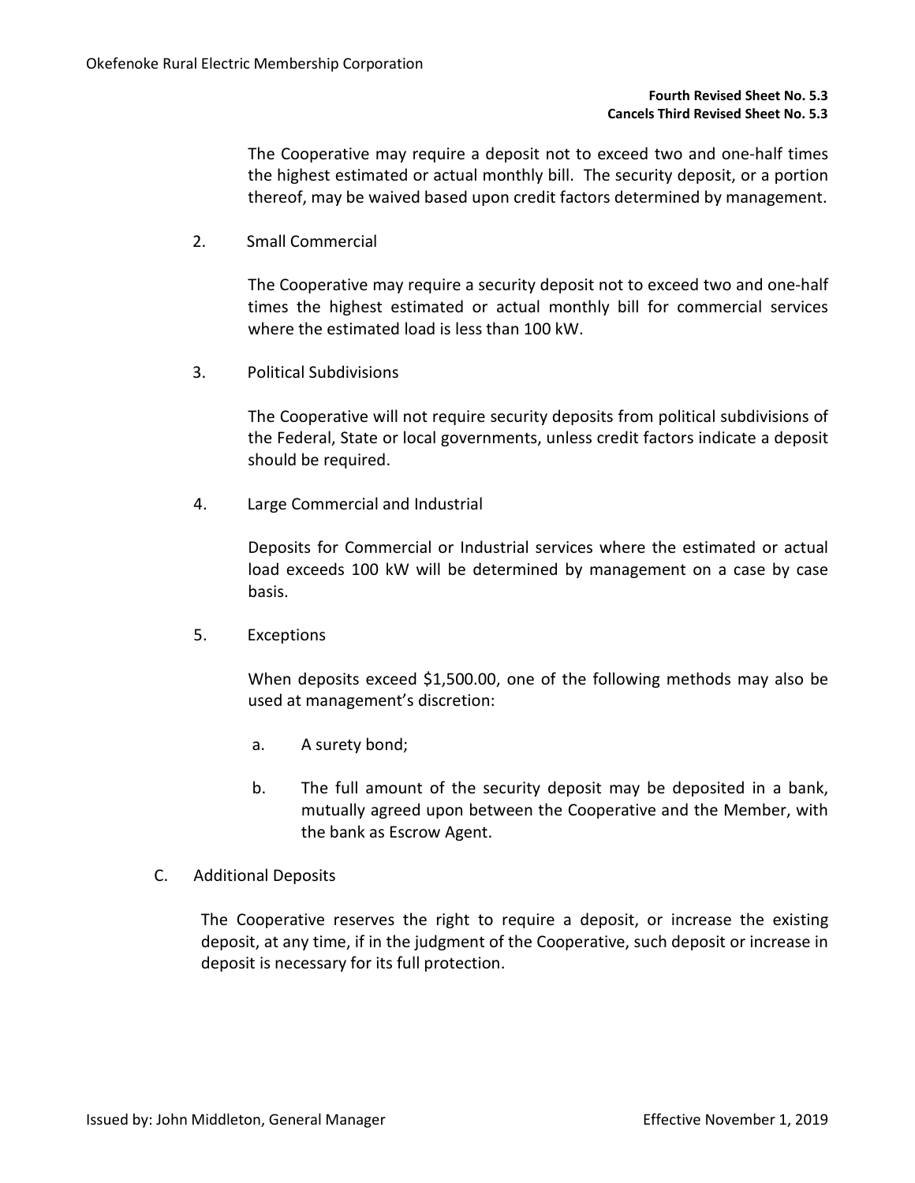**Fourth Revised Sheet No. 5.3**
**Cancels Third Revised Sheet No. 5.3**

The Cooperative may require a deposit not to exceed two and one-half times the highest estimated or actual monthly bill. The security deposit, or a portion thereof, may be waived based upon credit factors determined by management.

2. Small Commercial

   The Cooperative may require a security deposit not to exceed two and one-half times the highest estimated or actual monthly bill for commercial services where the estimated load is less than 100 kW.

3. Political Subdivisions

   The Cooperative will not require security deposits from political subdivisions of the Federal, State or local governments, unless credit factors indicate a deposit should be required.

4. Large Commercial and Industrial

   Deposits for Commercial or Industrial services where the estimated or actual load exceeds 100 kW will be determined by management on a case by case basis.

5. Exceptions

   When deposits exceed $1,500.00, one of the following methods may also be used at management's discretion:

   a. A surety bond;

   b. The full amount of the security deposit may be deposited in a bank, mutually agreed upon between the Cooperative and the Member, with the bank as Escrow Agent.

C. Additional Deposits

   The Cooperative reserves the right to require a deposit, or increase the existing deposit, at any time, if in the judgment of the Cooperative, such deposit or increase in deposit is necessary for its full protection.

Issued by: John Middleton, General Manager — Effective November 1, 2019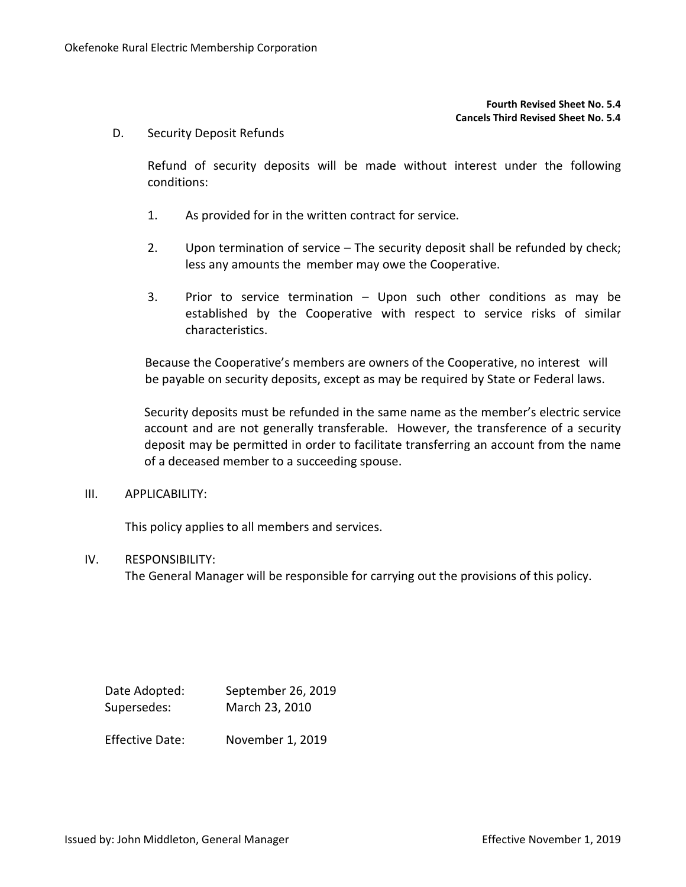**Fourth Revised Sheet No. 5.4**
**Cancels Third Revised Sheet No. 5.4**

D. Security Deposit Refunds

Refund of security deposits will be made without interest under the following conditions:

1. As provided for in the written contract for service.

2. Upon termination of service – The security deposit shall be refunded by check; less any amounts the member may owe the Cooperative.

3. Prior to service termination – Upon such other conditions as may be established by the Cooperative with respect to service risks of similar characteristics.

Because the Cooperative's members are owners of the Cooperative, no interest will be payable on security deposits, except as may be required by State or Federal laws.

Security deposits must be refunded in the same name as the member's electric service account and are not generally transferable. However, the transference of a security deposit may be permitted in order to facilitate transferring an account from the name of a deceased member to a succeeding spouse.

III. APPLICABILITY:

This policy applies to all members and services.

IV. RESPONSIBILITY:

The General Manager will be responsible for carrying out the provisions of this policy.

Date Adopted: September 26, 2019
Supersedes: March 23, 2010

Effective Date: November 1, 2019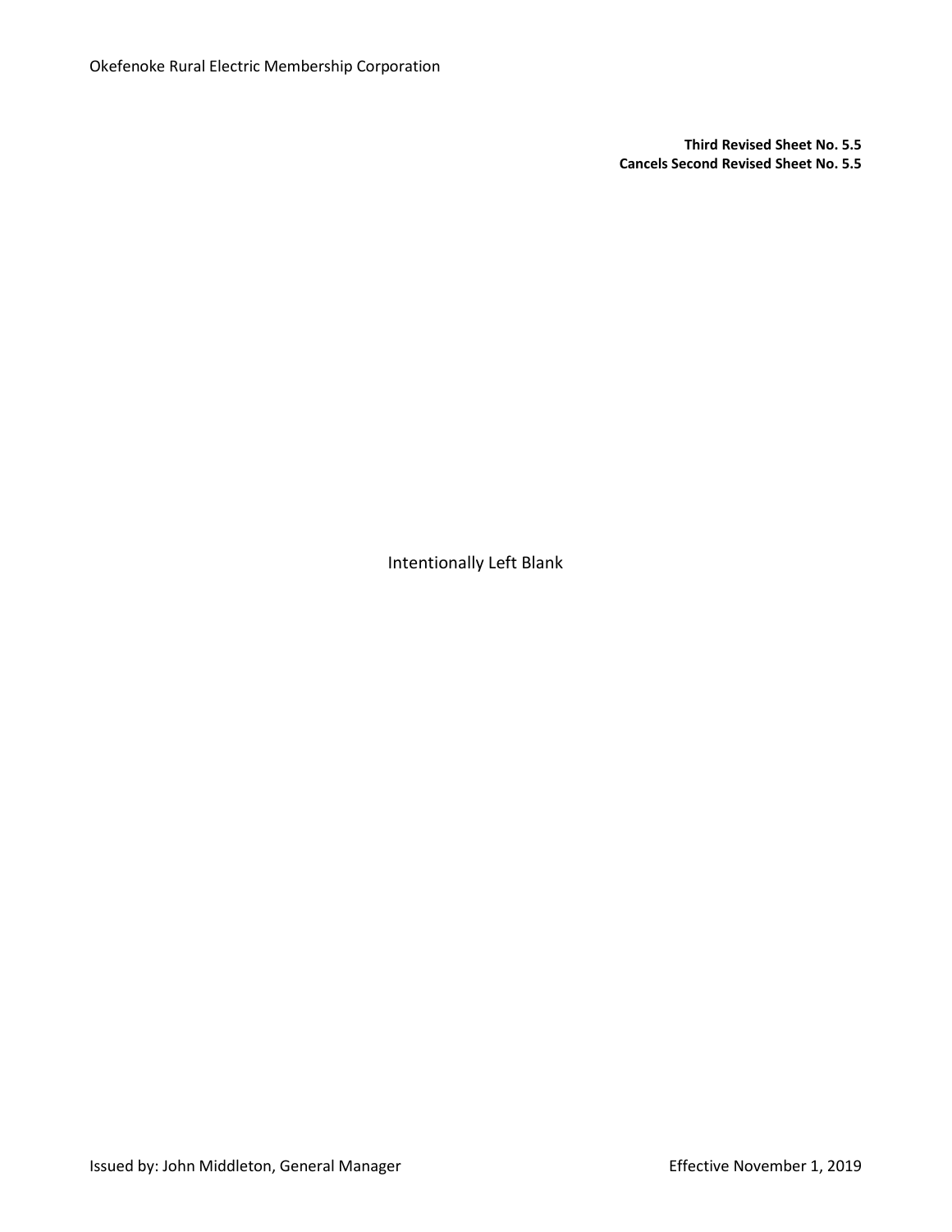**Third Revised Sheet No. 5.5**
**Cancels Second Revised Sheet No. 5.5**

Intentionally Left Blank

Issued by: John Middleton, General Manager

Effective November 1, 2019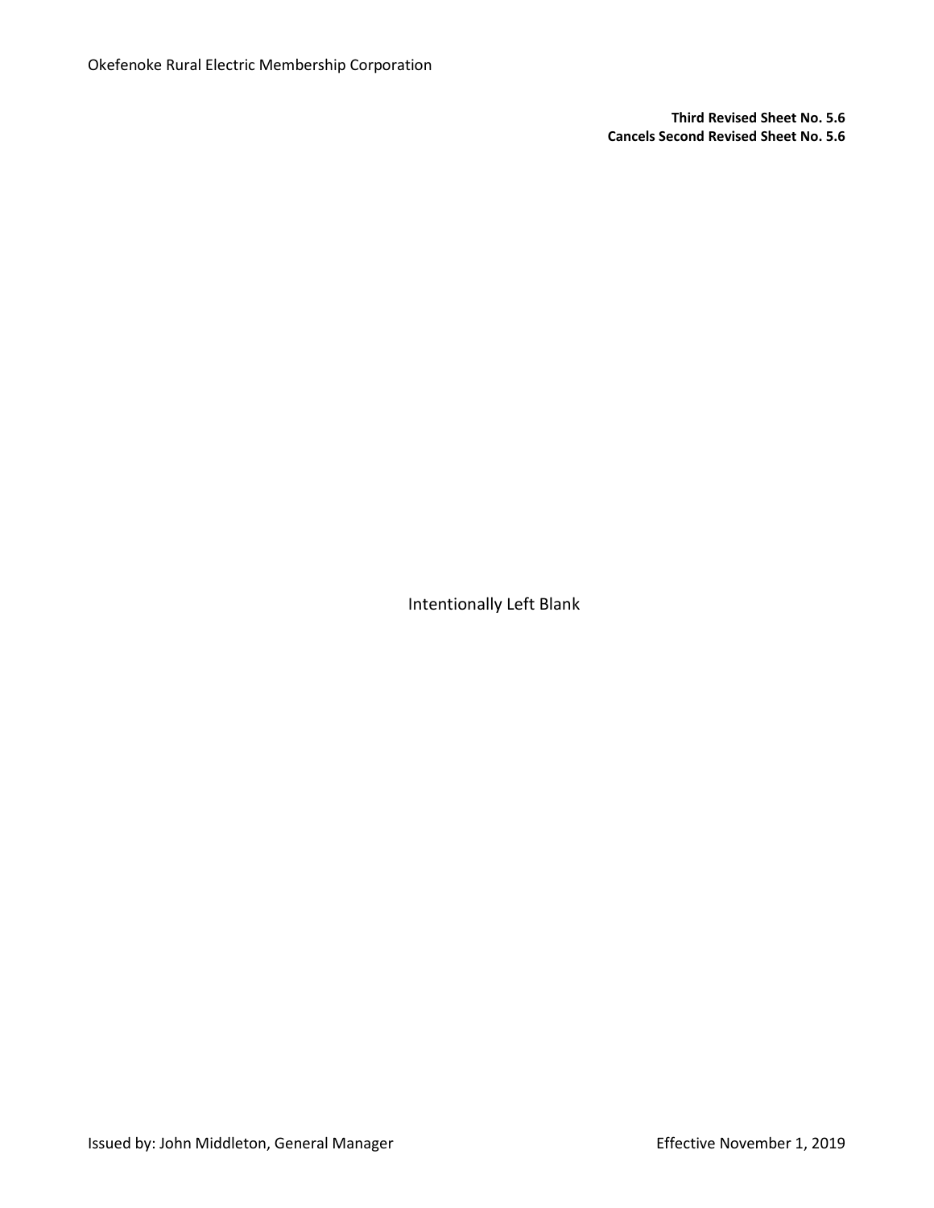**Third Revised Sheet No. 5.6**
**Cancels Second Revised Sheet No. 5.6**

Intentionally Left Blank

Issued by: John Middleton, General Manager

Effective November 1, 2019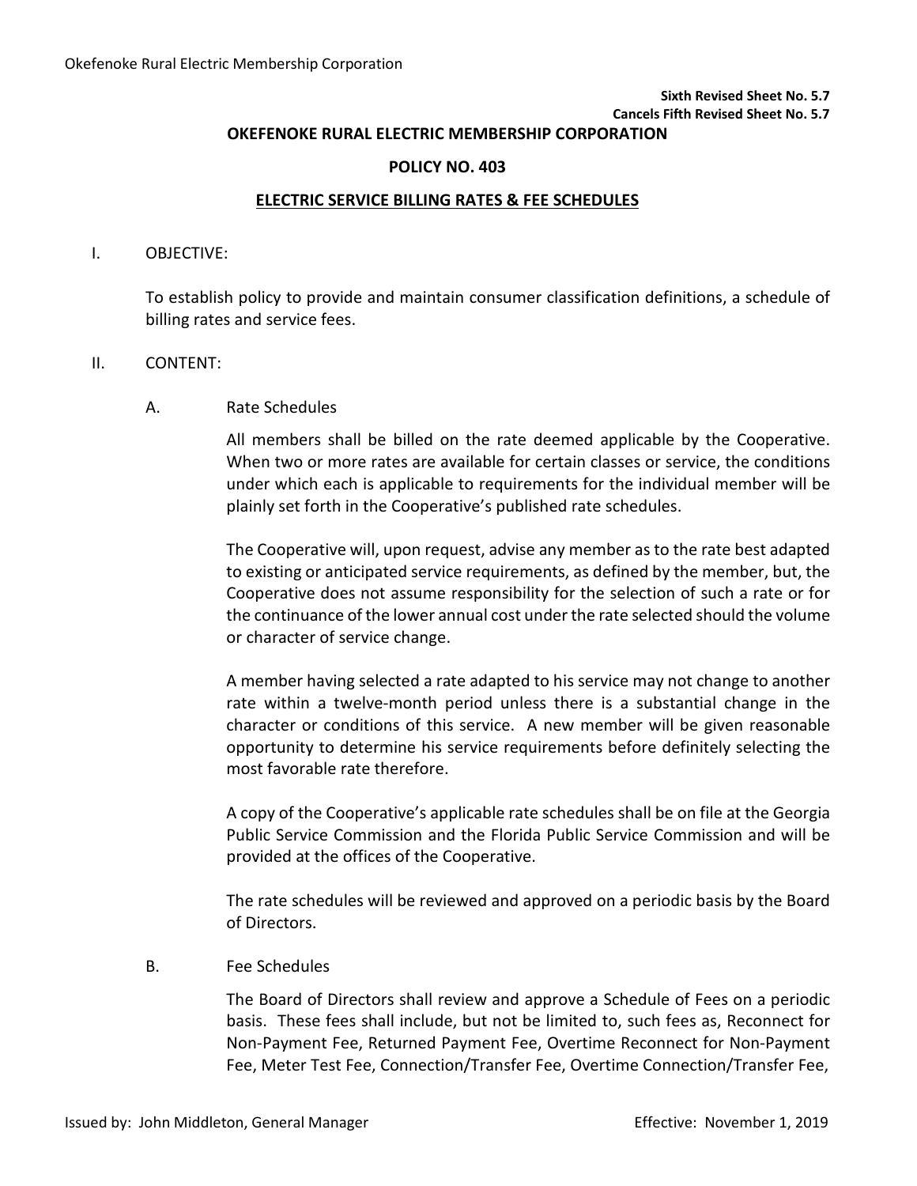**Sixth Revised Sheet No. 5.7**
**Cancels Fifth Revised Sheet No. 5.7**

**OKEFENOKE RURAL ELECTRIC MEMBERSHIP CORPORATION**

**POLICY NO. 403**

**ELECTRIC SERVICE BILLING RATES & FEE SCHEDULES**

I. OBJECTIVE:

To establish policy to provide and maintain consumer classification definitions, a schedule of billing rates and service fees.

II. CONTENT:

A. Rate Schedules

All members shall be billed on the rate deemed applicable by the Cooperative. When two or more rates are available for certain classes or service, the conditions under which each is applicable to requirements for the individual member will be plainly set forth in the Cooperative's published rate schedules.

The Cooperative will, upon request, advise any member as to the rate best adapted to existing or anticipated service requirements, as defined by the member, but, the Cooperative does not assume responsibility for the selection of such a rate or for the continuance of the lower annual cost under the rate selected should the volume or character of service change.

A member having selected a rate adapted to his service may not change to another rate within a twelve-month period unless there is a substantial change in the character or conditions of this service. A new member will be given reasonable opportunity to determine his service requirements before definitely selecting the most favorable rate therefore.

A copy of the Cooperative's applicable rate schedules shall be on file at the Georgia Public Service Commission and the Florida Public Service Commission and will be provided at the offices of the Cooperative.

The rate schedules will be reviewed and approved on a periodic basis by the Board of Directors.

B. Fee Schedules

The Board of Directors shall review and approve a Schedule of Fees on a periodic basis. These fees shall include, but not be limited to, such fees as, Reconnect for Non-Payment Fee, Returned Payment Fee, Overtime Reconnect for Non-Payment Fee, Meter Test Fee, Connection/Transfer Fee, Overtime Connection/Transfer Fee,

Issued by: John Middleton, General Manager Effective: November 1, 2019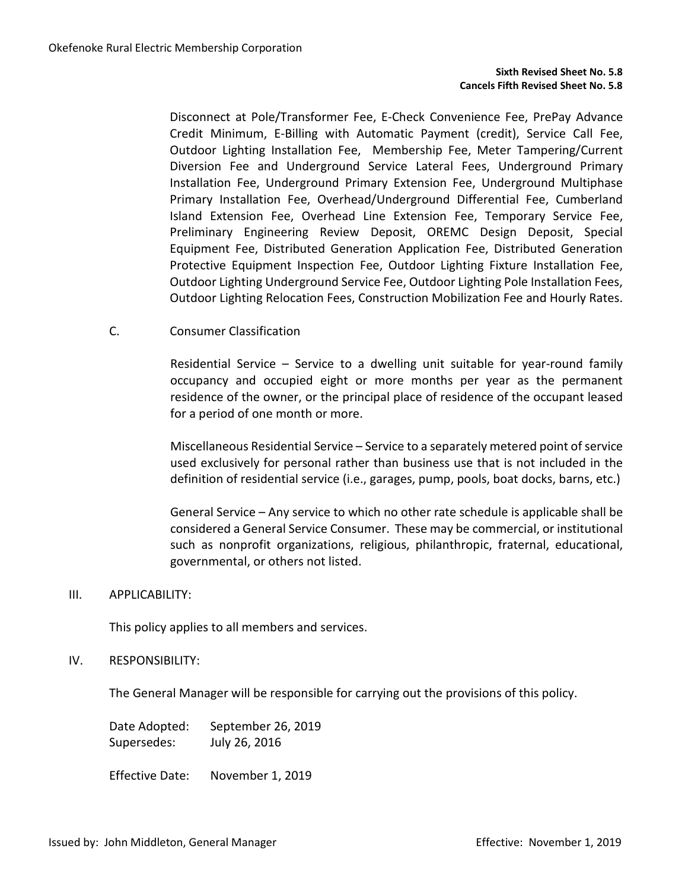Sixth Revised Sheet No. 5.8
Cancels Fifth Revised Sheet No. 5.8

Disconnect at Pole/Transformer Fee, E-Check Convenience Fee, PrePay Advance Credit Minimum, E-Billing with Automatic Payment (credit), Service Call Fee, Outdoor Lighting Installation Fee, Membership Fee, Meter Tampering/Current Diversion Fee and Underground Service Lateral Fees, Underground Primary Installation Fee, Underground Primary Extension Fee, Underground Multiphase Primary Installation Fee, Overhead/Underground Differential Fee, Cumberland Island Extension Fee, Overhead Line Extension Fee, Temporary Service Fee, Preliminary Engineering Review Deposit, OREMC Design Deposit, Special Equipment Fee, Distributed Generation Application Fee, Distributed Generation Protective Equipment Inspection Fee, Outdoor Lighting Fixture Installation Fee, Outdoor Lighting Underground Service Fee, Outdoor Lighting Pole Installation Fees, Outdoor Lighting Relocation Fees, Construction Mobilization Fee and Hourly Rates.

C. Consumer Classification

Residential Service – Service to a dwelling unit suitable for year-round family occupancy and occupied eight or more months per year as the permanent residence of the owner, or the principal place of residence of the occupant leased for a period of one month or more.

Miscellaneous Residential Service – Service to a separately metered point of service used exclusively for personal rather than business use that is not included in the definition of residential service (i.e., garages, pump, pools, boat docks, barns, etc.)

General Service – Any service to which no other rate schedule is applicable shall be considered a General Service Consumer. These may be commercial, or institutional such as nonprofit organizations, religious, philanthropic, fraternal, educational, governmental, or others not listed.

III. APPLICABILITY:

This policy applies to all members and services.

IV. RESPONSIBILITY:

The General Manager will be responsible for carrying out the provisions of this policy.

Date Adopted: September 26, 2019
Supersedes: July 26, 2016

Effective Date: November 1, 2019

Issued by: John Middleton, General Manager — Effective: November 1, 2019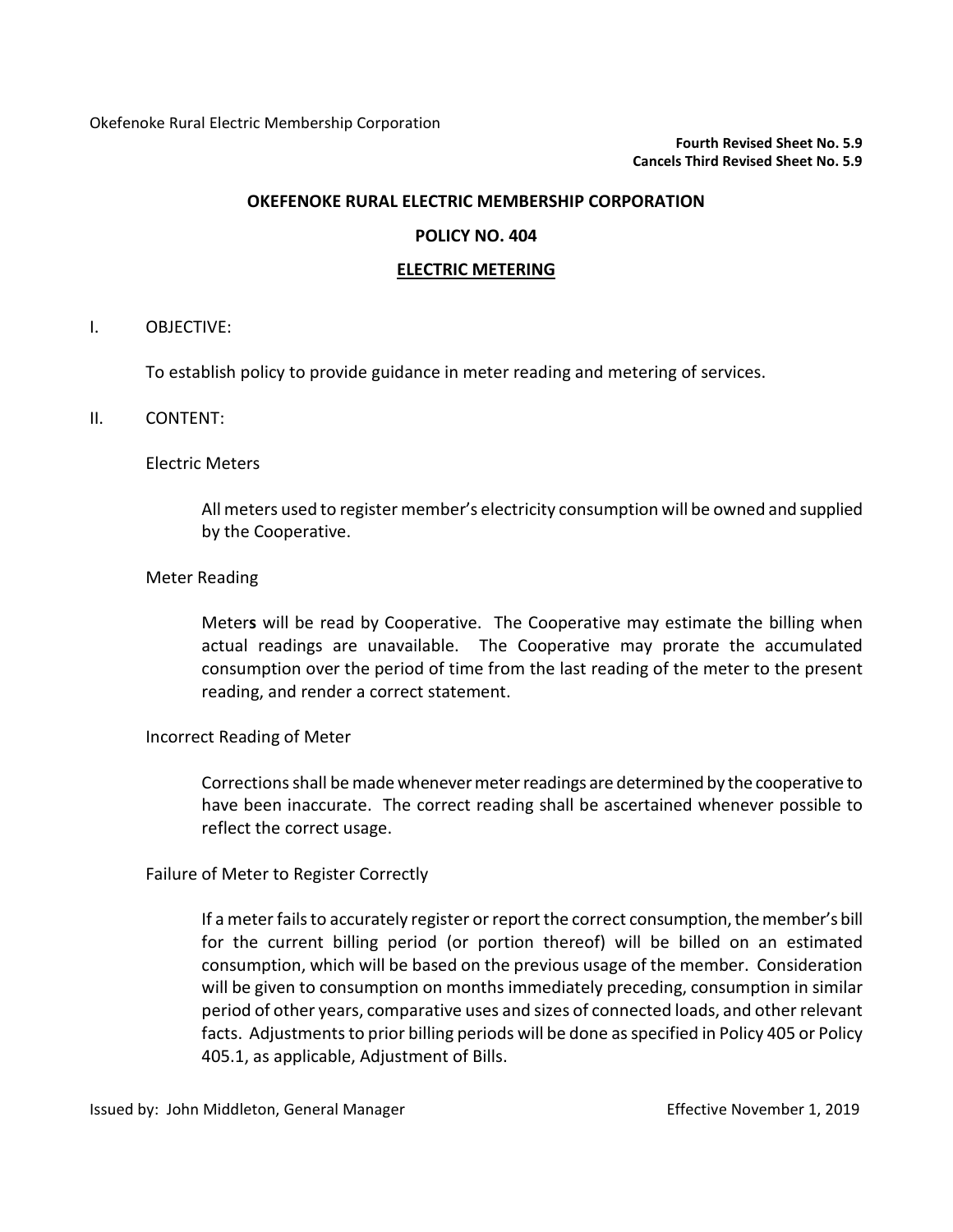Okefenoke Rural Electric Membership Corporation

**Fourth Revised Sheet No. 5.9**
**Cancels Third Revised Sheet No. 5.9**

**OKEFENOKE RURAL ELECTRIC MEMBERSHIP CORPORATION**

**POLICY NO. 404**

**ELECTRIC METERING**

I. OBJECTIVE:

To establish policy to provide guidance in meter reading and metering of services.

II. CONTENT:

Electric Meters

All meters used to register member's electricity consumption will be owned and supplied by the Cooperative.

Meter Reading

Meter**s** will be read by Cooperative. The Cooperative may estimate the billing when actual readings are unavailable. The Cooperative may prorate the accumulated consumption over the period of time from the last reading of the meter to the present reading, and render a correct statement.

Incorrect Reading of Meter

Corrections shall be made whenever meter readings are determined by the cooperative to have been inaccurate. The correct reading shall be ascertained whenever possible to reflect the correct usage.

Failure of Meter to Register Correctly

If a meter fails to accurately register or report the correct consumption, the member's bill for the current billing period (or portion thereof) will be billed on an estimated consumption, which will be based on the previous usage of the member. Consideration will be given to consumption on months immediately preceding, consumption in similar period of other years, comparative uses and sizes of connected loads, and other relevant facts. Adjustments to prior billing periods will be done as specified in Policy 405 or Policy 405.1, as applicable, Adjustment of Bills.

Issued by: John Middleton, General Manager Effective November 1, 2019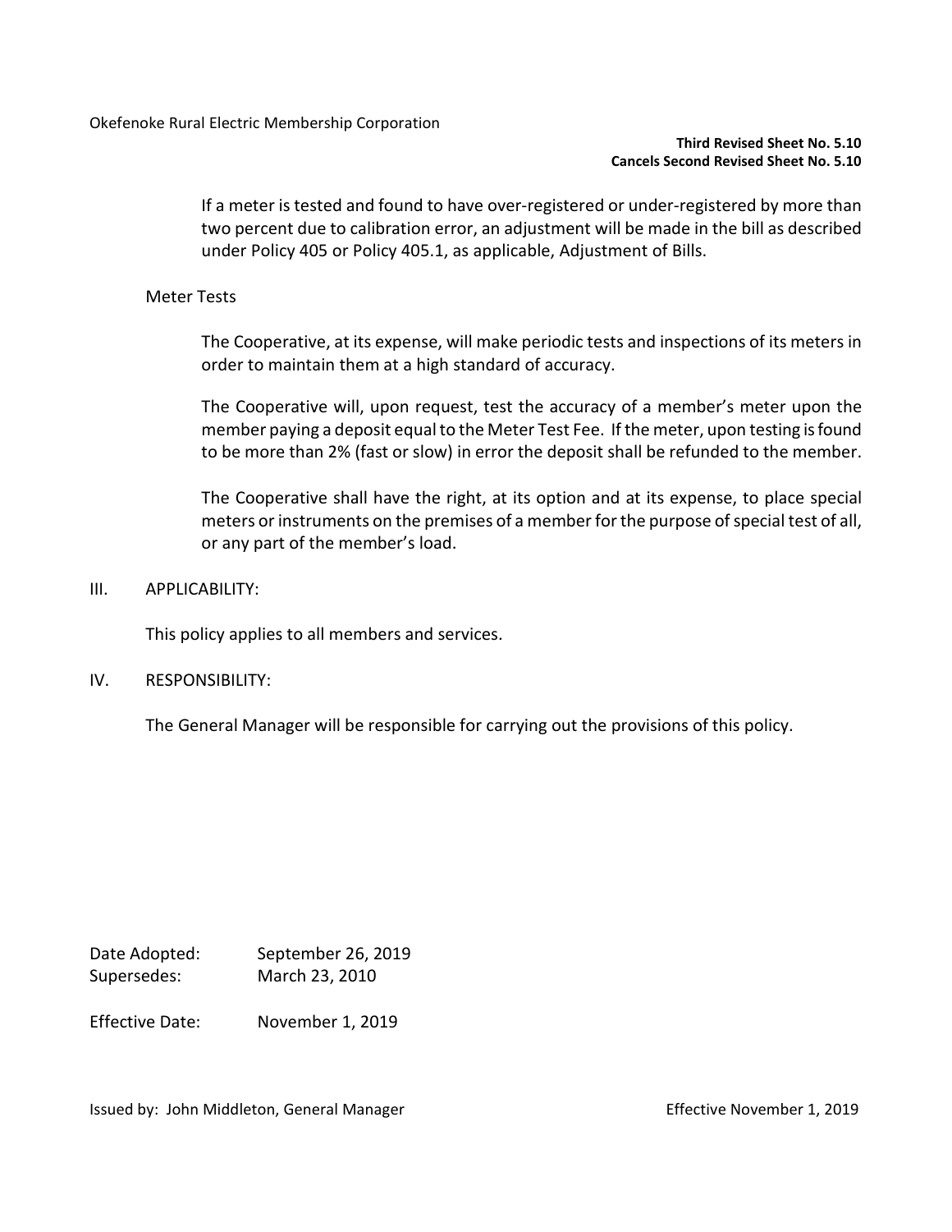If a meter is tested and found to have over-registered or under-registered by more than two percent due to calibration error, an adjustment will be made in the bill as described under Policy 405 or Policy 405.1, as applicable, Adjustment of Bills.

Meter Tests

The Cooperative, at its expense, will make periodic tests and inspections of its meters in order to maintain them at a high standard of accuracy.

The Cooperative will, upon request, test the accuracy of a member's meter upon the member paying a deposit equal to the Meter Test Fee. If the meter, upon testing is found to be more than 2% (fast or slow) in error the deposit shall be refunded to the member.

The Cooperative shall have the right, at its option and at its expense, to place special meters or instruments on the premises of a member for the purpose of special test of all, or any part of the member's load.

III. APPLICABILITY:

This policy applies to all members and services.

IV. RESPONSIBILITY:

The General Manager will be responsible for carrying out the provisions of this policy.

Date Adopted: September 26, 2019
Supersedes: March 23, 2010

Effective Date: November 1, 2019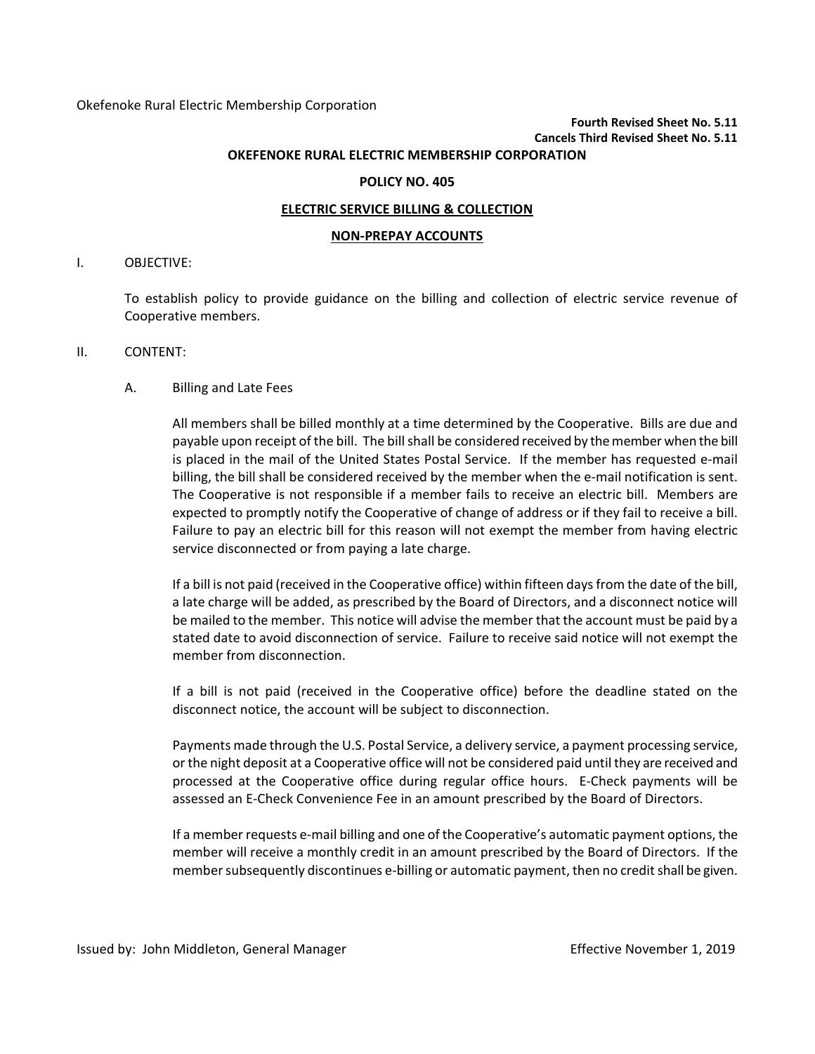Okefenoke Rural Electric Membership Corporation

**Fourth Revised Sheet No. 5.11**
**Cancels Third Revised Sheet No. 5.11**

**OKEFENOKE RURAL ELECTRIC MEMBERSHIP CORPORATION**

**POLICY NO. 405**

**ELECTRIC SERVICE BILLING & COLLECTION**

**NON-PREPAY ACCOUNTS**

I. OBJECTIVE:

To establish policy to provide guidance on the billing and collection of electric service revenue of Cooperative members.

II. CONTENT:

A. Billing and Late Fees

All members shall be billed monthly at a time determined by the Cooperative. Bills are due and payable upon receipt of the bill. The bill shall be considered received by the member when the bill is placed in the mail of the United States Postal Service. If the member has requested e-mail billing, the bill shall be considered received by the member when the e-mail notification is sent. The Cooperative is not responsible if a member fails to receive an electric bill. Members are expected to promptly notify the Cooperative of change of address or if they fail to receive a bill. Failure to pay an electric bill for this reason will not exempt the member from having electric service disconnected or from paying a late charge.

If a bill is not paid (received in the Cooperative office) within fifteen days from the date of the bill, a late charge will be added, as prescribed by the Board of Directors, and a disconnect notice will be mailed to the member. This notice will advise the member that the account must be paid by a stated date to avoid disconnection of service. Failure to receive said notice will not exempt the member from disconnection.

If a bill is not paid (received in the Cooperative office) before the deadline stated on the disconnect notice, the account will be subject to disconnection.

Payments made through the U.S. Postal Service, a delivery service, a payment processing service, or the night deposit at a Cooperative office will not be considered paid until they are received and processed at the Cooperative office during regular office hours. E-Check payments will be assessed an E-Check Convenience Fee in an amount prescribed by the Board of Directors.

If a member requests e-mail billing and one of the Cooperative's automatic payment options, the member will receive a monthly credit in an amount prescribed by the Board of Directors. If the member subsequently discontinues e-billing or automatic payment, then no credit shall be given.

Issued by: John Middleton, General Manager Effective November 1, 2019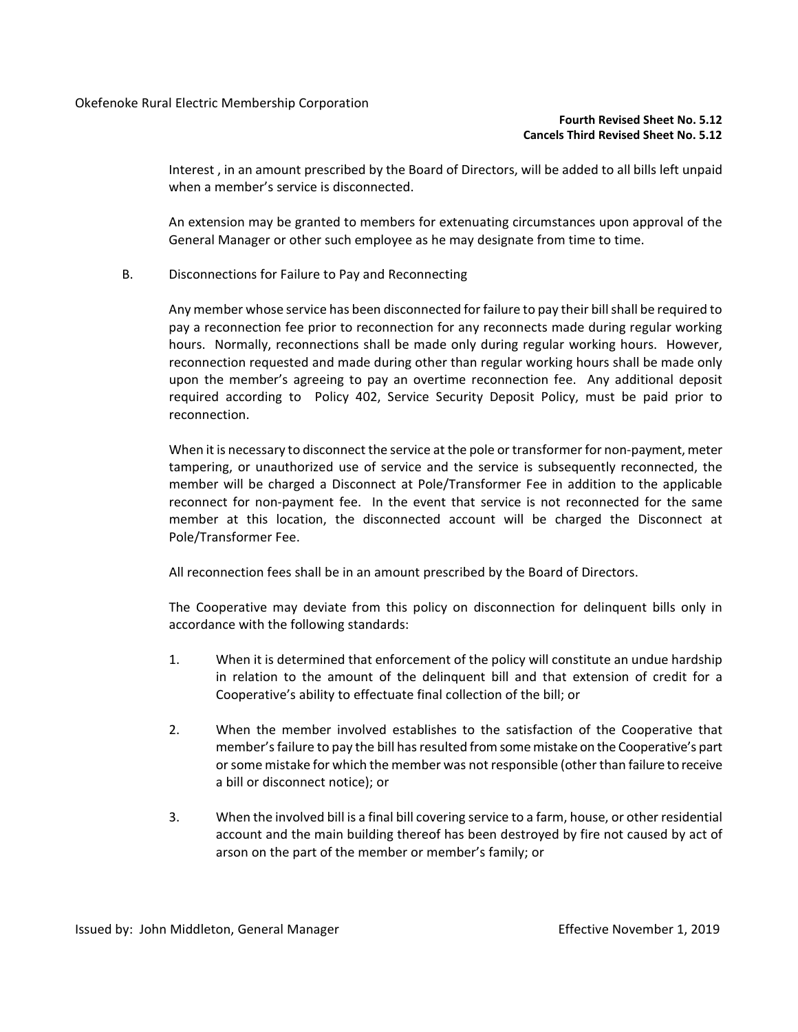Interest , in an amount prescribed by the Board of Directors, will be added to all bills left unpaid when a member's service is disconnected.

An extension may be granted to members for extenuating circumstances upon approval of the General Manager or other such employee as he may designate from time to time.

B. Disconnections for Failure to Pay and Reconnecting

Any member whose service has been disconnected for failure to pay their bill shall be required to pay a reconnection fee prior to reconnection for any reconnects made during regular working hours. Normally, reconnections shall be made only during regular working hours. However, reconnection requested and made during other than regular working hours shall be made only upon the member's agreeing to pay an overtime reconnection fee. Any additional deposit required according to Policy 402, Service Security Deposit Policy, must be paid prior to reconnection.

When it is necessary to disconnect the service at the pole or transformer for non-payment, meter tampering, or unauthorized use of service and the service is subsequently reconnected, the member will be charged a Disconnect at Pole/Transformer Fee in addition to the applicable reconnect for non-payment fee. In the event that service is not reconnected for the same member at this location, the disconnected account will be charged the Disconnect at Pole/Transformer Fee.

All reconnection fees shall be in an amount prescribed by the Board of Directors.

The Cooperative may deviate from this policy on disconnection for delinquent bills only in accordance with the following standards:

1. When it is determined that enforcement of the policy will constitute an undue hardship in relation to the amount of the delinquent bill and that extension of credit for a Cooperative's ability to effectuate final collection of the bill; or

2. When the member involved establishes to the satisfaction of the Cooperative that member's failure to pay the bill has resulted from some mistake on the Cooperative's part or some mistake for which the member was not responsible (other than failure to receive a bill or disconnect notice); or

3. When the involved bill is a final bill covering service to a farm, house, or other residential account and the main building thereof has been destroyed by fire not caused by act of arson on the part of the member or member's family; or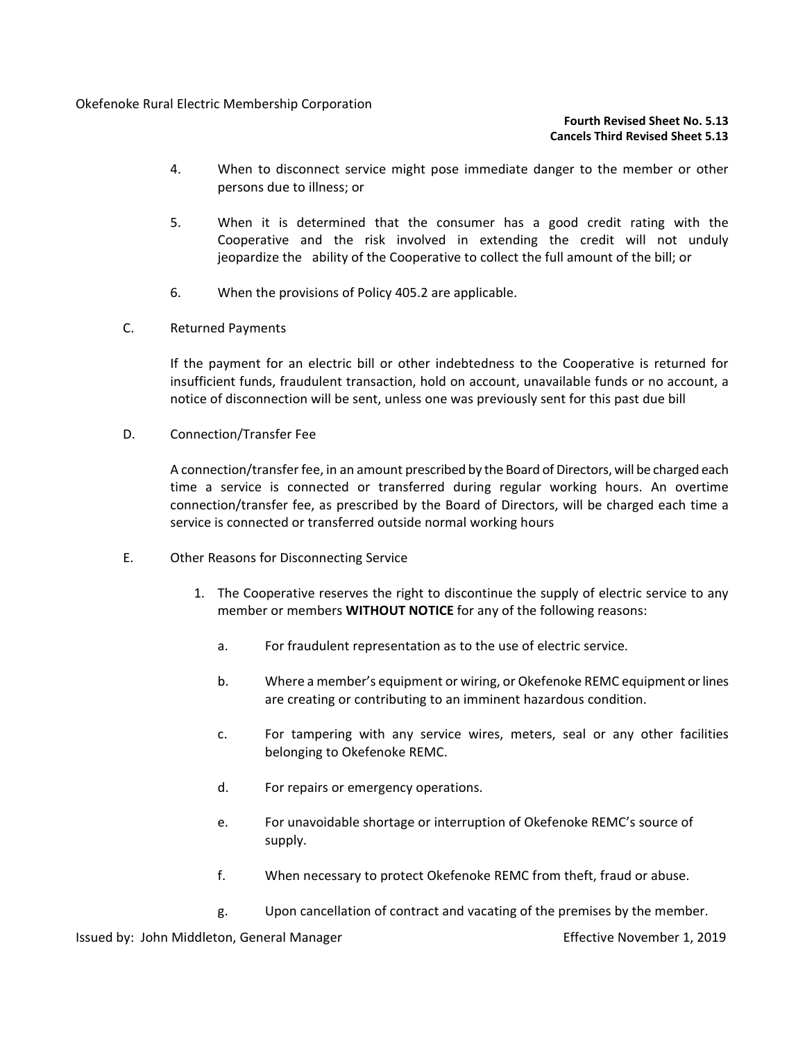4. When to disconnect service might pose immediate danger to the member or other persons due to illness; or

5. When it is determined that the consumer has a good credit rating with the Cooperative and the risk involved in extending the credit will not unduly jeopardize the ability of the Cooperative to collect the full amount of the bill; or

6. When the provisions of Policy 405.2 are applicable.

C. Returned Payments

If the payment for an electric bill or other indebtedness to the Cooperative is returned for insufficient funds, fraudulent transaction, hold on account, unavailable funds or no account, a notice of disconnection will be sent, unless one was previously sent for this past due bill

D. Connection/Transfer Fee

A connection/transfer fee, in an amount prescribed by the Board of Directors, will be charged each time a service is connected or transferred during regular working hours. An overtime connection/transfer fee, as prescribed by the Board of Directors, will be charged each time a service is connected or transferred outside normal working hours

E. Other Reasons for Disconnecting Service

1. The Cooperative reserves the right to discontinue the supply of electric service to any member or members **WITHOUT NOTICE** for any of the following reasons:

   a. For fraudulent representation as to the use of electric service.

   b. Where a member's equipment or wiring, or Okefenoke REMC equipment or lines are creating or contributing to an imminent hazardous condition.

   c. For tampering with any service wires, meters, seal or any other facilities belonging to Okefenoke REMC.

   d. For repairs or emergency operations.

   e. For unavoidable shortage or interruption of Okefenoke REMC's source of supply.

   f. When necessary to protect Okefenoke REMC from theft, fraud or abuse.

   g. Upon cancellation of contract and vacating of the premises by the member.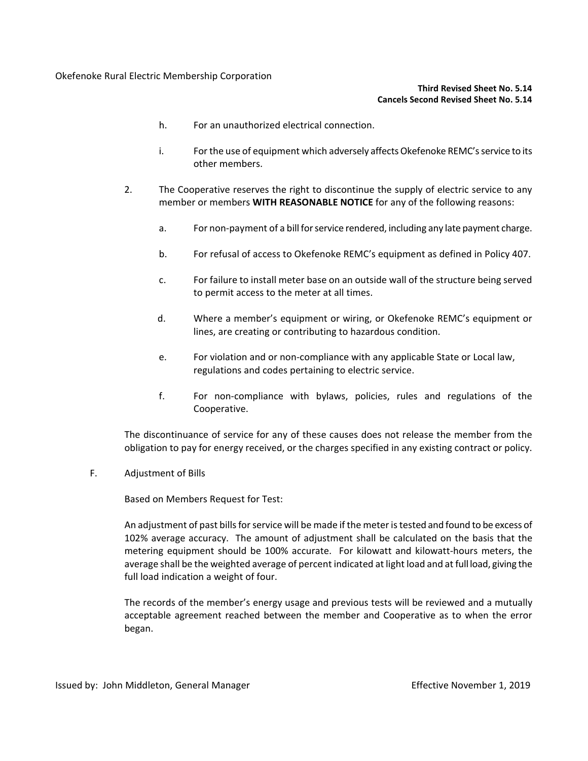Okefenoke Rural Electric Membership Corporation

**Third Revised Sheet No. 5.14**
**Cancels Second Revised Sheet No. 5.14**

h. For an unauthorized electrical connection.

i. For the use of equipment which adversely affects Okefenoke REMC's service to its other members.

2. The Cooperative reserves the right to discontinue the supply of electric service to any member or members **WITH REASONABLE NOTICE** for any of the following reasons:

   a. For non-payment of a bill for service rendered, including any late payment charge.

   b. For refusal of access to Okefenoke REMC's equipment as defined in Policy 407.

   c. For failure to install meter base on an outside wall of the structure being served to permit access to the meter at all times.

   d. Where a member's equipment or wiring, or Okefenoke REMC's equipment or lines, are creating or contributing to hazardous condition.

   e. For violation and or non-compliance with any applicable State or Local law, regulations and codes pertaining to electric service.

   f. For non-compliance with bylaws, policies, rules and regulations of the Cooperative.

The discontinuance of service for any of these causes does not release the member from the obligation to pay for energy received, or the charges specified in any existing contract or policy.

F. Adjustment of Bills

Based on Members Request for Test:

An adjustment of past bills for service will be made if the meter is tested and found to be excess of 102% average accuracy. The amount of adjustment shall be calculated on the basis that the metering equipment should be 100% accurate. For kilowatt and kilowatt-hours meters, the average shall be the weighted average of percent indicated at light load and at full load, giving the full load indication a weight of four.

The records of the member's energy usage and previous tests will be reviewed and a mutually acceptable agreement reached between the member and Cooperative as to when the error began.

Issued by: John Middleton, General Manager | Effective November 1, 2019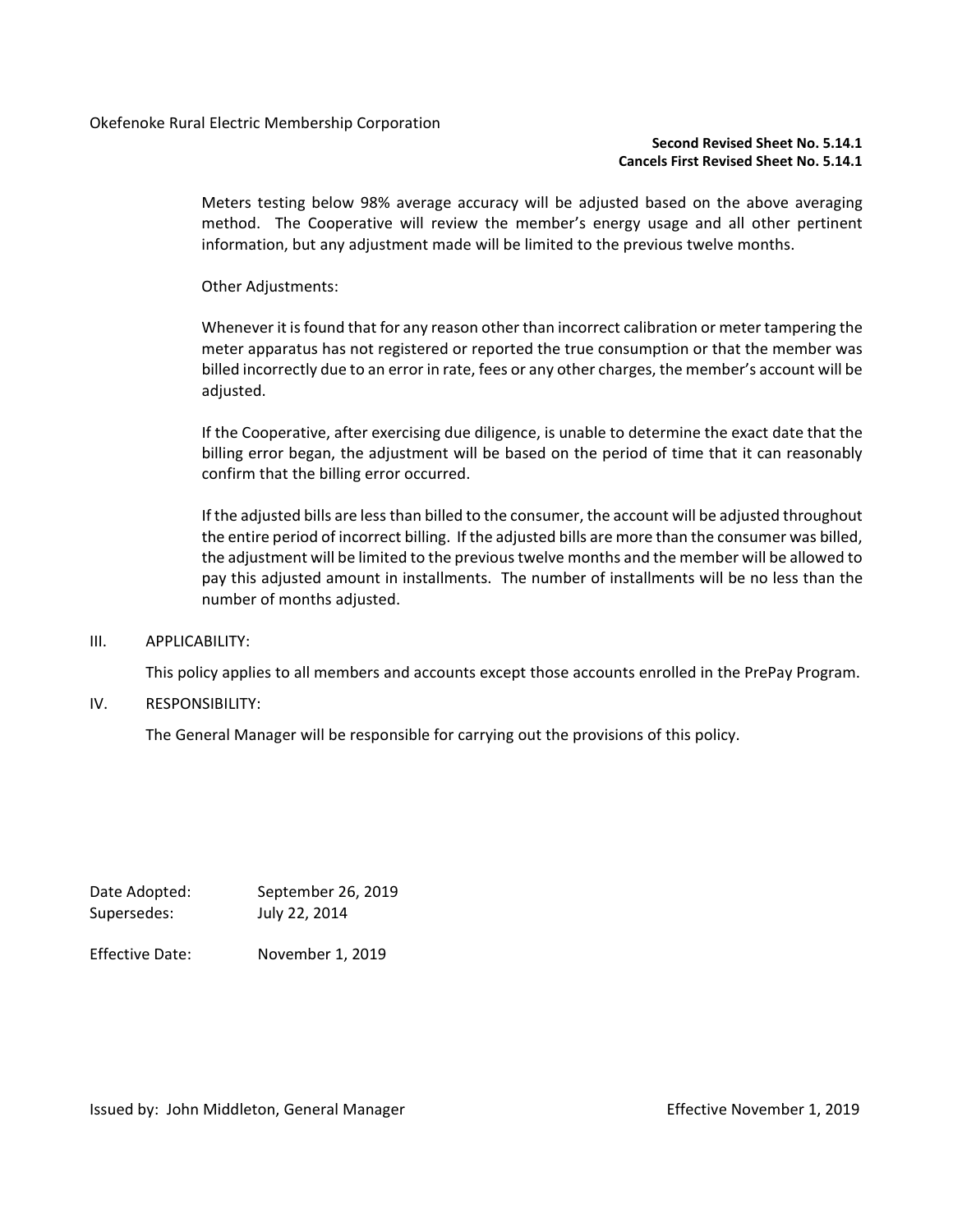Okefenoke Rural Electric Membership Corporation

**Second Revised Sheet No. 5.14.1**
**Cancels First Revised Sheet No. 5.14.1**

Meters testing below 98% average accuracy will be adjusted based on the above averaging method. The Cooperative will review the member's energy usage and all other pertinent information, but any adjustment made will be limited to the previous twelve months.

Other Adjustments:

Whenever it is found that for any reason other than incorrect calibration or meter tampering the meter apparatus has not registered or reported the true consumption or that the member was billed incorrectly due to an error in rate, fees or any other charges, the member's account will be adjusted.

If the Cooperative, after exercising due diligence, is unable to determine the exact date that the billing error began, the adjustment will be based on the period of time that it can reasonably confirm that the billing error occurred.

If the adjusted bills are less than billed to the consumer, the account will be adjusted throughout the entire period of incorrect billing. If the adjusted bills are more than the consumer was billed, the adjustment will be limited to the previous twelve months and the member will be allowed to pay this adjusted amount in installments. The number of installments will be no less than the number of months adjusted.

## III. APPLICABILITY:

This policy applies to all members and accounts except those accounts enrolled in the PrePay Program.

## IV. RESPONSIBILITY:

The General Manager will be responsible for carrying out the provisions of this policy.

Date Adopted: September 26, 2019
Supersedes: July 22, 2014

Effective Date: November 1, 2019

Issued by: John Middleton, General Manager — Effective November 1, 2019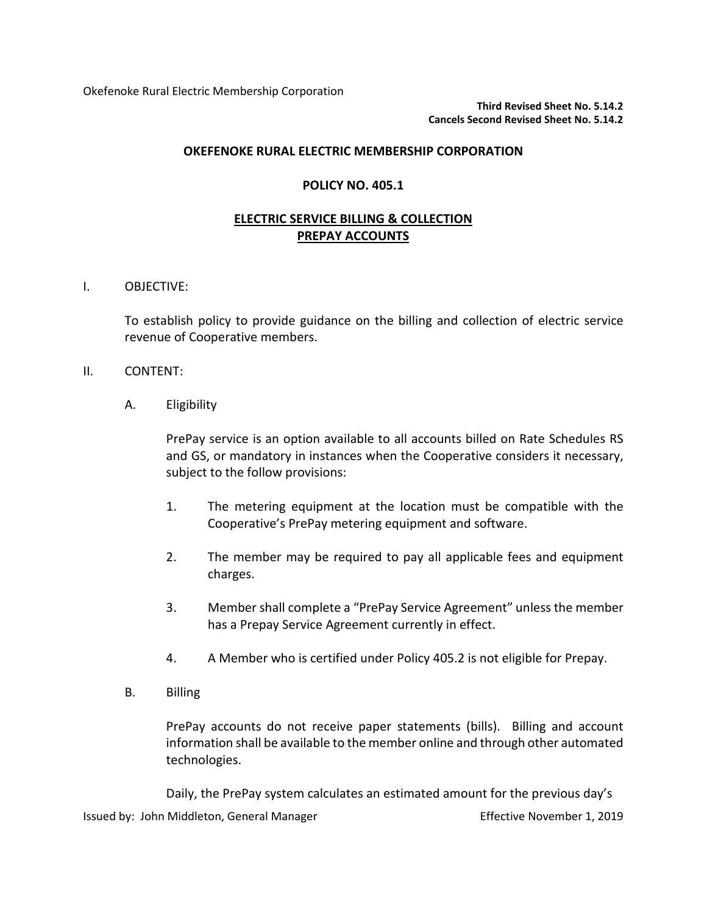Okefenoke Rural Electric Membership Corporation

**Third Revised Sheet No. 5.14.2**
**Cancels Second Revised Sheet No. 5.14.2**

# OKEFENOKE RURAL ELECTRIC MEMBERSHIP CORPORATION

## POLICY NO. 405.1

## ELECTRIC SERVICE BILLING & COLLECTION PREPAY ACCOUNTS

I. OBJECTIVE:

To establish policy to provide guidance on the billing and collection of electric service revenue of Cooperative members.

II. CONTENT:

A. Eligibility

PrePay service is an option available to all accounts billed on Rate Schedules RS and GS, or mandatory in instances when the Cooperative considers it necessary, subject to the follow provisions:

1. The metering equipment at the location must be compatible with the Cooperative's PrePay metering equipment and software.

2. The member may be required to pay all applicable fees and equipment charges.

3. Member shall complete a "PrePay Service Agreement" unless the member has a Prepay Service Agreement currently in effect.

4. A Member who is certified under Policy 405.2 is not eligible for Prepay.

B. Billing

PrePay accounts do not receive paper statements (bills). Billing and account information shall be available to the member online and through other automated technologies.

Daily, the PrePay system calculates an estimated amount for the previous day's

Issued by: John Middleton, General Manager　　　　Effective November 1, 2019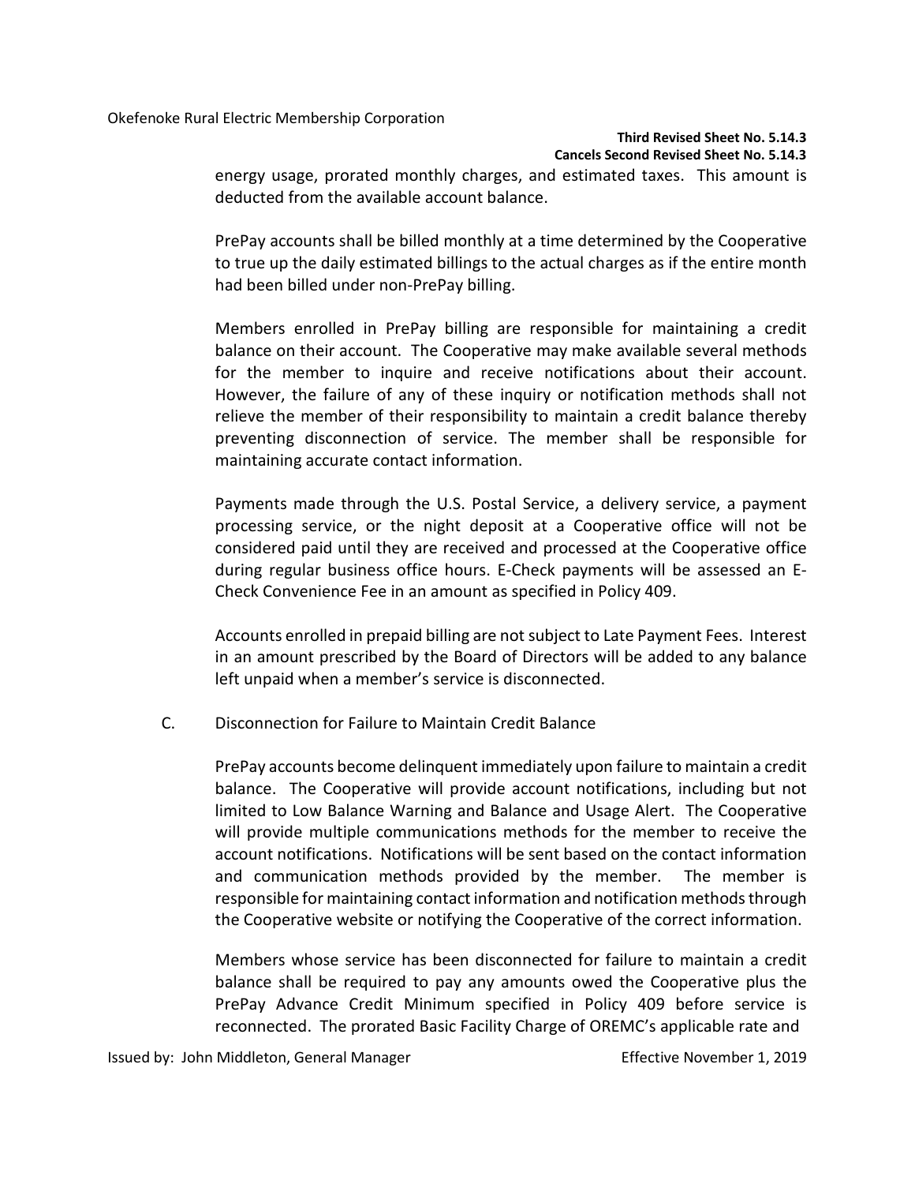energy usage, prorated monthly charges, and estimated taxes. This amount is deducted from the available account balance.

PrePay accounts shall be billed monthly at a time determined by the Cooperative to true up the daily estimated billings to the actual charges as if the entire month had been billed under non-PrePay billing.

Members enrolled in PrePay billing are responsible for maintaining a credit balance on their account. The Cooperative may make available several methods for the member to inquire and receive notifications about their account. However, the failure of any of these inquiry or notification methods shall not relieve the member of their responsibility to maintain a credit balance thereby preventing disconnection of service. The member shall be responsible for maintaining accurate contact information.

Payments made through the U.S. Postal Service, a delivery service, a payment processing service, or the night deposit at a Cooperative office will not be considered paid until they are received and processed at the Cooperative office during regular business office hours. E-Check payments will be assessed an E-Check Convenience Fee in an amount as specified in Policy 409.

Accounts enrolled in prepaid billing are not subject to Late Payment Fees. Interest in an amount prescribed by the Board of Directors will be added to any balance left unpaid when a member's service is disconnected.

C. Disconnection for Failure to Maintain Credit Balance

PrePay accounts become delinquent immediately upon failure to maintain a credit balance. The Cooperative will provide account notifications, including but not limited to Low Balance Warning and Balance and Usage Alert. The Cooperative will provide multiple communications methods for the member to receive the account notifications. Notifications will be sent based on the contact information and communication methods provided by the member. The member is responsible for maintaining contact information and notification methods through the Cooperative website or notifying the Cooperative of the correct information.

Members whose service has been disconnected for failure to maintain a credit balance shall be required to pay any amounts owed the Cooperative plus the PrePay Advance Credit Minimum specified in Policy 409 before service is reconnected. The prorated Basic Facility Charge of OREMC's applicable rate and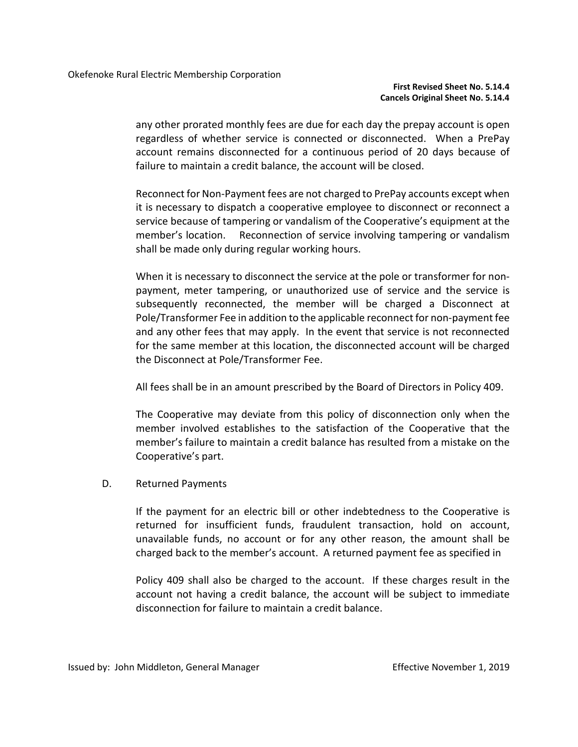any other prorated monthly fees are due for each day the prepay account is open regardless of whether service is connected or disconnected. When a PrePay account remains disconnected for a continuous period of 20 days because of failure to maintain a credit balance, the account will be closed.

Reconnect for Non-Payment fees are not charged to PrePay accounts except when it is necessary to dispatch a cooperative employee to disconnect or reconnect a service because of tampering or vandalism of the Cooperative's equipment at the member's location. Reconnection of service involving tampering or vandalism shall be made only during regular working hours.

When it is necessary to disconnect the service at the pole or transformer for non-payment, meter tampering, or unauthorized use of service and the service is subsequently reconnected, the member will be charged a Disconnect at Pole/Transformer Fee in addition to the applicable reconnect for non-payment fee and any other fees that may apply. In the event that service is not reconnected for the same member at this location, the disconnected account will be charged the Disconnect at Pole/Transformer Fee.

All fees shall be in an amount prescribed by the Board of Directors in Policy 409.

The Cooperative may deviate from this policy of disconnection only when the member involved establishes to the satisfaction of the Cooperative that the member's failure to maintain a credit balance has resulted from a mistake on the Cooperative's part.

D. Returned Payments

If the payment for an electric bill or other indebtedness to the Cooperative is returned for insufficient funds, fraudulent transaction, hold on account, unavailable funds, no account or for any other reason, the amount shall be charged back to the member's account. A returned payment fee as specified in

Policy 409 shall also be charged to the account. If these charges result in the account not having a credit balance, the account will be subject to immediate disconnection for failure to maintain a credit balance.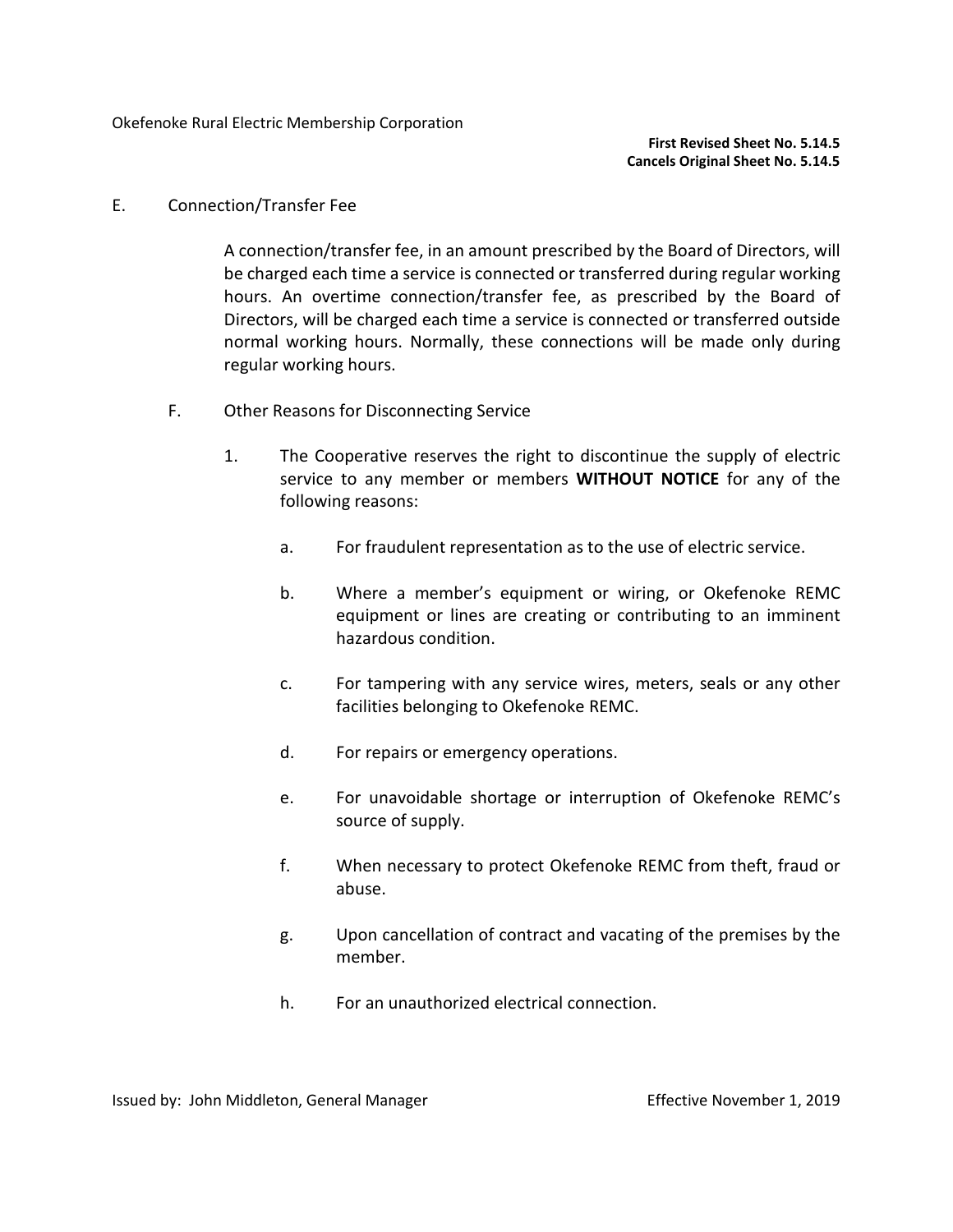Okefenoke Rural Electric Membership Corporation

**First Revised Sheet No. 5.14.5**
**Cancels Original Sheet No. 5.14.5**

E. Connection/Transfer Fee

A connection/transfer fee, in an amount prescribed by the Board of Directors, will be charged each time a service is connected or transferred during regular working hours. An overtime connection/transfer fee, as prescribed by the Board of Directors, will be charged each time a service is connected or transferred outside normal working hours. Normally, these connections will be made only during regular working hours.

F. Other Reasons for Disconnecting Service

1. The Cooperative reserves the right to discontinue the supply of electric service to any member or members **WITHOUT NOTICE** for any of the following reasons:

   a. For fraudulent representation as to the use of electric service.

   b. Where a member's equipment or wiring, or Okefenoke REMC equipment or lines are creating or contributing to an imminent hazardous condition.

   c. For tampering with any service wires, meters, seals or any other facilities belonging to Okefenoke REMC.

   d. For repairs or emergency operations.

   e. For unavoidable shortage or interruption of Okefenoke REMC's source of supply.

   f. When necessary to protect Okefenoke REMC from theft, fraud or abuse.

   g. Upon cancellation of contract and vacating of the premises by the member.

   h. For an unauthorized electrical connection.

Issued by: John Middleton, General Manager — Effective November 1, 2019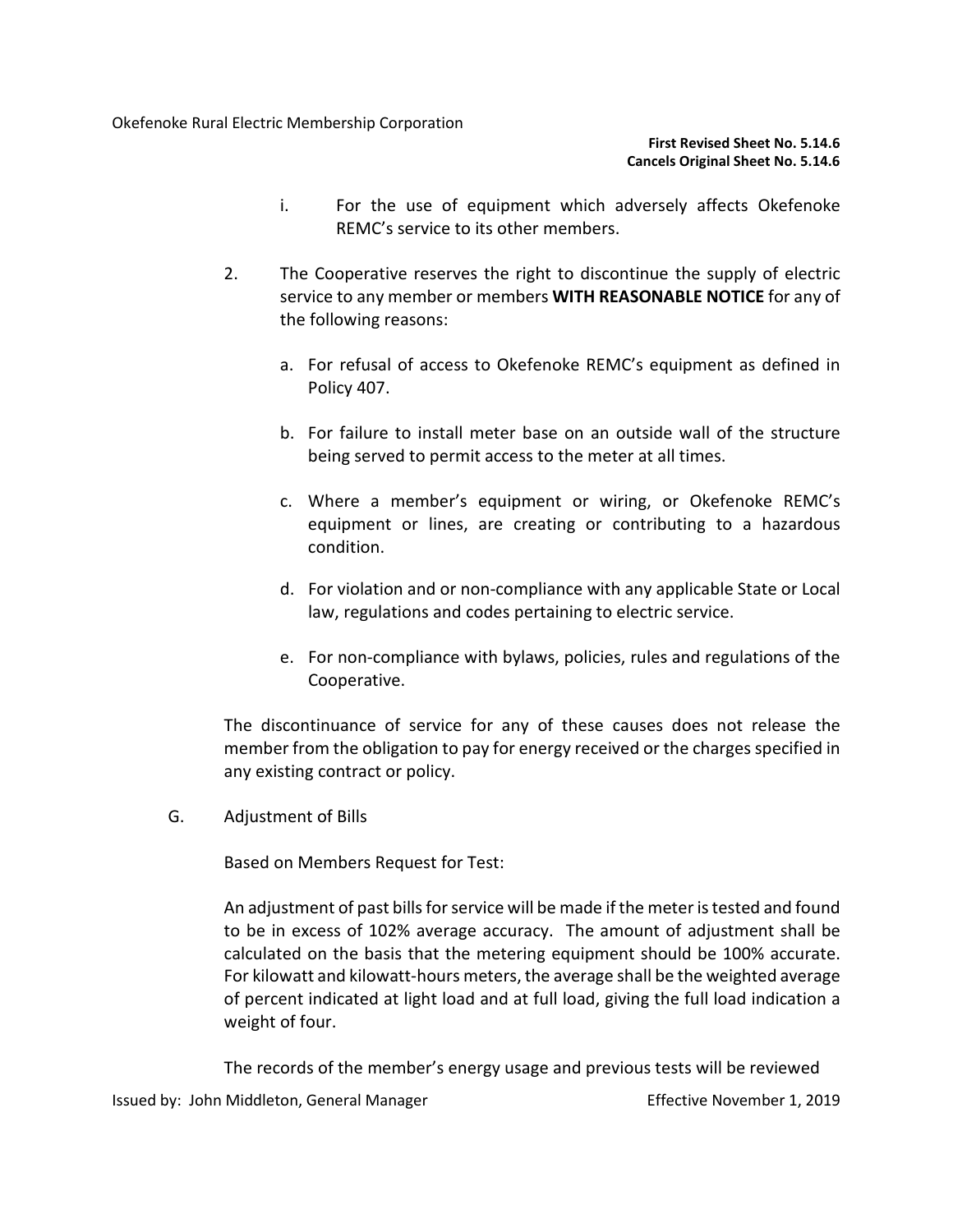i. For the use of equipment which adversely affects Okefenoke REMC's service to its other members.

2. The Cooperative reserves the right to discontinue the supply of electric service to any member or members **WITH REASONABLE NOTICE** for any of the following reasons:

   a. For refusal of access to Okefenoke REMC's equipment as defined in Policy 407.

   b. For failure to install meter base on an outside wall of the structure being served to permit access to the meter at all times.

   c. Where a member's equipment or wiring, or Okefenoke REMC's equipment or lines, are creating or contributing to a hazardous condition.

   d. For violation and or non-compliance with any applicable State or Local law, regulations and codes pertaining to electric service.

   e. For non-compliance with bylaws, policies, rules and regulations of the Cooperative.

   The discontinuance of service for any of these causes does not release the member from the obligation to pay for energy received or the charges specified in any existing contract or policy.

G. Adjustment of Bills

   Based on Members Request for Test:

   An adjustment of past bills for service will be made if the meter is tested and found to be in excess of 102% average accuracy. The amount of adjustment shall be calculated on the basis that the metering equipment should be 100% accurate. For kilowatt and kilowatt-hours meters, the average shall be the weighted average of percent indicated at light load and at full load, giving the full load indication a weight of four.

   The records of the member's energy usage and previous tests will be reviewed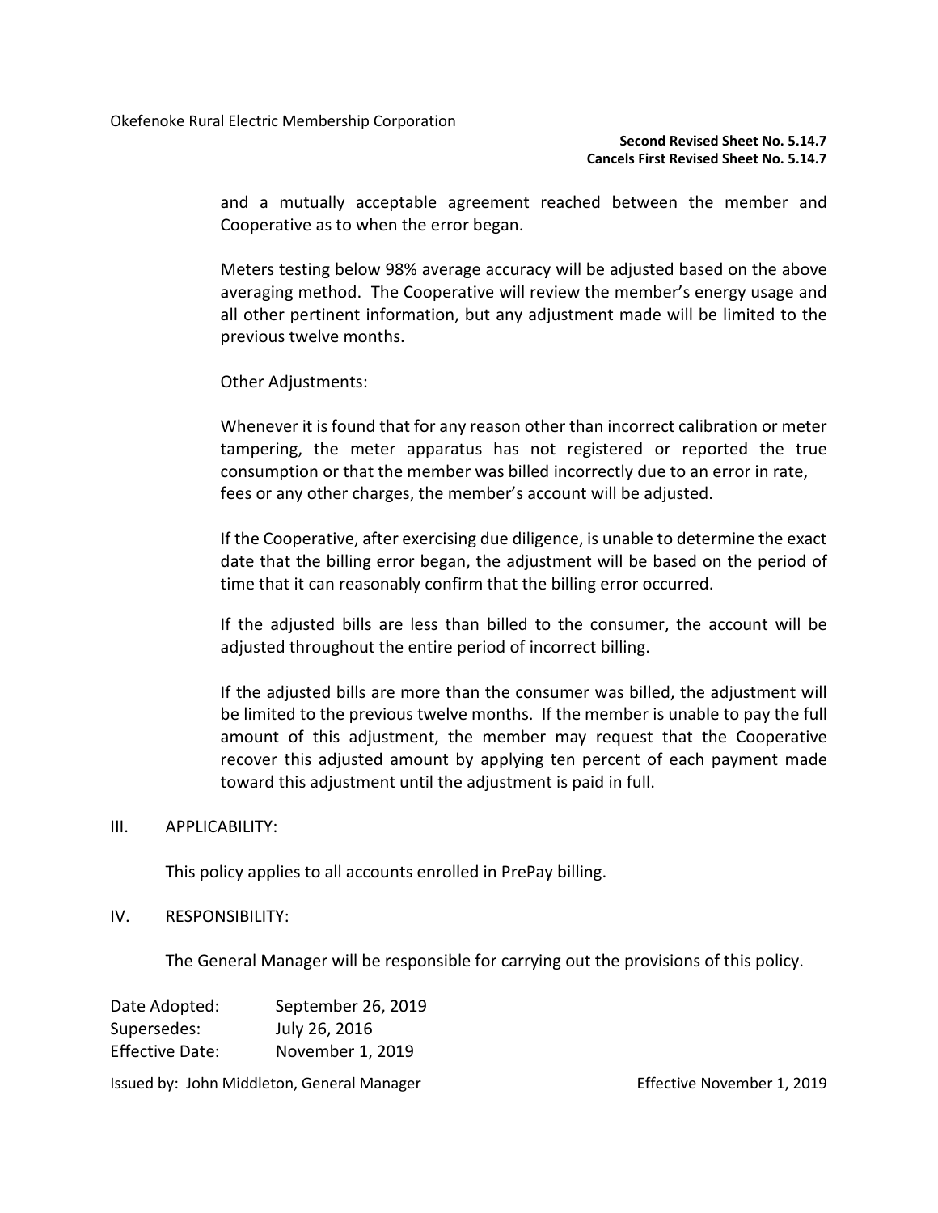and a mutually acceptable agreement reached between the member and Cooperative as to when the error began.

Meters testing below 98% average accuracy will be adjusted based on the above averaging method. The Cooperative will review the member's energy usage and all other pertinent information, but any adjustment made will be limited to the previous twelve months.

Other Adjustments:

Whenever it is found that for any reason other than incorrect calibration or meter tampering, the meter apparatus has not registered or reported the true consumption or that the member was billed incorrectly due to an error in rate, fees or any other charges, the member's account will be adjusted.

If the Cooperative, after exercising due diligence, is unable to determine the exact date that the billing error began, the adjustment will be based on the period of time that it can reasonably confirm that the billing error occurred.

If the adjusted bills are less than billed to the consumer, the account will be adjusted throughout the entire period of incorrect billing.

If the adjusted bills are more than the consumer was billed, the adjustment will be limited to the previous twelve months. If the member is unable to pay the full amount of this adjustment, the member may request that the Cooperative recover this adjusted amount by applying ten percent of each payment made toward this adjustment until the adjustment is paid in full.

III. APPLICABILITY:

This policy applies to all accounts enrolled in PrePay billing.

IV. RESPONSIBILITY:

The General Manager will be responsible for carrying out the provisions of this policy.

Date Adopted: September 26, 2019
Supersedes: July 26, 2016
Effective Date: November 1, 2019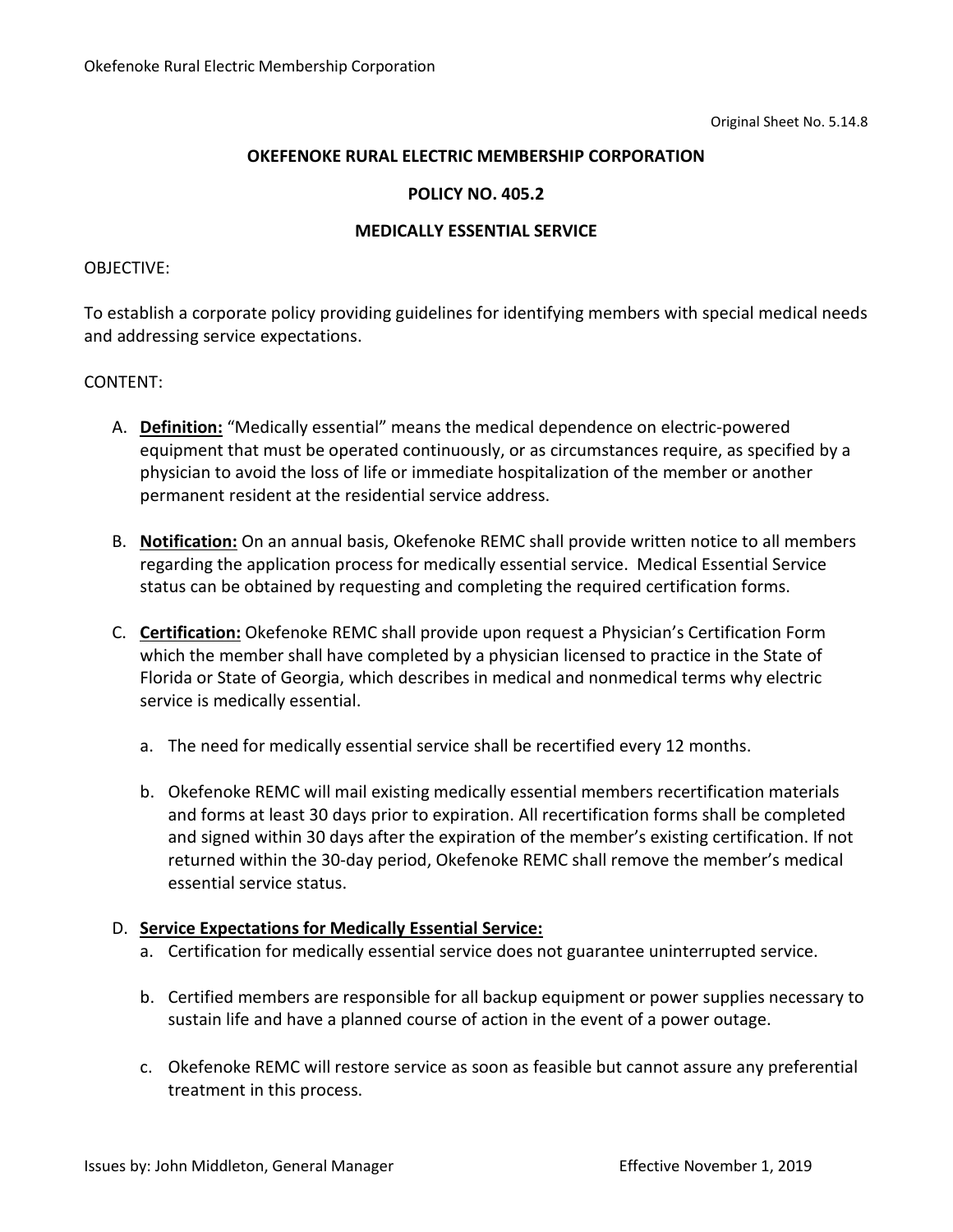Original Sheet No. 5.14.8

**OKEFENOKE RURAL ELECTRIC MEMBERSHIP CORPORATION**

**POLICY NO. 405.2**

**MEDICALLY ESSENTIAL SERVICE**

OBJECTIVE:

To establish a corporate policy providing guidelines for identifying members with special medical needs and addressing service expectations.

CONTENT:

A. **Definition:** "Medically essential" means the medical dependence on electric-powered equipment that must be operated continuously, or as circumstances require, as specified by a physician to avoid the loss of life or immediate hospitalization of the member or another permanent resident at the residential service address.

B. **Notification:** On an annual basis, Okefenoke REMC shall provide written notice to all members regarding the application process for medically essential service. Medical Essential Service status can be obtained by requesting and completing the required certification forms.

C. **Certification:** Okefenoke REMC shall provide upon request a Physician's Certification Form which the member shall have completed by a physician licensed to practice in the State of Florida or State of Georgia, which describes in medical and nonmedical terms why electric service is medically essential.

   a. The need for medically essential service shall be recertified every 12 months.

   b. Okefenoke REMC will mail existing medically essential members recertification materials and forms at least 30 days prior to expiration. All recertification forms shall be completed and signed within 30 days after the expiration of the member's existing certification. If not returned within the 30-day period, Okefenoke REMC shall remove the member's medical essential service status.

D. **Service Expectations for Medically Essential Service:**

   a. Certification for medically essential service does not guarantee uninterrupted service.

   b. Certified members are responsible for all backup equipment or power supplies necessary to sustain life and have a planned course of action in the event of a power outage.

   c. Okefenoke REMC will restore service as soon as feasible but cannot assure any preferential treatment in this process.

Issues by: John Middleton, General Manager    Effective November 1, 2019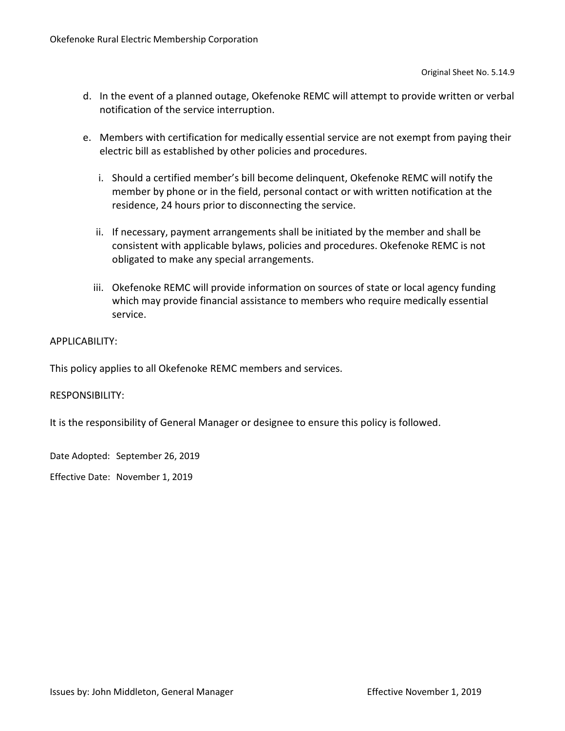d. In the event of a planned outage, Okefenoke REMC will attempt to provide written or verbal notification of the service interruption.

e. Members with certification for medically essential service are not exempt from paying their electric bill as established by other policies and procedures.

   i. Should a certified member's bill become delinquent, Okefenoke REMC will notify the member by phone or in the field, personal contact or with written notification at the residence, 24 hours prior to disconnecting the service.

   ii. If necessary, payment arrangements shall be initiated by the member and shall be consistent with applicable bylaws, policies and procedures. Okefenoke REMC is not obligated to make any special arrangements.

   iii. Okefenoke REMC will provide information on sources of state or local agency funding which may provide financial assistance to members who require medically essential service.

APPLICABILITY:

This policy applies to all Okefenoke REMC members and services.

RESPONSIBILITY:

It is the responsibility of General Manager or designee to ensure this policy is followed.

Date Adopted: September 26, 2019

Effective Date: November 1, 2019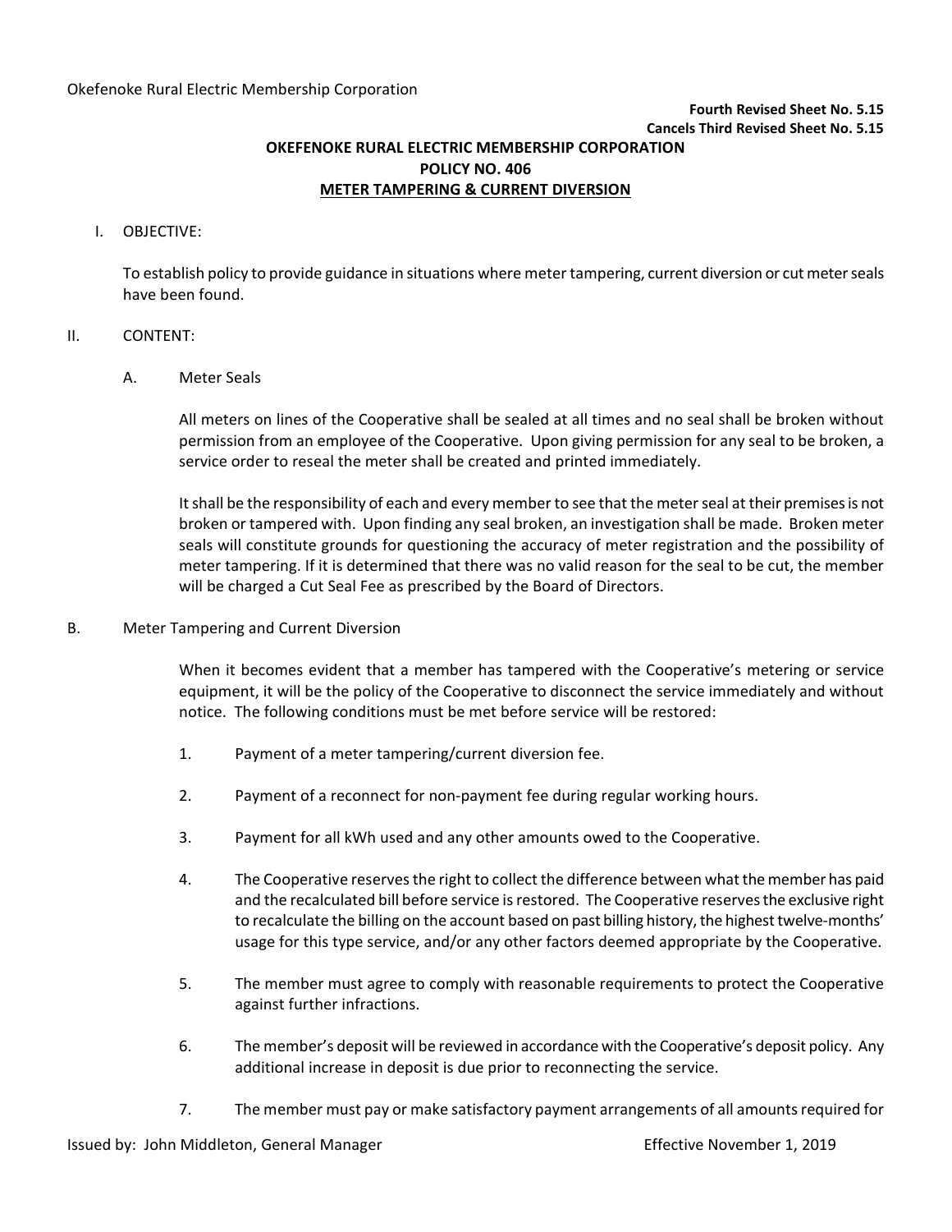Okefenoke Rural Electric Membership Corporation

**Fourth Revised Sheet No. 5.15**
**Cancels Third Revised Sheet No. 5.15**

# OKEFENOKE RURAL ELECTRIC MEMBERSHIP CORPORATION
## POLICY NO. 406
## METER TAMPERING & CURRENT DIVERSION

I. OBJECTIVE:

To establish policy to provide guidance in situations where meter tampering, current diversion or cut meter seals have been found.

II. CONTENT:

A. Meter Seals

All meters on lines of the Cooperative shall be sealed at all times and no seal shall be broken without permission from an employee of the Cooperative. Upon giving permission for any seal to be broken, a service order to reseal the meter shall be created and printed immediately.

It shall be the responsibility of each and every member to see that the meter seal at their premises is not broken or tampered with. Upon finding any seal broken, an investigation shall be made. Broken meter seals will constitute grounds for questioning the accuracy of meter registration and the possibility of meter tampering. If it is determined that there was no valid reason for the seal to be cut, the member will be charged a Cut Seal Fee as prescribed by the Board of Directors.

B. Meter Tampering and Current Diversion

When it becomes evident that a member has tampered with the Cooperative's metering or service equipment, it will be the policy of the Cooperative to disconnect the service immediately and without notice. The following conditions must be met before service will be restored:

1. Payment of a meter tampering/current diversion fee.
2. Payment of a reconnect for non-payment fee during regular working hours.
3. Payment for all kWh used and any other amounts owed to the Cooperative.
4. The Cooperative reserves the right to collect the difference between what the member has paid and the recalculated bill before service is restored. The Cooperative reserves the exclusive right to recalculate the billing on the account based on past billing history, the highest twelve-months' usage for this type service, and/or any other factors deemed appropriate by the Cooperative.
5. The member must agree to comply with reasonable requirements to protect the Cooperative against further infractions.
6. The member's deposit will be reviewed in accordance with the Cooperative's deposit policy. Any additional increase in deposit is due prior to reconnecting the service.
7. The member must pay or make satisfactory payment arrangements of all amounts required for

Issued by: John Middleton, General Manager

Effective November 1, 2019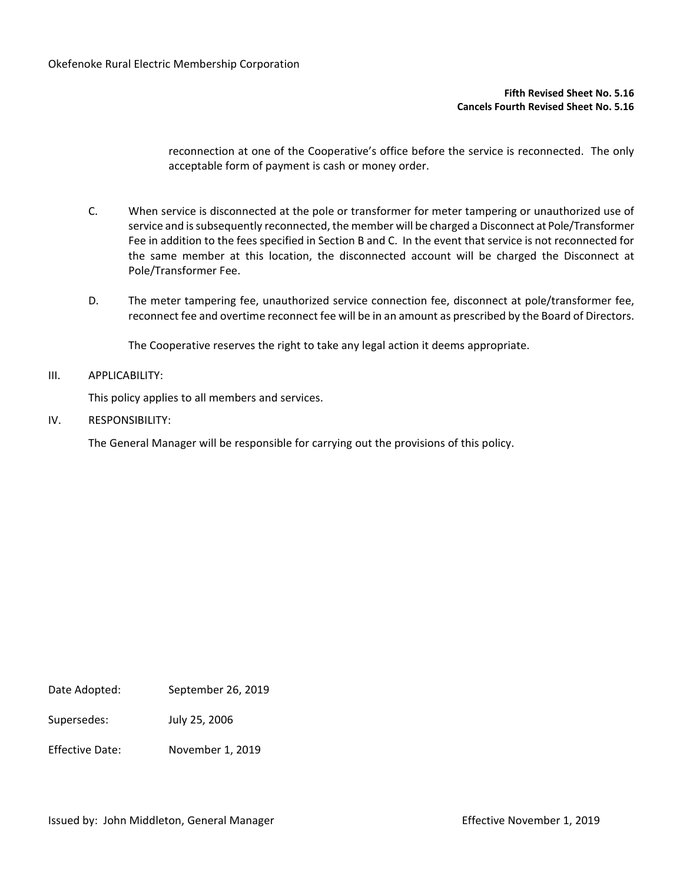reconnection at one of the Cooperative's office before the service is reconnected. The only acceptable form of payment is cash or money order.

C. When service is disconnected at the pole or transformer for meter tampering or unauthorized use of service and is subsequently reconnected, the member will be charged a Disconnect at Pole/Transformer Fee in addition to the fees specified in Section B and C. In the event that service is not reconnected for the same member at this location, the disconnected account will be charged the Disconnect at Pole/Transformer Fee.

D. The meter tampering fee, unauthorized service connection fee, disconnect at pole/transformer fee, reconnect fee and overtime reconnect fee will be in an amount as prescribed by the Board of Directors.

The Cooperative reserves the right to take any legal action it deems appropriate.

III. APPLICABILITY:

This policy applies to all members and services.

IV. RESPONSIBILITY:

The General Manager will be responsible for carrying out the provisions of this policy.

Date Adopted: September 26, 2019

Supersedes: July 25, 2006

Effective Date: November 1, 2019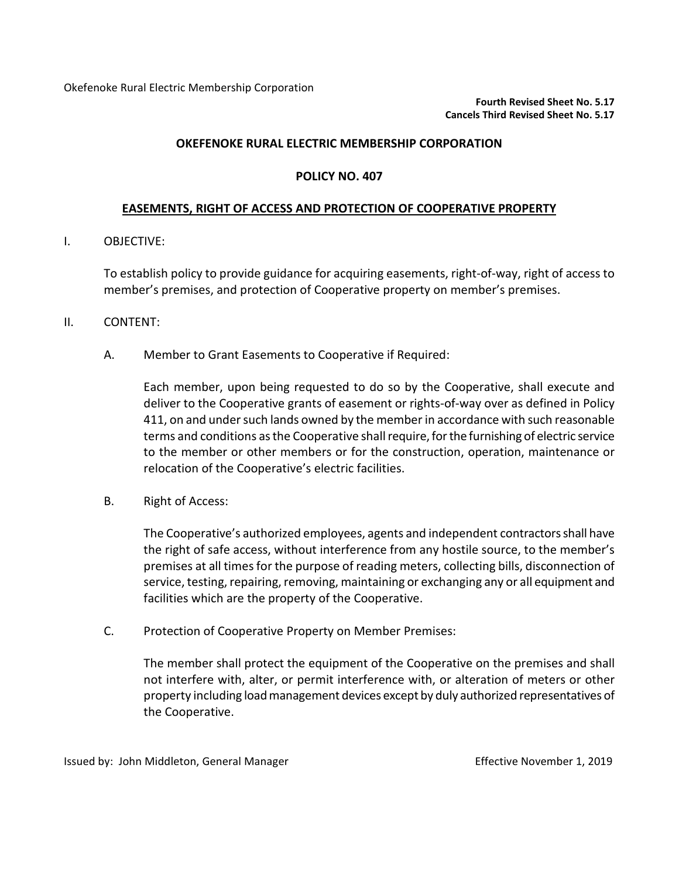Okefenoke Rural Electric Membership Corporation

**Fourth Revised Sheet No. 5.17**
**Cancels Third Revised Sheet No. 5.17**

# OKEFENOKE RURAL ELECTRIC MEMBERSHIP CORPORATION

## POLICY NO. 407

## EASEMENTS, RIGHT OF ACCESS AND PROTECTION OF COOPERATIVE PROPERTY

I. OBJECTIVE:

To establish policy to provide guidance for acquiring easements, right-of-way, right of access to member's premises, and protection of Cooperative property on member's premises.

II. CONTENT:

A. Member to Grant Easements to Cooperative if Required:

Each member, upon being requested to do so by the Cooperative, shall execute and deliver to the Cooperative grants of easement or rights-of-way over as defined in Policy 411, on and under such lands owned by the member in accordance with such reasonable terms and conditions as the Cooperative shall require, for the furnishing of electric service to the member or other members or for the construction, operation, maintenance or relocation of the Cooperative's electric facilities.

B. Right of Access:

The Cooperative's authorized employees, agents and independent contractors shall have the right of safe access, without interference from any hostile source, to the member's premises at all times for the purpose of reading meters, collecting bills, disconnection of service, testing, repairing, removing, maintaining or exchanging any or all equipment and facilities which are the property of the Cooperative.

C. Protection of Cooperative Property on Member Premises:

The member shall protect the equipment of the Cooperative on the premises and shall not interfere with, alter, or permit interference with, or alteration of meters or other property including load management devices except by duly authorized representatives of the Cooperative.

Issued by: John Middleton, General Manager Effective November 1, 2019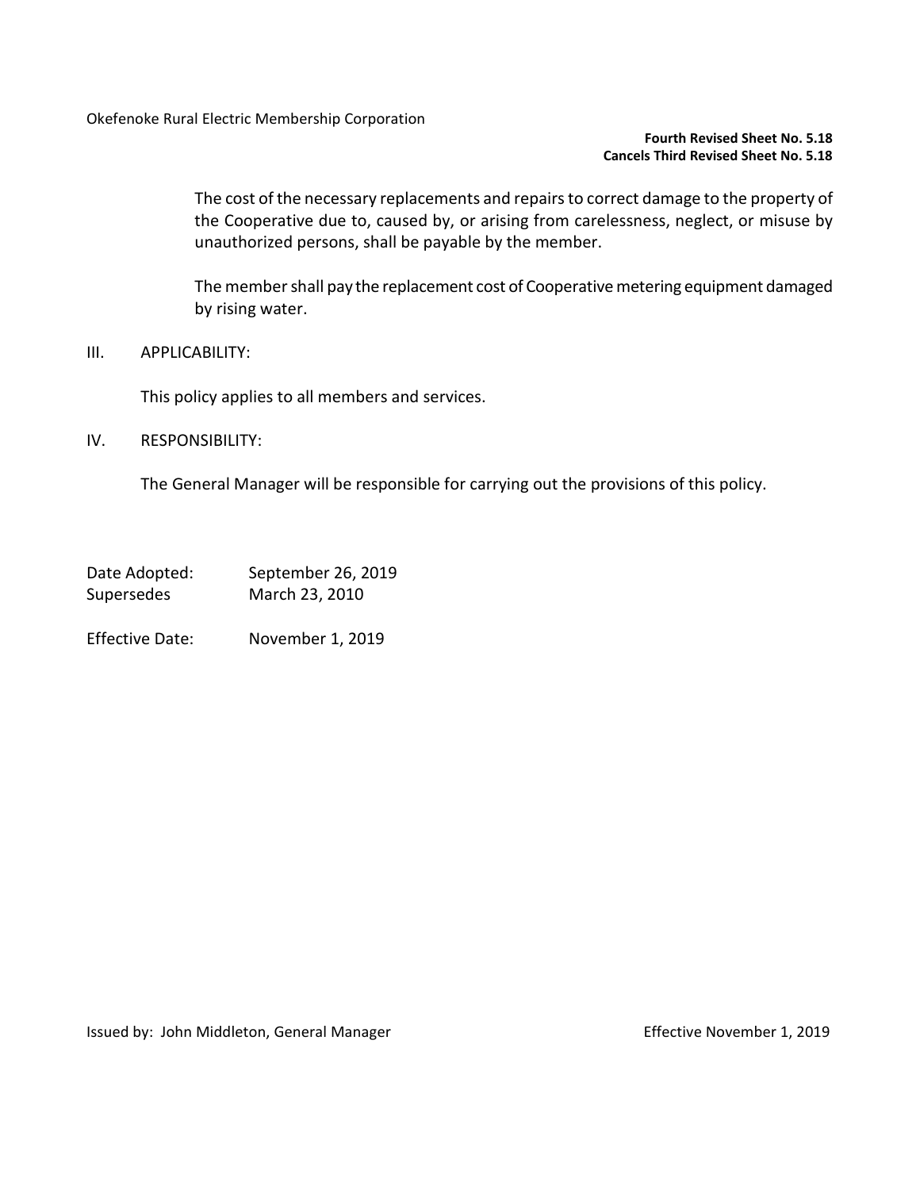Okefenoke Rural Electric Membership Corporation

**Fourth Revised Sheet No. 5.18**
**Cancels Third Revised Sheet No. 5.18**

The cost of the necessary replacements and repairs to correct damage to the property of the Cooperative due to, caused by, or arising from carelessness, neglect, or misuse by unauthorized persons, shall be payable by the member.

The member shall pay the replacement cost of Cooperative metering equipment damaged by rising water.

III. APPLICABILITY:

This policy applies to all members and services.

IV. RESPONSIBILITY:

The General Manager will be responsible for carrying out the provisions of this policy.

Date Adopted: September 26, 2019
Supersedes March 23, 2010

Effective Date: November 1, 2019

Issued by: John Middleton, General Manager Effective November 1, 2019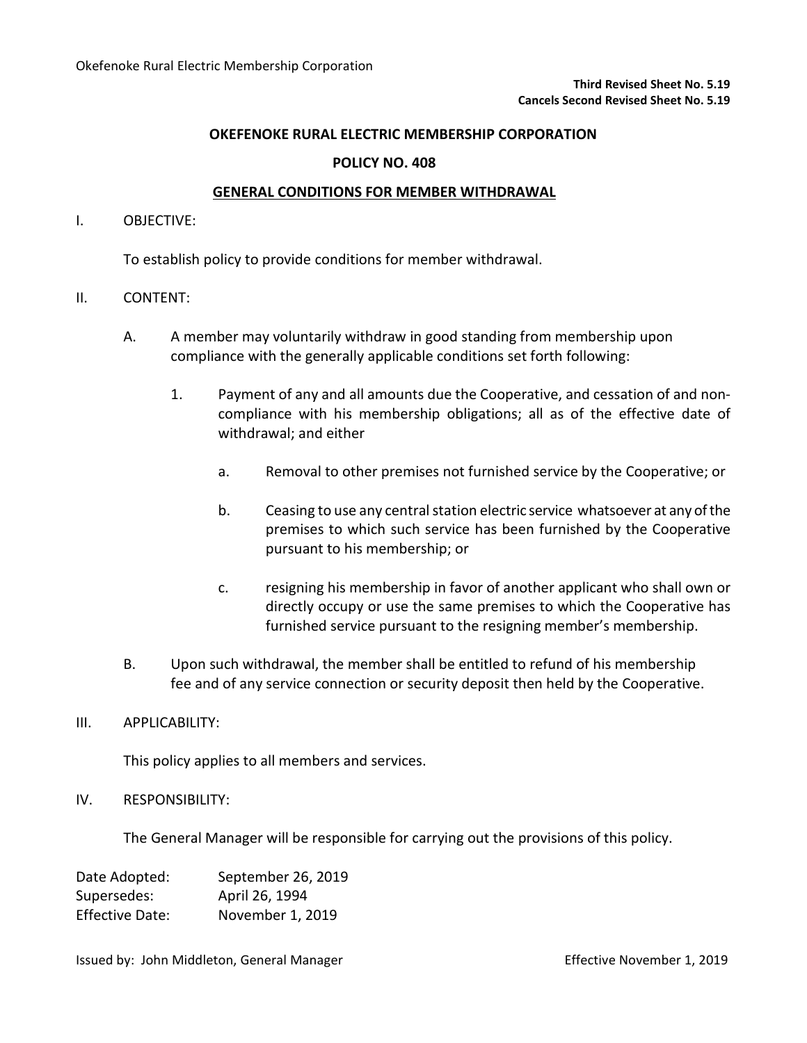**Third Revised Sheet No. 5.19**
**Cancels Second Revised Sheet No. 5.19**

# OKEFENOKE RURAL ELECTRIC MEMBERSHIP CORPORATION

## POLICY NO. 408

## GENERAL CONDITIONS FOR MEMBER WITHDRAWAL

I. OBJECTIVE:

To establish policy to provide conditions for member withdrawal.

II. CONTENT:

A. A member may voluntarily withdraw in good standing from membership upon compliance with the generally applicable conditions set forth following:

1. Payment of any and all amounts due the Cooperative, and cessation of and non-compliance with his membership obligations; all as of the effective date of withdrawal; and either

    a. Removal to other premises not furnished service by the Cooperative; or

    b. Ceasing to use any central station electric service whatsoever at any of the premises to which such service has been furnished by the Cooperative pursuant to his membership; or

    c. resigning his membership in favor of another applicant who shall own or directly occupy or use the same premises to which the Cooperative has furnished service pursuant to the resigning member's membership.

B. Upon such withdrawal, the member shall be entitled to refund of his membership fee and of any service connection or security deposit then held by the Cooperative.

III. APPLICABILITY:

This policy applies to all members and services.

IV. RESPONSIBILITY:

The General Manager will be responsible for carrying out the provisions of this policy.

Date Adopted: September 26, 2019
Supersedes: April 26, 1994
Effective Date: November 1, 2019

Issued by: John Middleton, General Manager — Effective November 1, 2019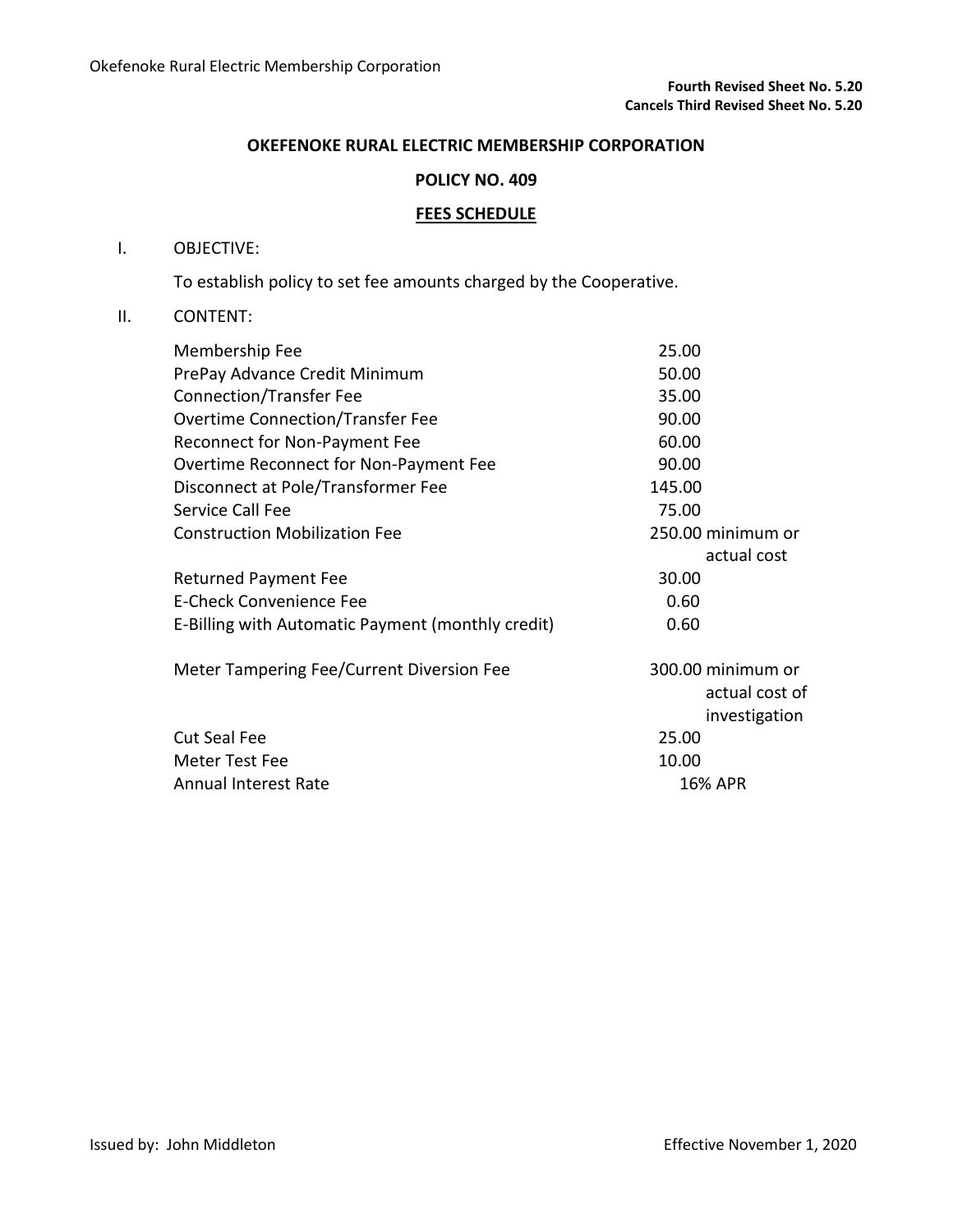**Fourth Revised Sheet No. 5.20**
**Cancels Third Revised Sheet No. 5.20**

## OKEFENOKE RURAL ELECTRIC MEMBERSHIP CORPORATION

## POLICY NO. 409

## FEES SCHEDULE

I. OBJECTIVE:

To establish policy to set fee amounts charged by the Cooperative.

II. CONTENT:

| Fee | Amount |
|---|---|
| Membership Fee | 25.00 |
| PrePay Advance Credit Minimum | 50.00 |
| Connection/Transfer Fee | 35.00 |
| Overtime Connection/Transfer Fee | 90.00 |
| Reconnect for Non-Payment Fee | 60.00 |
| Overtime Reconnect for Non-Payment Fee | 90.00 |
| Disconnect at Pole/Transformer Fee | 145.00 |
| Service Call Fee | 75.00 |
| Construction Mobilization Fee | 250.00 minimum or actual cost |
| Returned Payment Fee | 30.00 |
| E-Check Convenience Fee | 0.60 |
| E-Billing with Automatic Payment (monthly credit) | 0.60 |
| Meter Tampering Fee/Current Diversion Fee | 300.00 minimum or actual cost of investigation |
| Cut Seal Fee | 25.00 |
| Meter Test Fee | 10.00 |
| Annual Interest Rate | 16% APR |

Issued by: John Middleton

Effective November 1, 2020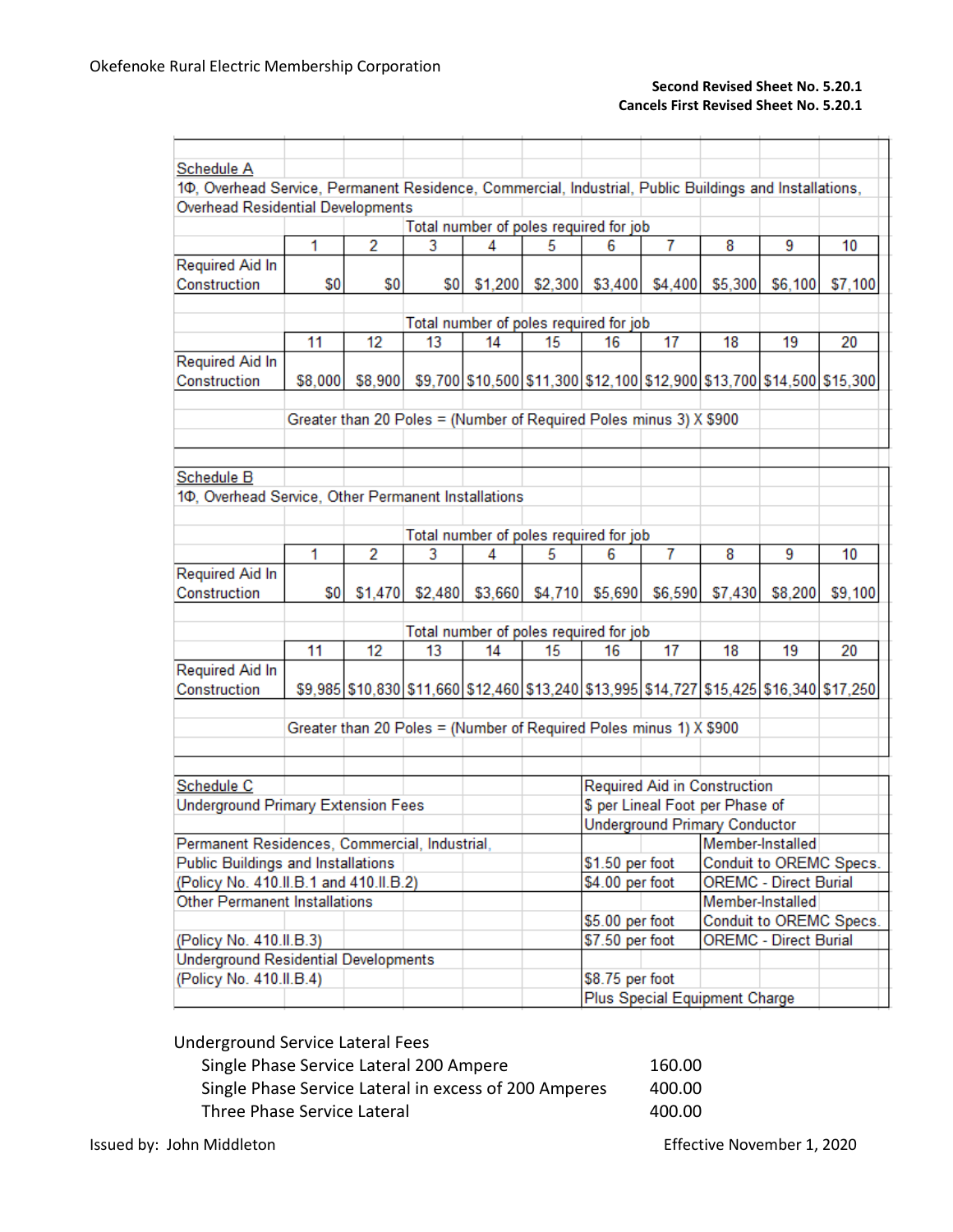Okefenoke Rural Electric Membership Corporation

**Second Revised Sheet No. 5.20.1**
**Cancels First Revised Sheet No. 5.20.1**

**Schedule A**

1Φ, Overhead Service, Permanent Residence, Commercial, Industrial, Public Buildings and Installations, Overhead Residential Developments

| Total number of poles required for job | 1 | 2 | 3 | 4 | 5 | 6 | 7 | 8 | 9 | 10 |
|---|---|---|---|---|---|---|---|---|---|---|
| Required Aid In Construction | $0 | $0 | $0 | $1,200 | $2,300 | $3,400 | $4,400 | $5,300 | $6,100 | $7,100 |

| Total number of poles required for job | 11 | 12 | 13 | 14 | 15 | 16 | 17 | 18 | 19 | 20 |
|---|---|---|---|---|---|---|---|---|---|---|
| Required Aid In Construction | $8,000 | $8,900 | $9,700 | $10,500 | $11,300 | $12,100 | $12,900 | $13,700 | $14,500 | $15,300 |

Greater than 20 Poles = (Number of Required Poles minus 3) X $900

**Schedule B**

1Φ, Overhead Service, Other Permanent Installations

| Total number of poles required for job | 1 | 2 | 3 | 4 | 5 | 6 | 7 | 8 | 9 | 10 |
|---|---|---|---|---|---|---|---|---|---|---|
| Required Aid In Construction | $0 | $1,470 | $2,480 | $3,660 | $4,710 | $5,690 | $6,590 | $7,430 | $8,200 | $9,100 |

| Total number of poles required for job | 11 | 12 | 13 | 14 | 15 | 16 | 17 | 18 | 19 | 20 |
|---|---|---|---|---|---|---|---|---|---|---|
| Required Aid In Construction | $9,985 | $10,830 | $11,660 | $12,460 | $13,240 | $13,995 | $14,727 | $15,425 | $16,340 | $17,250 |

Greater than 20 Poles = (Number of Required Poles minus 1) X $900

**Schedule C**

| Underground Primary Extension Fees | Required Aid in Construction $ per Lineal Foot per Phase of Underground Primary Conductor | |
|---|---|---|
| Permanent Residences, Commercial, Industrial, Public Buildings and Installations (Policy No. 410.II.B.1 and 410.II.B.2) | $1.50 per foot | Member-Installed Conduit to OREMC Specs. |
| | $4.00 per foot | OREMC - Direct Burial |
| Other Permanent Installations (Policy No. 410.II.B.3) | $5.00 per foot | Member-Installed Conduit to OREMC Specs. |
| | $7.50 per foot | OREMC - Direct Burial |
| Underground Residential Developments (Policy No. 410.II.B.4) | $8.75 per foot Plus Special Equipment Charge | |

Underground Service Lateral Fees

| | |
|---|---|
| Single Phase Service Lateral 200 Ampere | 160.00 |
| Single Phase Service Lateral in excess of 200 Amperes | 400.00 |
| Three Phase Service Lateral | 400.00 |

Issued by: John Middleton

Effective November 1, 2020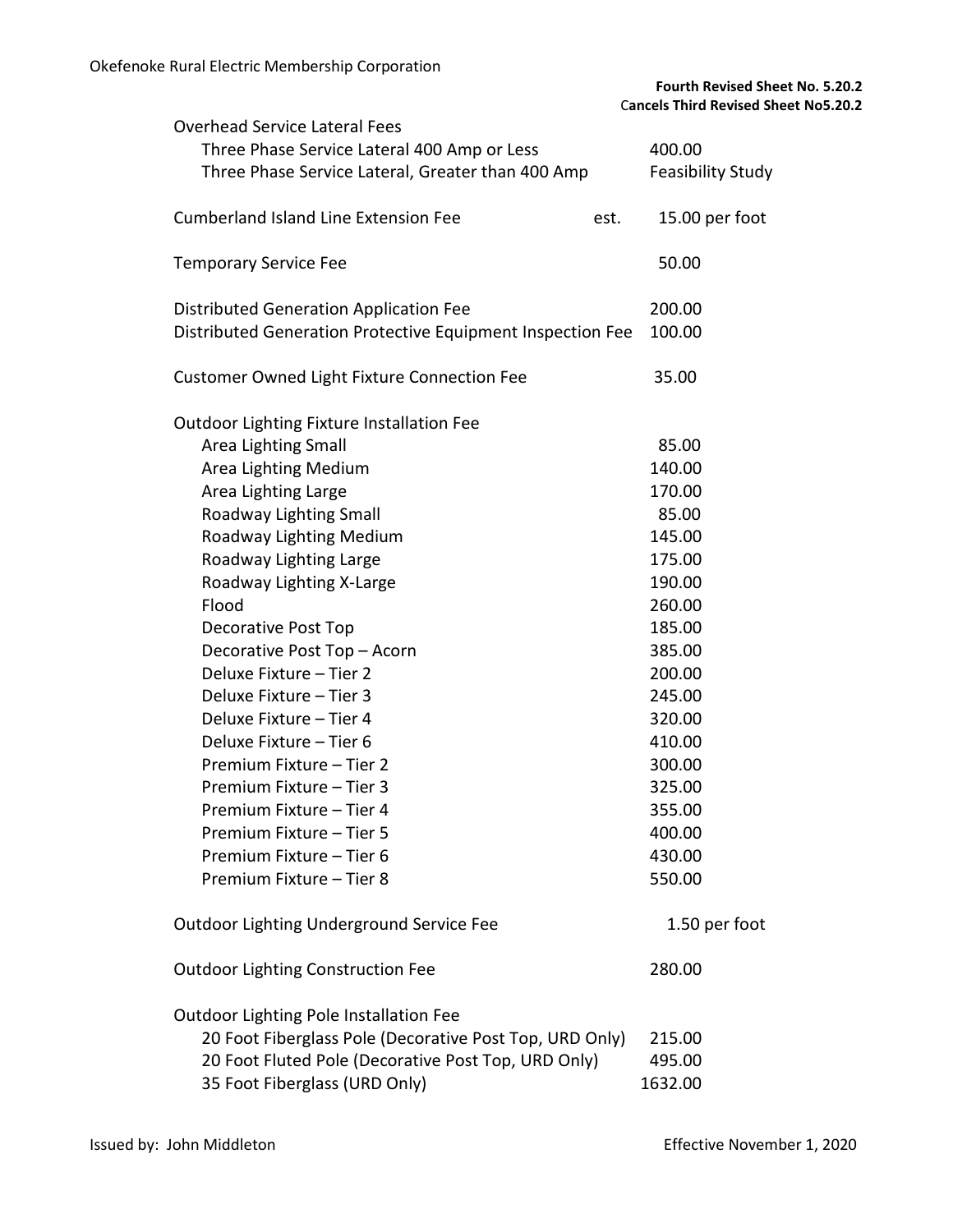Okefenoke Rural Electric Membership Corporation

**Fourth Revised Sheet No. 5.20.2**
**Cancels Third Revised Sheet No5.20.2**

| Fee | | Amount |
|---|---|---|
| Overhead Service Lateral Fees | | |
| Three Phase Service Lateral 400 Amp or Less | | 400.00 |
| Three Phase Service Lateral, Greater than 400 Amp | | Feasibility Study |
| Cumberland Island Line Extension Fee | est. | 15.00 per foot |
| Temporary Service Fee | | 50.00 |
| Distributed Generation Application Fee | | 200.00 |
| Distributed Generation Protective Equipment Inspection Fee | | 100.00 |
| Customer Owned Light Fixture Connection Fee | | 35.00 |
| Outdoor Lighting Fixture Installation Fee | | |
| Area Lighting Small | | 85.00 |
| Area Lighting Medium | | 140.00 |
| Area Lighting Large | | 170.00 |
| Roadway Lighting Small | | 85.00 |
| Roadway Lighting Medium | | 145.00 |
| Roadway Lighting Large | | 175.00 |
| Roadway Lighting X-Large | | 190.00 |
| Flood | | 260.00 |
| Decorative Post Top | | 185.00 |
| Decorative Post Top – Acorn | | 385.00 |
| Deluxe Fixture – Tier 2 | | 200.00 |
| Deluxe Fixture – Tier 3 | | 245.00 |
| Deluxe Fixture – Tier 4 | | 320.00 |
| Deluxe Fixture – Tier 6 | | 410.00 |
| Premium Fixture – Tier 2 | | 300.00 |
| Premium Fixture – Tier 3 | | 325.00 |
| Premium Fixture – Tier 4 | | 355.00 |
| Premium Fixture – Tier 5 | | 400.00 |
| Premium Fixture – Tier 6 | | 430.00 |
| Premium Fixture – Tier 8 | | 550.00 |
| Outdoor Lighting Underground Service Fee | | 1.50 per foot |
| Outdoor Lighting Construction Fee | | 280.00 |
| Outdoor Lighting Pole Installation Fee | | |
| 20 Foot Fiberglass Pole (Decorative Post Top, URD Only) | | 215.00 |
| 20 Foot Fluted Pole (Decorative Post Top, URD Only) | | 495.00 |
| 35 Foot Fiberglass (URD Only) | | 1632.00 |

Issued by: John Middleton

Effective November 1, 2020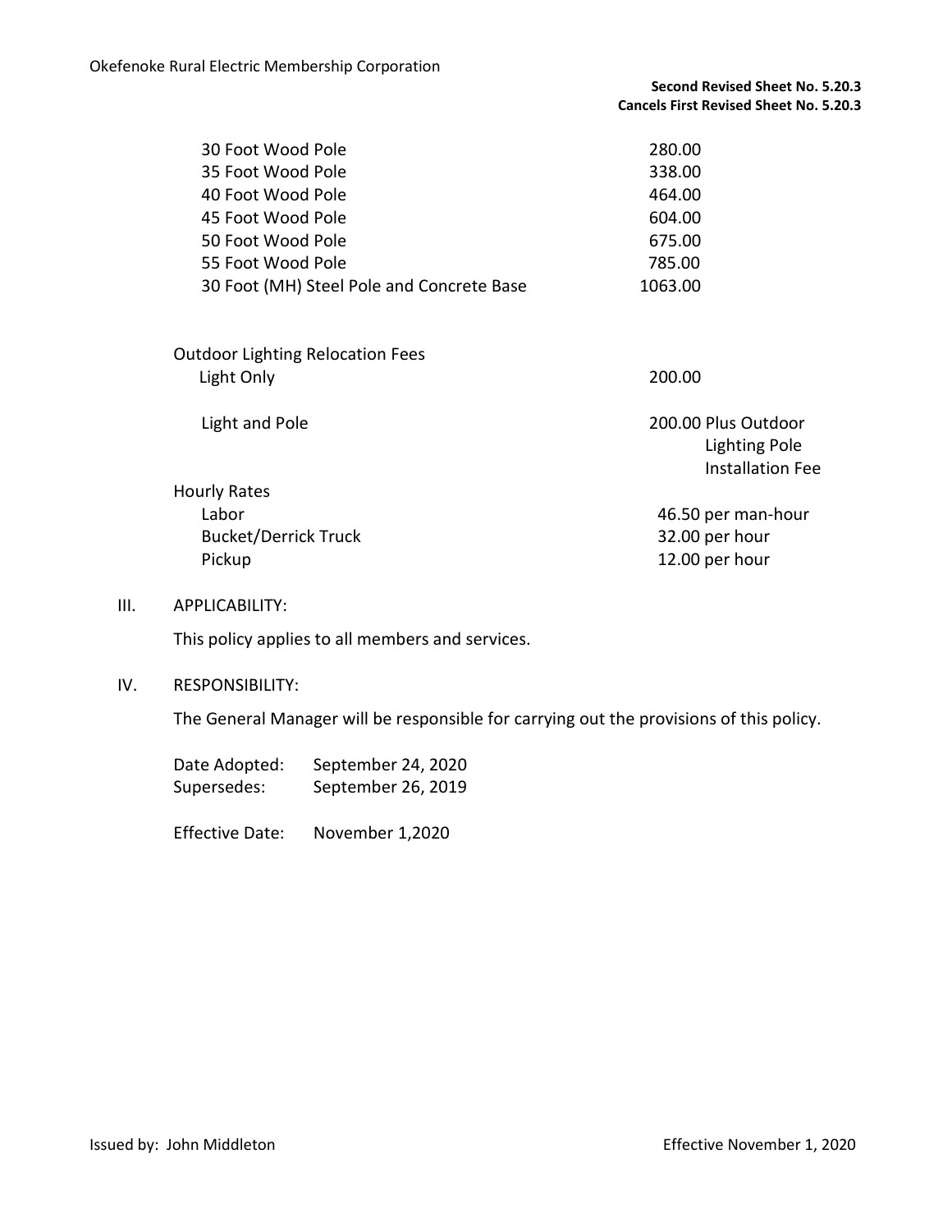**Second Revised Sheet No. 5.20.3**
**Cancels First Revised Sheet No. 5.20.3**

| | |
|---|---|
| 30 Foot Wood Pole | 280.00 |
| 35 Foot Wood Pole | 338.00 |
| 40 Foot Wood Pole | 464.00 |
| 45 Foot Wood Pole | 604.00 |
| 50 Foot Wood Pole | 675.00 |
| 55 Foot Wood Pole | 785.00 |
| 30 Foot (MH) Steel Pole and Concrete Base | 1063.00 |

| | |
|---|---|
| Outdoor Lighting Relocation Fees | |
| Light Only | 200.00 |
| Light and Pole | 200.00 Plus Outdoor Lighting Pole Installation Fee |
| Hourly Rates | |
| Labor | 46.50 per man-hour |
| Bucket/Derrick Truck | 32.00 per hour |
| Pickup | 12.00 per hour |

III. APPLICABILITY:

This policy applies to all members and services.

IV. RESPONSIBILITY:

The General Manager will be responsible for carrying out the provisions of this policy.

Date Adopted: September 24, 2020
Supersedes: September 26, 2019

Effective Date: November 1,2020

Issued by: John Middleton

Effective November 1, 2020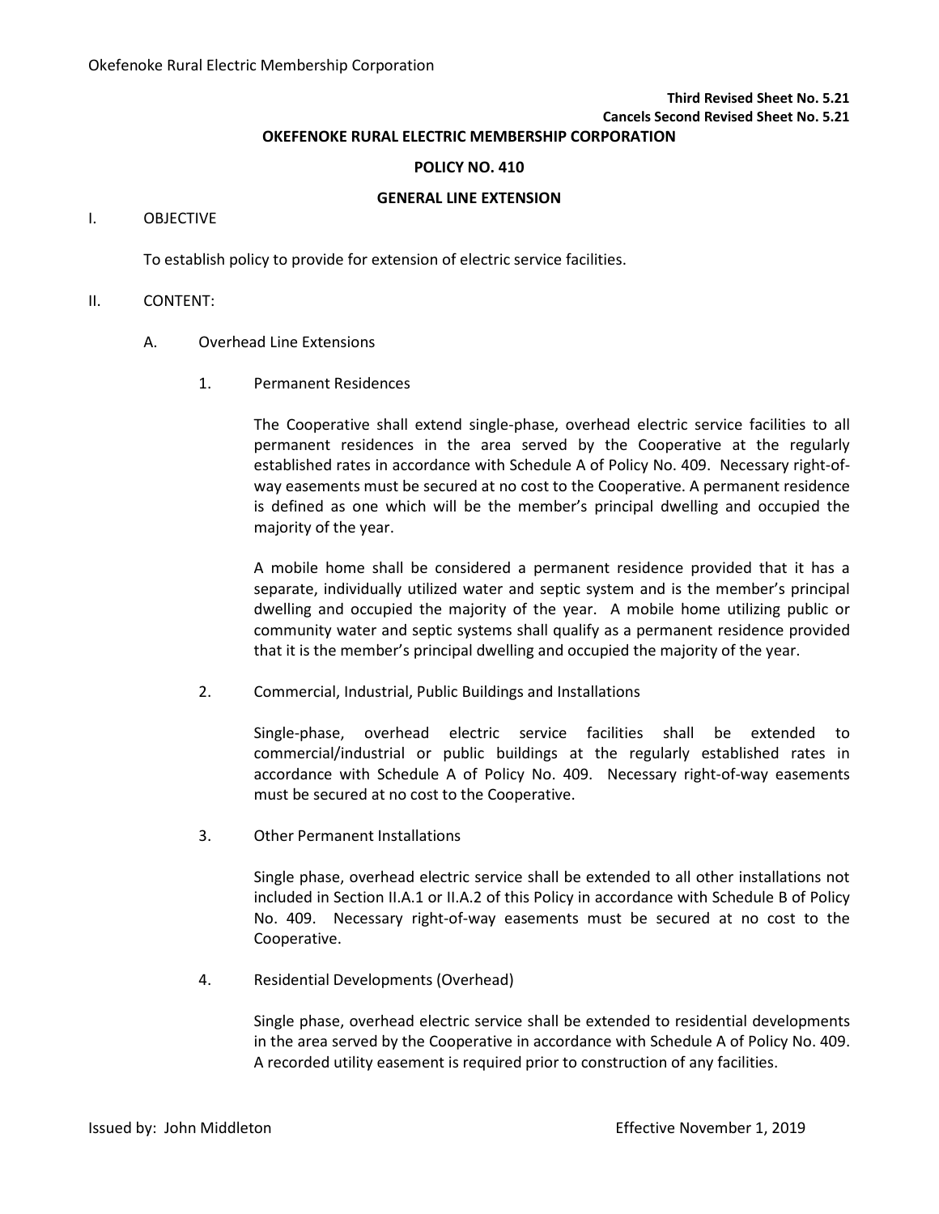**Third Revised Sheet No. 5.21**
**Cancels Second Revised Sheet No. 5.21**

**OKEFENOKE RURAL ELECTRIC MEMBERSHIP CORPORATION**

**POLICY NO. 410**

**GENERAL LINE EXTENSION**

I. OBJECTIVE

To establish policy to provide for extension of electric service facilities.

II. CONTENT:

A. Overhead Line Extensions

1. Permanent Residences

The Cooperative shall extend single-phase, overhead electric service facilities to all permanent residences in the area served by the Cooperative at the regularly established rates in accordance with Schedule A of Policy No. 409. Necessary right-of-way easements must be secured at no cost to the Cooperative. A permanent residence is defined as one which will be the member's principal dwelling and occupied the majority of the year.

A mobile home shall be considered a permanent residence provided that it has a separate, individually utilized water and septic system and is the member's principal dwelling and occupied the majority of the year. A mobile home utilizing public or community water and septic systems shall qualify as a permanent residence provided that it is the member's principal dwelling and occupied the majority of the year.

2. Commercial, Industrial, Public Buildings and Installations

Single-phase, overhead electric service facilities shall be extended to commercial/industrial or public buildings at the regularly established rates in accordance with Schedule A of Policy No. 409. Necessary right-of-way easements must be secured at no cost to the Cooperative.

3. Other Permanent Installations

Single phase, overhead electric service shall be extended to all other installations not included in Section II.A.1 or II.A.2 of this Policy in accordance with Schedule B of Policy No. 409. Necessary right-of-way easements must be secured at no cost to the Cooperative.

4. Residential Developments (Overhead)

Single phase, overhead electric service shall be extended to residential developments in the area served by the Cooperative in accordance with Schedule A of Policy No. 409. A recorded utility easement is required prior to construction of any facilities.

Issued by: John Middleton

Effective November 1, 2019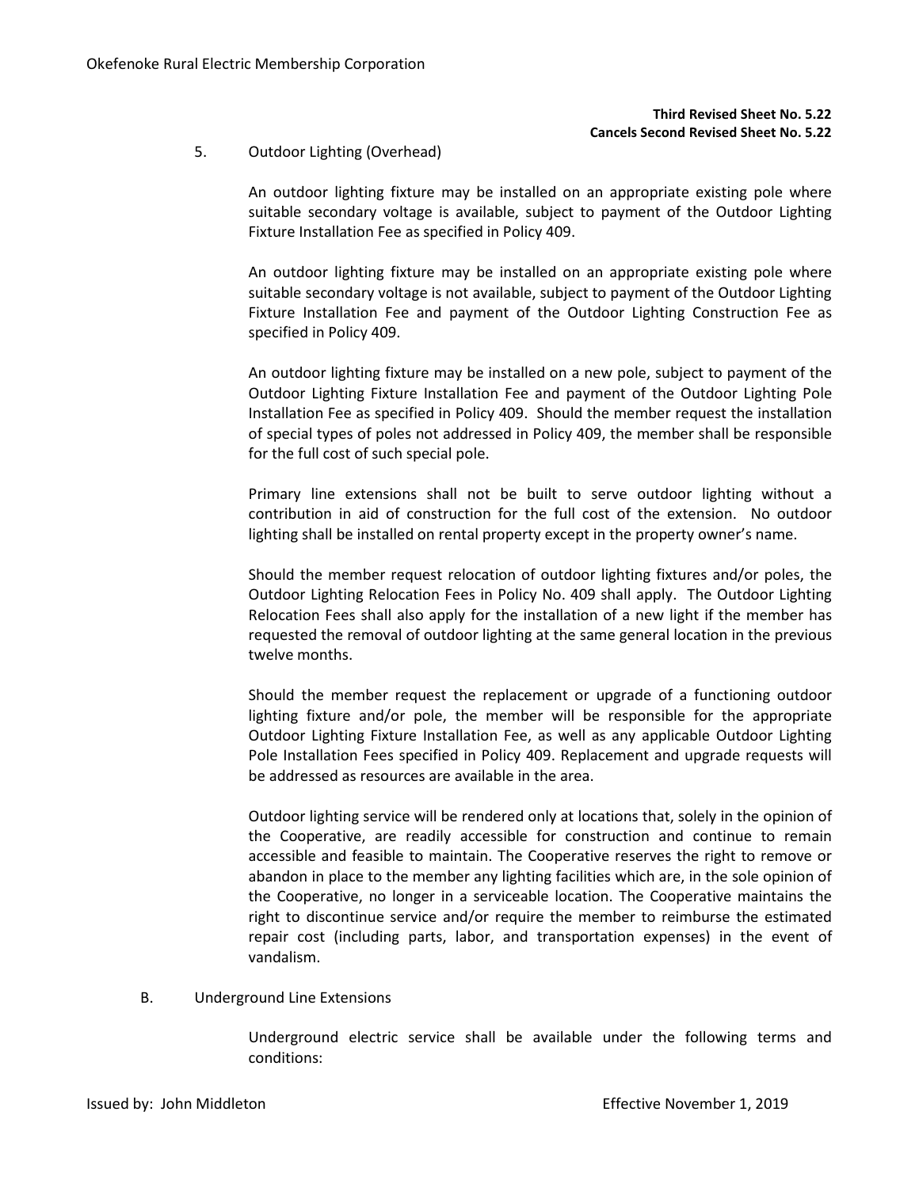**Third Revised Sheet No. 5.22**
**Cancels Second Revised Sheet No. 5.22**

5. Outdoor Lighting (Overhead)

An outdoor lighting fixture may be installed on an appropriate existing pole where suitable secondary voltage is available, subject to payment of the Outdoor Lighting Fixture Installation Fee as specified in Policy 409.

An outdoor lighting fixture may be installed on an appropriate existing pole where suitable secondary voltage is not available, subject to payment of the Outdoor Lighting Fixture Installation Fee and payment of the Outdoor Lighting Construction Fee as specified in Policy 409.

An outdoor lighting fixture may be installed on a new pole, subject to payment of the Outdoor Lighting Fixture Installation Fee and payment of the Outdoor Lighting Pole Installation Fee as specified in Policy 409. Should the member request the installation of special types of poles not addressed in Policy 409, the member shall be responsible for the full cost of such special pole.

Primary line extensions shall not be built to serve outdoor lighting without a contribution in aid of construction for the full cost of the extension. No outdoor lighting shall be installed on rental property except in the property owner's name.

Should the member request relocation of outdoor lighting fixtures and/or poles, the Outdoor Lighting Relocation Fees in Policy No. 409 shall apply. The Outdoor Lighting Relocation Fees shall also apply for the installation of a new light if the member has requested the removal of outdoor lighting at the same general location in the previous twelve months.

Should the member request the replacement or upgrade of a functioning outdoor lighting fixture and/or pole, the member will be responsible for the appropriate Outdoor Lighting Fixture Installation Fee, as well as any applicable Outdoor Lighting Pole Installation Fees specified in Policy 409. Replacement and upgrade requests will be addressed as resources are available in the area.

Outdoor lighting service will be rendered only at locations that, solely in the opinion of the Cooperative, are readily accessible for construction and continue to remain accessible and feasible to maintain. The Cooperative reserves the right to remove or abandon in place to the member any lighting facilities which are, in the sole opinion of the Cooperative, no longer in a serviceable location. The Cooperative maintains the right to discontinue service and/or require the member to reimburse the estimated repair cost (including parts, labor, and transportation expenses) in the event of vandalism.

B. Underground Line Extensions

Underground electric service shall be available under the following terms and conditions:

Issued by: John Middleton Effective November 1, 2019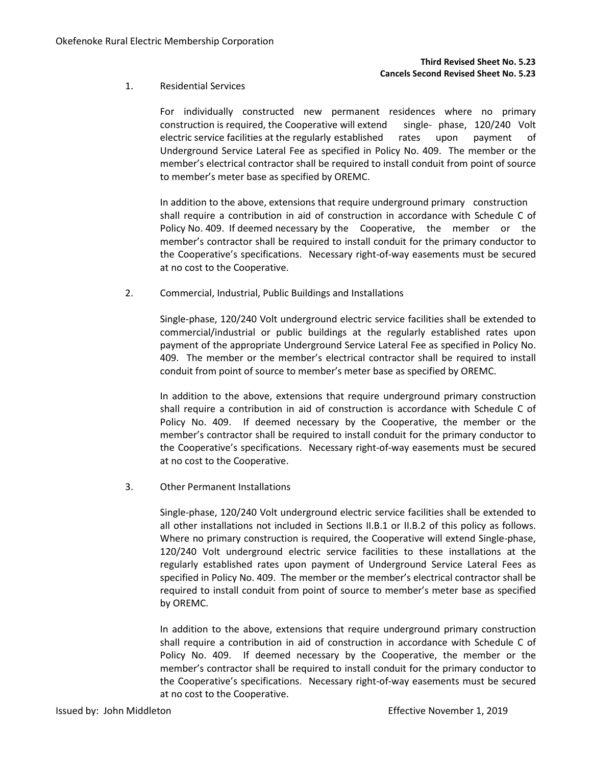**Third Revised Sheet No. 5.23**
**Cancels Second Revised Sheet No. 5.23**

1. Residential Services

   For individually constructed new permanent residences where no primary construction is required, the Cooperative will extend single- phase, 120/240 Volt electric service facilities at the regularly established rates upon payment of Underground Service Lateral Fee as specified in Policy No. 409. The member or the member's electrical contractor shall be required to install conduit from point of source to member's meter base as specified by OREMC.

   In addition to the above, extensions that require underground primary construction shall require a contribution in aid of construction in accordance with Schedule C of Policy No. 409. If deemed necessary by the Cooperative, the member or the member's contractor shall be required to install conduit for the primary conductor to the Cooperative's specifications. Necessary right-of-way easements must be secured at no cost to the Cooperative.

2. Commercial, Industrial, Public Buildings and Installations

   Single-phase, 120/240 Volt underground electric service facilities shall be extended to commercial/industrial or public buildings at the regularly established rates upon payment of the appropriate Underground Service Lateral Fee as specified in Policy No. 409. The member or the member's electrical contractor shall be required to install conduit from point of source to member's meter base as specified by OREMC.

   In addition to the above, extensions that require underground primary construction shall require a contribution in aid of construction is accordance with Schedule C of Policy No. 409. If deemed necessary by the Cooperative, the member or the member's contractor shall be required to install conduit for the primary conductor to the Cooperative's specifications. Necessary right-of-way easements must be secured at no cost to the Cooperative.

3. Other Permanent Installations

   Single-phase, 120/240 Volt underground electric service facilities shall be extended to all other installations not included in Sections II.B.1 or II.B.2 of this policy as follows. Where no primary construction is required, the Cooperative will extend Single-phase, 120/240 Volt underground electric service facilities to these installations at the regularly established rates upon payment of Underground Service Lateral Fees as specified in Policy No. 409. The member or the member's electrical contractor shall be required to install conduit from point of source to member's meter base as specified by OREMC.

   In addition to the above, extensions that require underground primary construction shall require a contribution in aid of construction in accordance with Schedule C of Policy No. 409. If deemed necessary by the Cooperative, the member or the member's contractor shall be required to install conduit for the primary conductor to the Cooperative's specifications. Necessary right-of-way easements must be secured at no cost to the Cooperative.

Issued by: John Middleton Effective November 1, 2019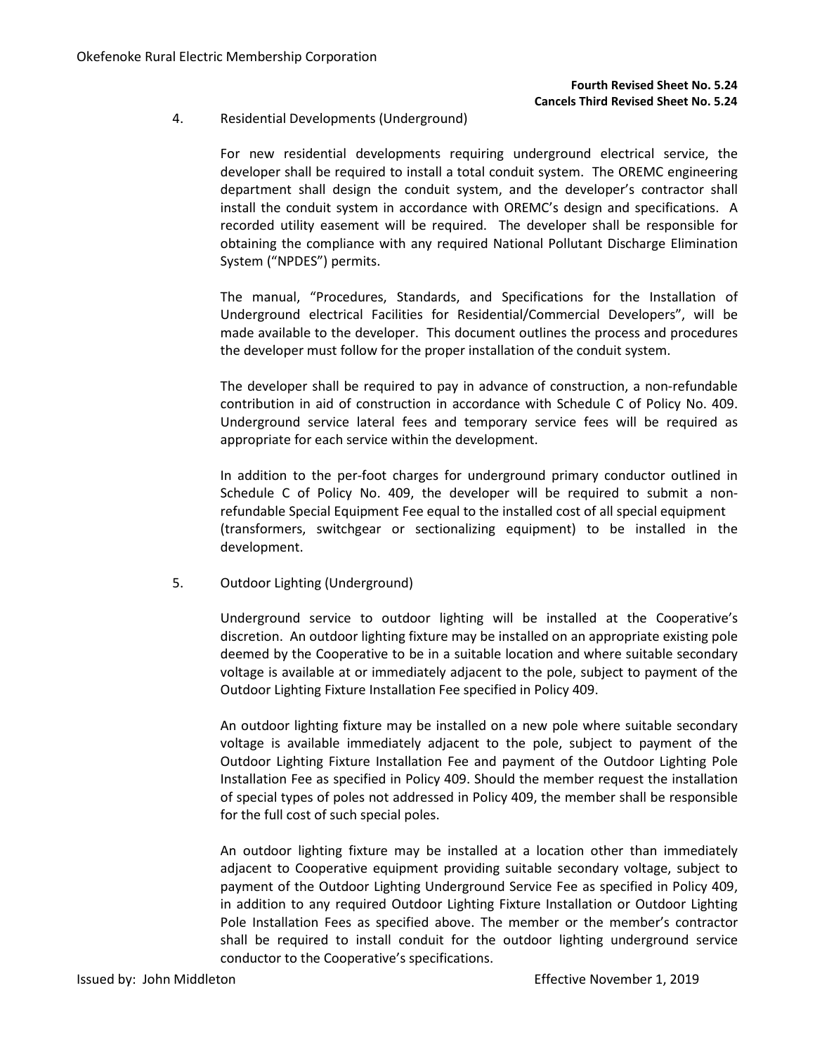**Fourth Revised Sheet No. 5.24**
**Cancels Third Revised Sheet No. 5.24**

4. Residential Developments (Underground)

For new residential developments requiring underground electrical service, the developer shall be required to install a total conduit system. The OREMC engineering department shall design the conduit system, and the developer's contractor shall install the conduit system in accordance with OREMC's design and specifications. A recorded utility easement will be required. The developer shall be responsible for obtaining the compliance with any required National Pollutant Discharge Elimination System ("NPDES") permits.

The manual, "Procedures, Standards, and Specifications for the Installation of Underground electrical Facilities for Residential/Commercial Developers", will be made available to the developer. This document outlines the process and procedures the developer must follow for the proper installation of the conduit system.

The developer shall be required to pay in advance of construction, a non-refundable contribution in aid of construction in accordance with Schedule C of Policy No. 409. Underground service lateral fees and temporary service fees will be required as appropriate for each service within the development.

In addition to the per-foot charges for underground primary conductor outlined in Schedule C of Policy No. 409, the developer will be required to submit a non-refundable Special Equipment Fee equal to the installed cost of all special equipment (transformers, switchgear or sectionalizing equipment) to be installed in the development.

5. Outdoor Lighting (Underground)

Underground service to outdoor lighting will be installed at the Cooperative's discretion. An outdoor lighting fixture may be installed on an appropriate existing pole deemed by the Cooperative to be in a suitable location and where suitable secondary voltage is available at or immediately adjacent to the pole, subject to payment of the Outdoor Lighting Fixture Installation Fee specified in Policy 409.

An outdoor lighting fixture may be installed on a new pole where suitable secondary voltage is available immediately adjacent to the pole, subject to payment of the Outdoor Lighting Fixture Installation Fee and payment of the Outdoor Lighting Pole Installation Fee as specified in Policy 409. Should the member request the installation of special types of poles not addressed in Policy 409, the member shall be responsible for the full cost of such special poles.

An outdoor lighting fixture may be installed at a location other than immediately adjacent to Cooperative equipment providing suitable secondary voltage, subject to payment of the Outdoor Lighting Underground Service Fee as specified in Policy 409, in addition to any required Outdoor Lighting Fixture Installation or Outdoor Lighting Pole Installation Fees as specified above. The member or the member's contractor shall be required to install conduit for the outdoor lighting underground service conductor to the Cooperative's specifications.

Issued by: John Middleton Effective November 1, 2019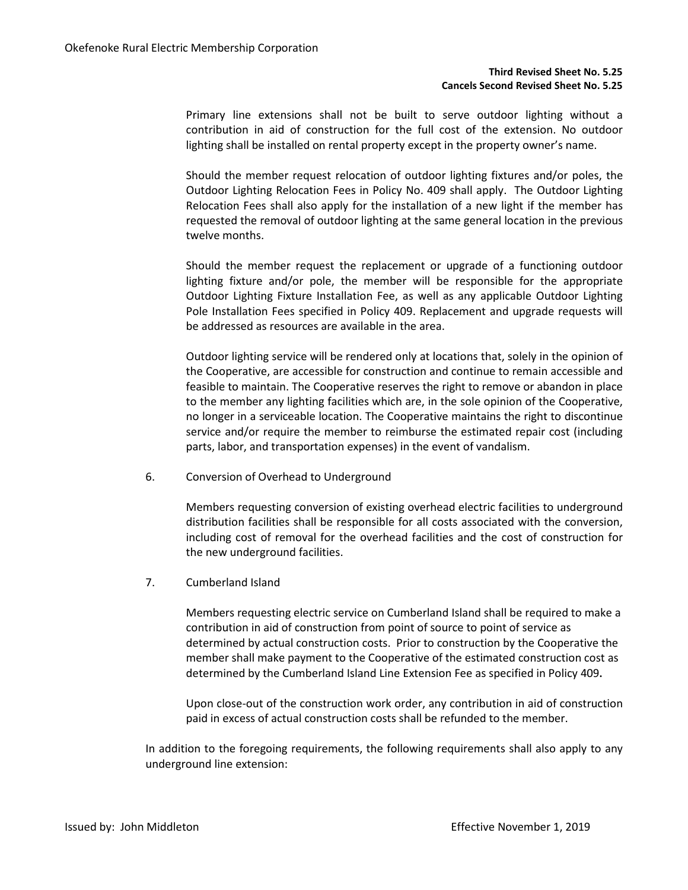**Third Revised Sheet No. 5.25**
**Cancels Second Revised Sheet No. 5.25**

Primary line extensions shall not be built to serve outdoor lighting without a contribution in aid of construction for the full cost of the extension. No outdoor lighting shall be installed on rental property except in the property owner's name.

Should the member request relocation of outdoor lighting fixtures and/or poles, the Outdoor Lighting Relocation Fees in Policy No. 409 shall apply. The Outdoor Lighting Relocation Fees shall also apply for the installation of a new light if the member has requested the removal of outdoor lighting at the same general location in the previous twelve months.

Should the member request the replacement or upgrade of a functioning outdoor lighting fixture and/or pole, the member will be responsible for the appropriate Outdoor Lighting Fixture Installation Fee, as well as any applicable Outdoor Lighting Pole Installation Fees specified in Policy 409. Replacement and upgrade requests will be addressed as resources are available in the area.

Outdoor lighting service will be rendered only at locations that, solely in the opinion of the Cooperative, are accessible for construction and continue to remain accessible and feasible to maintain. The Cooperative reserves the right to remove or abandon in place to the member any lighting facilities which are, in the sole opinion of the Cooperative, no longer in a serviceable location. The Cooperative maintains the right to discontinue service and/or require the member to reimburse the estimated repair cost (including parts, labor, and transportation expenses) in the event of vandalism.

6. Conversion of Overhead to Underground

   Members requesting conversion of existing overhead electric facilities to underground distribution facilities shall be responsible for all costs associated with the conversion, including cost of removal for the overhead facilities and the cost of construction for the new underground facilities.

7. Cumberland Island

   Members requesting electric service on Cumberland Island shall be required to make a contribution in aid of construction from point of source to point of service as determined by actual construction costs. Prior to construction by the Cooperative the member shall make payment to the Cooperative of the estimated construction cost as determined by the Cumberland Island Line Extension Fee as specified in Policy 409.

   Upon close-out of the construction work order, any contribution in aid of construction paid in excess of actual construction costs shall be refunded to the member.

In addition to the foregoing requirements, the following requirements shall also apply to any underground line extension:

Issued by: John Middleton Effective November 1, 2019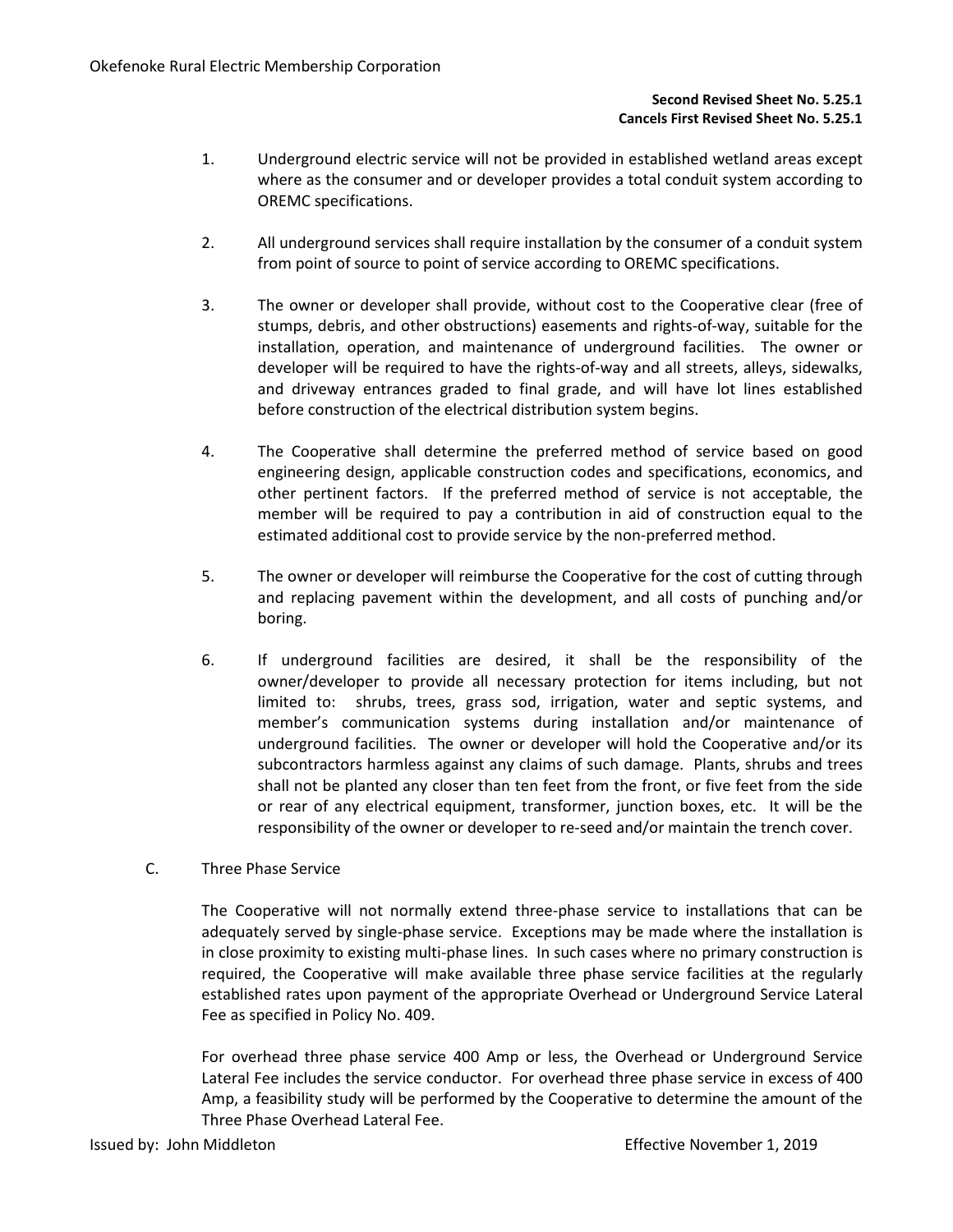**Second Revised Sheet No. 5.25.1**
**Cancels First Revised Sheet No. 5.25.1**

1. Underground electric service will not be provided in established wetland areas except where as the consumer and or developer provides a total conduit system according to OREMC specifications.

2. All underground services shall require installation by the consumer of a conduit system from point of source to point of service according to OREMC specifications.

3. The owner or developer shall provide, without cost to the Cooperative clear (free of stumps, debris, and other obstructions) easements and rights-of-way, suitable for the installation, operation, and maintenance of underground facilities. The owner or developer will be required to have the rights-of-way and all streets, alleys, sidewalks, and driveway entrances graded to final grade, and will have lot lines established before construction of the electrical distribution system begins.

4. The Cooperative shall determine the preferred method of service based on good engineering design, applicable construction codes and specifications, economics, and other pertinent factors. If the preferred method of service is not acceptable, the member will be required to pay a contribution in aid of construction equal to the estimated additional cost to provide service by the non-preferred method.

5. The owner or developer will reimburse the Cooperative for the cost of cutting through and replacing pavement within the development, and all costs of punching and/or boring.

6. If underground facilities are desired, it shall be the responsibility of the owner/developer to provide all necessary protection for items including, but not limited to: shrubs, trees, grass sod, irrigation, water and septic systems, and member's communication systems during installation and/or maintenance of underground facilities. The owner or developer will hold the Cooperative and/or its subcontractors harmless against any claims of such damage. Plants, shrubs and trees shall not be planted any closer than ten feet from the front, or five feet from the side or rear of any electrical equipment, transformer, junction boxes, etc. It will be the responsibility of the owner or developer to re-seed and/or maintain the trench cover.

C. Three Phase Service

The Cooperative will not normally extend three-phase service to installations that can be adequately served by single-phase service. Exceptions may be made where the installation is in close proximity to existing multi-phase lines. In such cases where no primary construction is required, the Cooperative will make available three phase service facilities at the regularly established rates upon payment of the appropriate Overhead or Underground Service Lateral Fee as specified in Policy No. 409.

For overhead three phase service 400 Amp or less, the Overhead or Underground Service Lateral Fee includes the service conductor. For overhead three phase service in excess of 400 Amp, a feasibility study will be performed by the Cooperative to determine the amount of the Three Phase Overhead Lateral Fee.

Issued by: John Middleton Effective November 1, 2019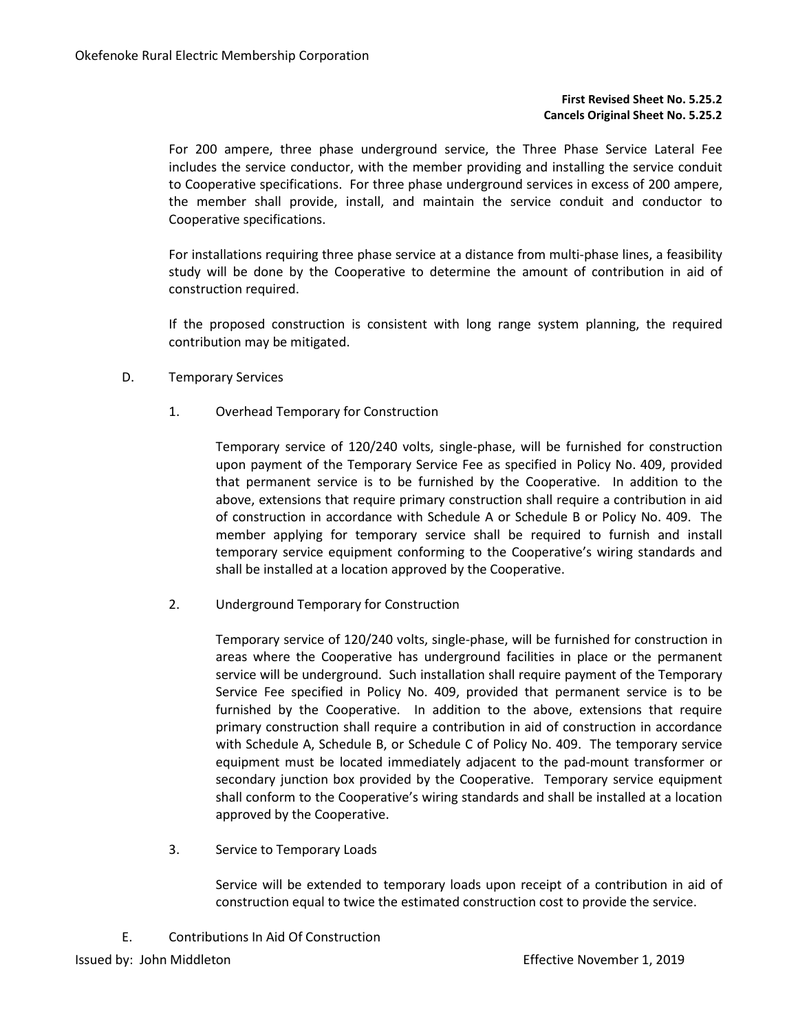**First Revised Sheet No. 5.25.2**
**Cancels Original Sheet No. 5.25.2**

For 200 ampere, three phase underground service, the Three Phase Service Lateral Fee includes the service conductor, with the member providing and installing the service conduit to Cooperative specifications. For three phase underground services in excess of 200 ampere, the member shall provide, install, and maintain the service conduit and conductor to Cooperative specifications.

For installations requiring three phase service at a distance from multi-phase lines, a feasibility study will be done by the Cooperative to determine the amount of contribution in aid of construction required.

If the proposed construction is consistent with long range system planning, the required contribution may be mitigated.

D. Temporary Services

1. Overhead Temporary for Construction

   Temporary service of 120/240 volts, single-phase, will be furnished for construction upon payment of the Temporary Service Fee as specified in Policy No. 409, provided that permanent service is to be furnished by the Cooperative. In addition to the above, extensions that require primary construction shall require a contribution in aid of construction in accordance with Schedule A or Schedule B or Policy No. 409. The member applying for temporary service shall be required to furnish and install temporary service equipment conforming to the Cooperative's wiring standards and shall be installed at a location approved by the Cooperative.

2. Underground Temporary for Construction

   Temporary service of 120/240 volts, single-phase, will be furnished for construction in areas where the Cooperative has underground facilities in place or the permanent service will be underground. Such installation shall require payment of the Temporary Service Fee specified in Policy No. 409, provided that permanent service is to be furnished by the Cooperative. In addition to the above, extensions that require primary construction shall require a contribution in aid of construction in accordance with Schedule A, Schedule B, or Schedule C of Policy No. 409. The temporary service equipment must be located immediately adjacent to the pad-mount transformer or secondary junction box provided by the Cooperative. Temporary service equipment shall conform to the Cooperative's wiring standards and shall be installed at a location approved by the Cooperative.

3. Service to Temporary Loads

   Service will be extended to temporary loads upon receipt of a contribution in aid of construction equal to twice the estimated construction cost to provide the service.

E. Contributions In Aid Of Construction

Issued by: John Middleton Effective November 1, 2019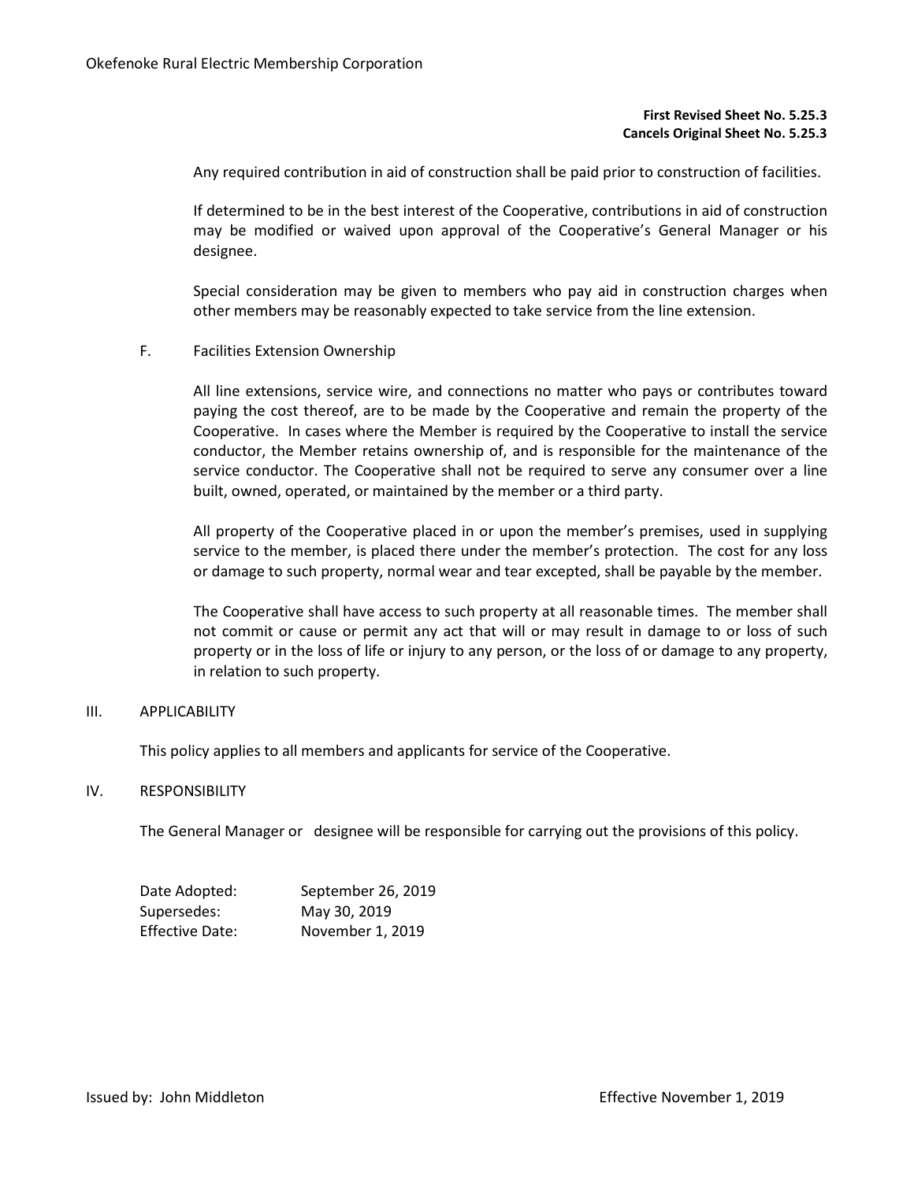**First Revised Sheet No. 5.25.3**
**Cancels Original Sheet No. 5.25.3**

Any required contribution in aid of construction shall be paid prior to construction of facilities.

If determined to be in the best interest of the Cooperative, contributions in aid of construction may be modified or waived upon approval of the Cooperative's General Manager or his designee.

Special consideration may be given to members who pay aid in construction charges when other members may be reasonably expected to take service from the line extension.

F. Facilities Extension Ownership

All line extensions, service wire, and connections no matter who pays or contributes toward paying the cost thereof, are to be made by the Cooperative and remain the property of the Cooperative. In cases where the Member is required by the Cooperative to install the service conductor, the Member retains ownership of, and is responsible for the maintenance of the service conductor. The Cooperative shall not be required to serve any consumer over a line built, owned, operated, or maintained by the member or a third party.

All property of the Cooperative placed in or upon the member's premises, used in supplying service to the member, is placed there under the member's protection. The cost for any loss or damage to such property, normal wear and tear excepted, shall be payable by the member.

The Cooperative shall have access to such property at all reasonable times. The member shall not commit or cause or permit any act that will or may result in damage to or loss of such property or in the loss of life or injury to any person, or the loss of or damage to any property, in relation to such property.

## III. APPLICABILITY

This policy applies to all members and applicants for service of the Cooperative.

## IV. RESPONSIBILITY

The General Manager or designee will be responsible for carrying out the provisions of this policy.

| | |
|---|---|
| Date Adopted: | September 26, 2019 |
| Supersedes: | May 30, 2019 |
| Effective Date: | November 1, 2019 |

Issued by: John Middleton Effective November 1, 2019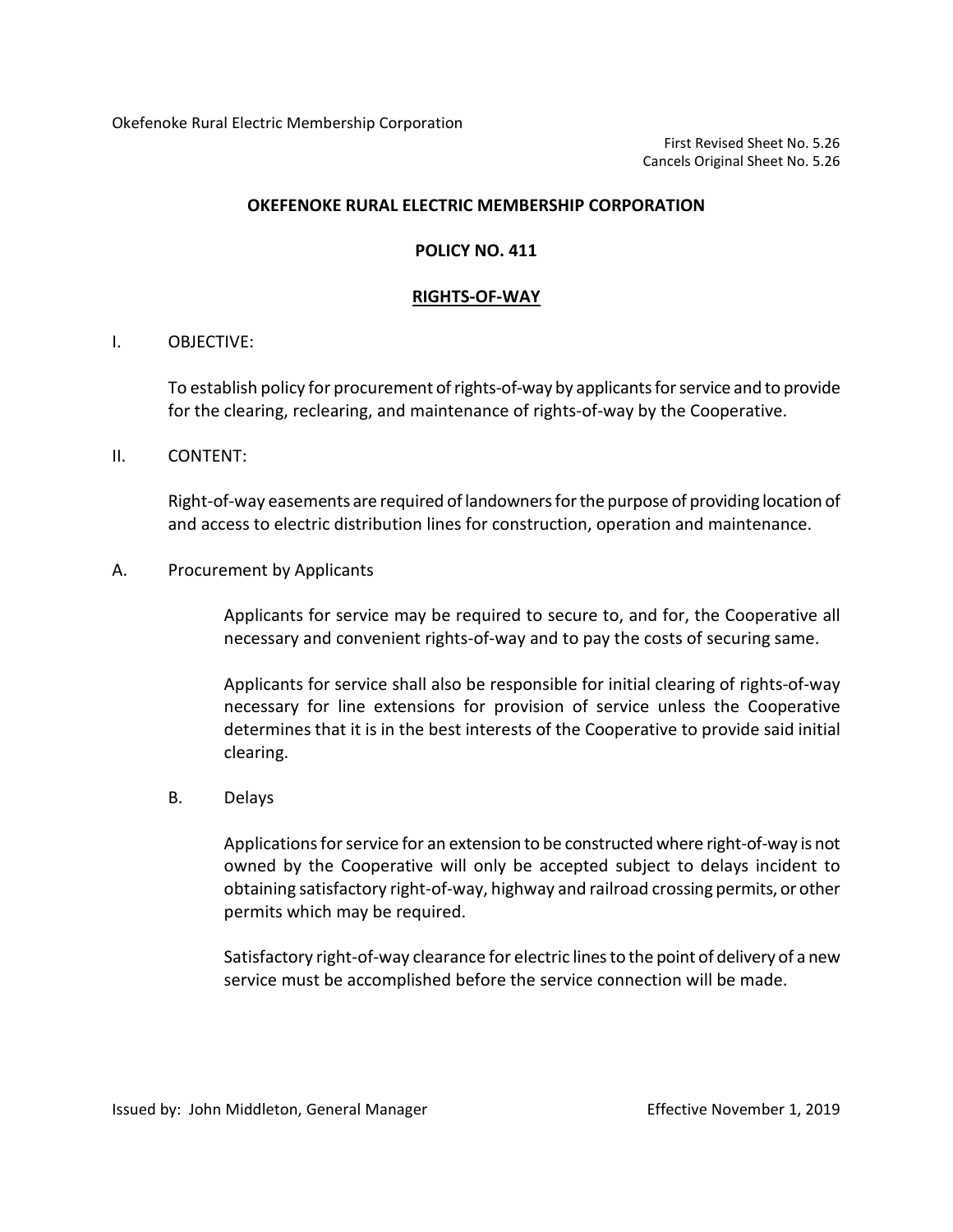Okefenoke Rural Electric Membership Corporation

First Revised Sheet No. 5.26
Cancels Original Sheet No. 5.26

# OKEFENOKE RURAL ELECTRIC MEMBERSHIP CORPORATION

## POLICY NO. 411

## RIGHTS-OF-WAY

I. OBJECTIVE:

To establish policy for procurement of rights-of-way by applicants for service and to provide for the clearing, reclearing, and maintenance of rights-of-way by the Cooperative.

II. CONTENT:

Right-of-way easements are required of landowners for the purpose of providing location of and access to electric distribution lines for construction, operation and maintenance.

A. Procurement by Applicants

Applicants for service may be required to secure to, and for, the Cooperative all necessary and convenient rights-of-way and to pay the costs of securing same.

Applicants for service shall also be responsible for initial clearing of rights-of-way necessary for line extensions for provision of service unless the Cooperative determines that it is in the best interests of the Cooperative to provide said initial clearing.

B. Delays

Applications for service for an extension to be constructed where right-of-way is not owned by the Cooperative will only be accepted subject to delays incident to obtaining satisfactory right-of-way, highway and railroad crossing permits, or other permits which may be required.

Satisfactory right-of-way clearance for electric lines to the point of delivery of a new service must be accomplished before the service connection will be made.

Issued by: John Middleton, General Manager — Effective November 1, 2019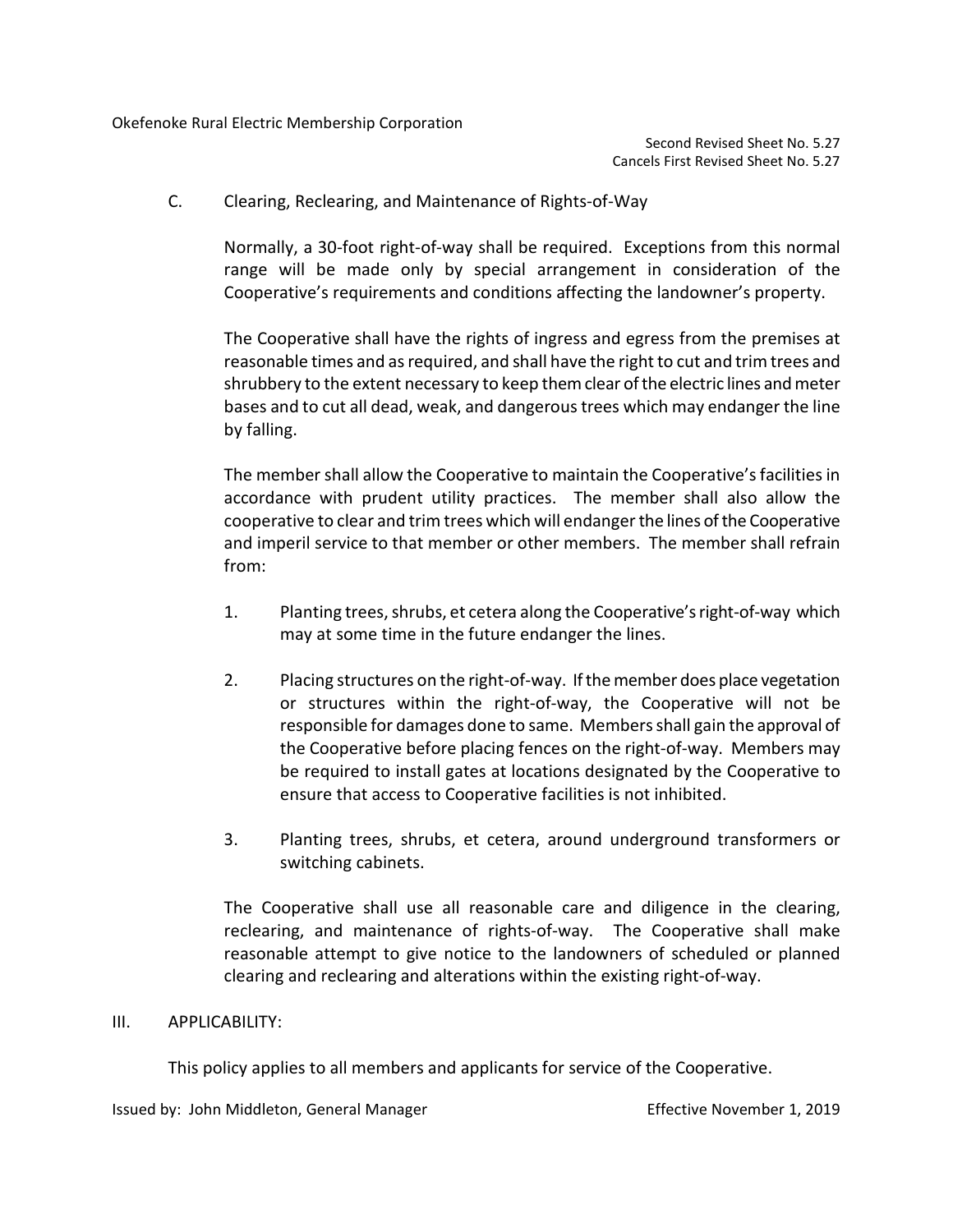### C. Clearing, Reclearing, and Maintenance of Rights-of-Way

Normally, a 30-foot right-of-way shall be required. Exceptions from this normal range will be made only by special arrangement in consideration of the Cooperative's requirements and conditions affecting the landowner's property.

The Cooperative shall have the rights of ingress and egress from the premises at reasonable times and as required, and shall have the right to cut and trim trees and shrubbery to the extent necessary to keep them clear of the electric lines and meter bases and to cut all dead, weak, and dangerous trees which may endanger the line by falling.

The member shall allow the Cooperative to maintain the Cooperative's facilities in accordance with prudent utility practices. The member shall also allow the cooperative to clear and trim trees which will endanger the lines of the Cooperative and imperil service to that member or other members. The member shall refrain from:

1. Planting trees, shrubs, et cetera along the Cooperative's right-of-way which may at some time in the future endanger the lines.
2. Placing structures on the right-of-way. If the member does place vegetation or structures within the right-of-way, the Cooperative will not be responsible for damages done to same. Members shall gain the approval of the Cooperative before placing fences on the right-of-way. Members may be required to install gates at locations designated by the Cooperative to ensure that access to Cooperative facilities is not inhibited.
3. Planting trees, shrubs, et cetera, around underground transformers or switching cabinets.

The Cooperative shall use all reasonable care and diligence in the clearing, reclearing, and maintenance of rights-of-way. The Cooperative shall make reasonable attempt to give notice to the landowners of scheduled or planned clearing and reclearing and alterations within the existing right-of-way.

## III. APPLICABILITY:

This policy applies to all members and applicants for service of the Cooperative.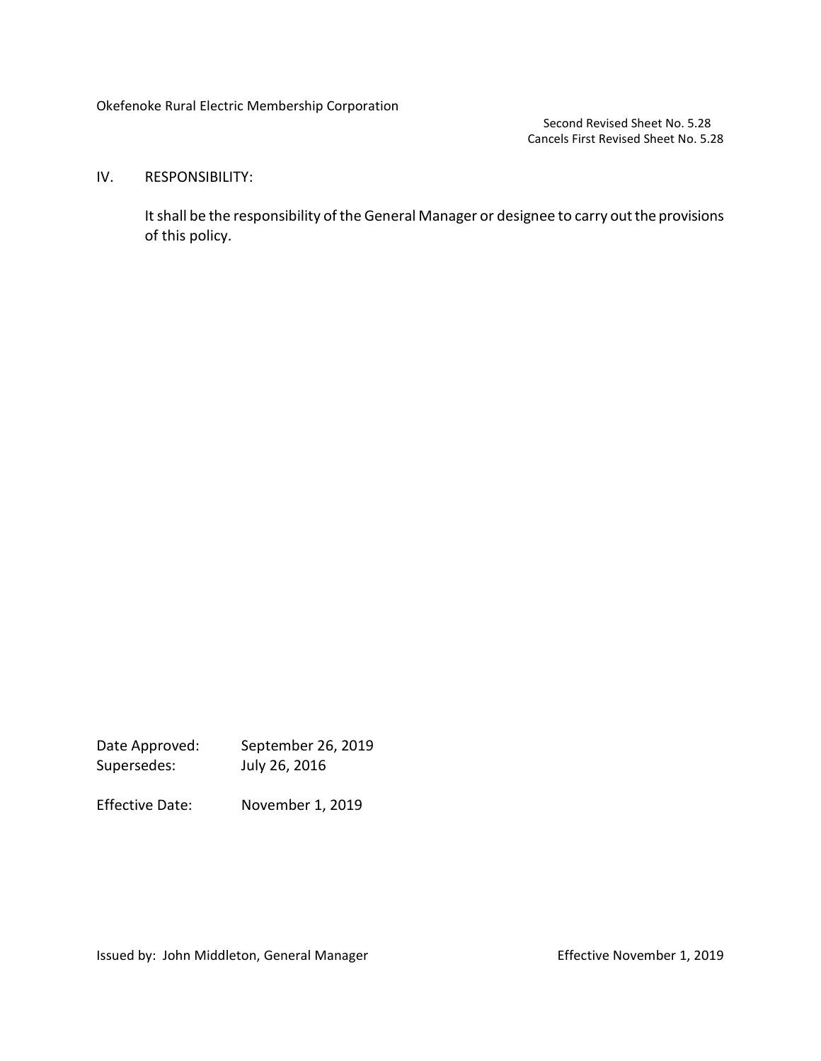## IV. RESPONSIBILITY:

It shall be the responsibility of the General Manager or designee to carry out the provisions of this policy.

Date Approved: September 26, 2019
Supersedes: July 26, 2016

Effective Date: November 1, 2019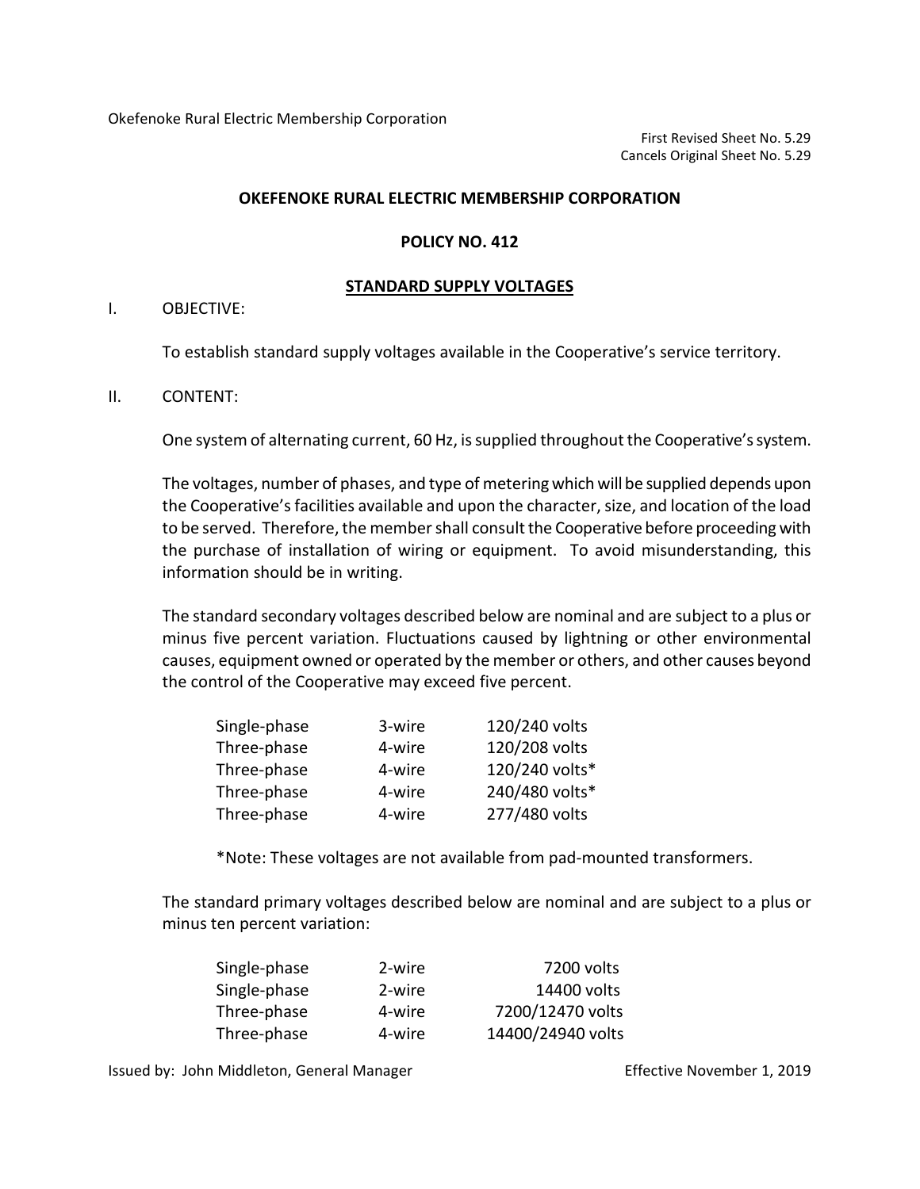Okefenoke Rural Electric Membership Corporation

First Revised Sheet No. 5.29
Cancels Original Sheet No. 5.29

**OKEFENOKE RURAL ELECTRIC MEMBERSHIP CORPORATION**

**POLICY NO. 412**

**STANDARD SUPPLY VOLTAGES**

I. OBJECTIVE:

To establish standard supply voltages available in the Cooperative's service territory.

II. CONTENT:

One system of alternating current, 60 Hz, is supplied throughout the Cooperative's system.

The voltages, number of phases, and type of metering which will be supplied depends upon the Cooperative's facilities available and upon the character, size, and location of the load to be served. Therefore, the member shall consult the Cooperative before proceeding with the purchase of installation of wiring or equipment. To avoid misunderstanding, this information should be in writing.

The standard secondary voltages described below are nominal and are subject to a plus or minus five percent variation. Fluctuations caused by lightning or other environmental causes, equipment owned or operated by the member or others, and other causes beyond the control of the Cooperative may exceed five percent.

| | | |
|---|---|---|
| Single-phase | 3-wire | 120/240 volts |
| Three-phase | 4-wire | 120/208 volts |
| Three-phase | 4-wire | 120/240 volts* |
| Three-phase | 4-wire | 240/480 volts* |
| Three-phase | 4-wire | 277/480 volts |

*Note: These voltages are not available from pad-mounted transformers.

The standard primary voltages described below are nominal and are subject to a plus or minus ten percent variation:

| | | |
|---|---|---|
| Single-phase | 2-wire | 7200 volts |
| Single-phase | 2-wire | 14400 volts |
| Three-phase | 4-wire | 7200/12470 volts |
| Three-phase | 4-wire | 14400/24940 volts |

Issued by: John Middleton, General Manager

Effective November 1, 2019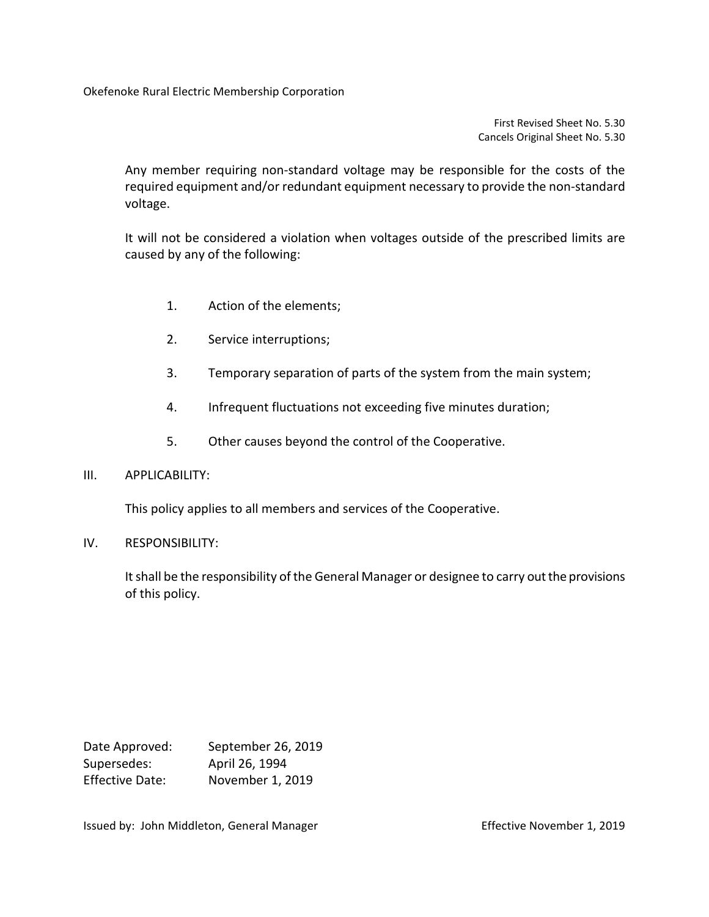Any member requiring non-standard voltage may be responsible for the costs of the required equipment and/or redundant equipment necessary to provide the non-standard voltage.

It will not be considered a violation when voltages outside of the prescribed limits are caused by any of the following:

1. Action of the elements;
2. Service interruptions;
3. Temporary separation of parts of the system from the main system;
4. Infrequent fluctuations not exceeding five minutes duration;
5. Other causes beyond the control of the Cooperative.

## III. APPLICABILITY:

This policy applies to all members and services of the Cooperative.

## IV. RESPONSIBILITY:

It shall be the responsibility of the General Manager or designee to carry out the provisions of this policy.

Date Approved: September 26, 2019
Supersedes: April 26, 1994
Effective Date: November 1, 2019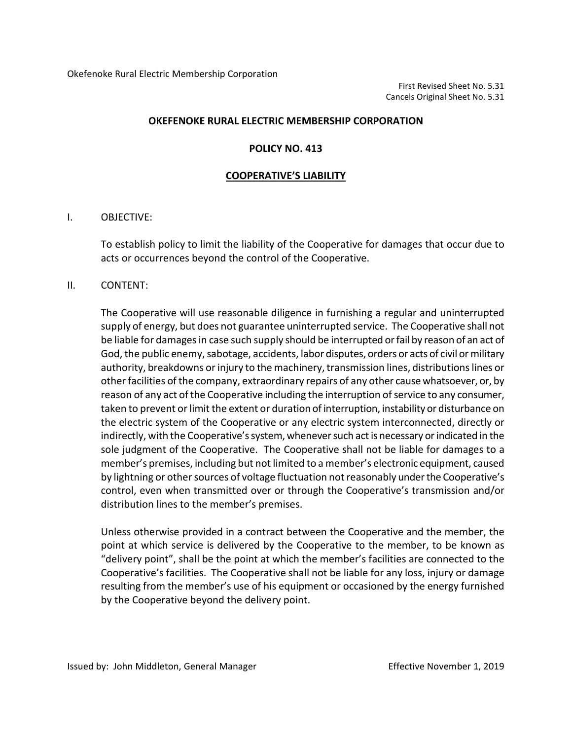Okefenoke Rural Electric Membership Corporation

First Revised Sheet No. 5.31
Cancels Original Sheet No. 5.31

# OKEFENOKE RURAL ELECTRIC MEMBERSHIP CORPORATION

## POLICY NO. 413

## COOPERATIVE'S LIABILITY

I. OBJECTIVE:

To establish policy to limit the liability of the Cooperative for damages that occur due to acts or occurrences beyond the control of the Cooperative.

II. CONTENT:

The Cooperative will use reasonable diligence in furnishing a regular and uninterrupted supply of energy, but does not guarantee uninterrupted service. The Cooperative shall not be liable for damages in case such supply should be interrupted or fail by reason of an act of God, the public enemy, sabotage, accidents, labor disputes, orders or acts of civil or military authority, breakdowns or injury to the machinery, transmission lines, distributions lines or other facilities of the company, extraordinary repairs of any other cause whatsoever, or, by reason of any act of the Cooperative including the interruption of service to any consumer, taken to prevent or limit the extent or duration of interruption, instability or disturbance on the electric system of the Cooperative or any electric system interconnected, directly or indirectly, with the Cooperative's system, whenever such act is necessary or indicated in the sole judgment of the Cooperative. The Cooperative shall not be liable for damages to a member's premises, including but not limited to a member's electronic equipment, caused by lightning or other sources of voltage fluctuation not reasonably under the Cooperative's control, even when transmitted over or through the Cooperative's transmission and/or distribution lines to the member's premises.

Unless otherwise provided in a contract between the Cooperative and the member, the point at which service is delivered by the Cooperative to the member, to be known as "delivery point", shall be the point at which the member's facilities are connected to the Cooperative's facilities. The Cooperative shall not be liable for any loss, injury or damage resulting from the member's use of his equipment or occasioned by the energy furnished by the Cooperative beyond the delivery point.

Issued by: John Middleton, General Manager — Effective November 1, 2019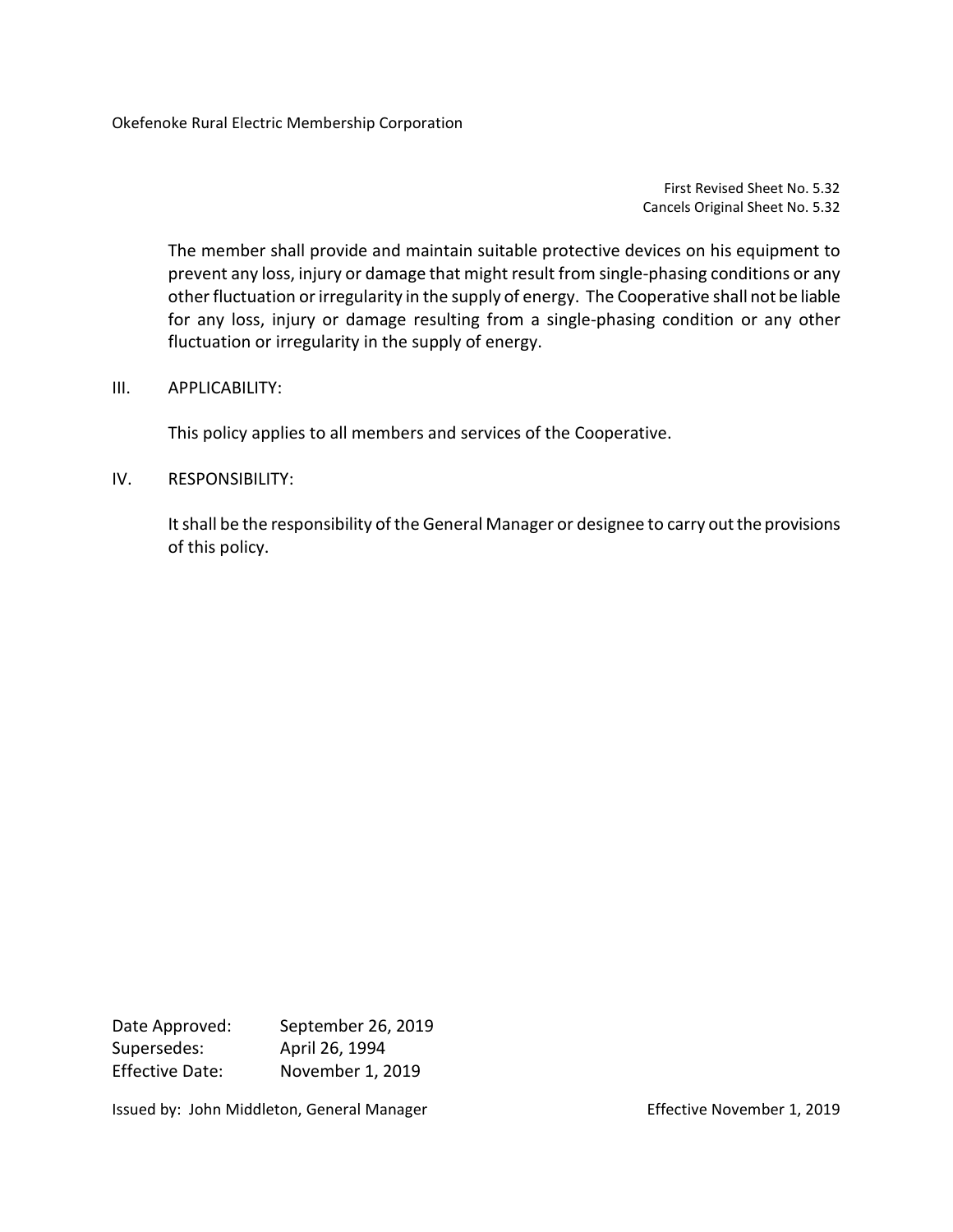Okefenoke Rural Electric Membership Corporation

First Revised Sheet No. 5.32
Cancels Original Sheet No. 5.32

The member shall provide and maintain suitable protective devices on his equipment to prevent any loss, injury or damage that might result from single-phasing conditions or any other fluctuation or irregularity in the supply of energy. The Cooperative shall not be liable for any loss, injury or damage resulting from a single-phasing condition or any other fluctuation or irregularity in the supply of energy.

III. APPLICABILITY:

This policy applies to all members and services of the Cooperative.

IV. RESPONSIBILITY:

It shall be the responsibility of the General Manager or designee to carry out the provisions of this policy.

Date Approved: September 26, 2019
Supersedes: April 26, 1994
Effective Date: November 1, 2019

Issued by: John Middleton, General Manager

Effective November 1, 2019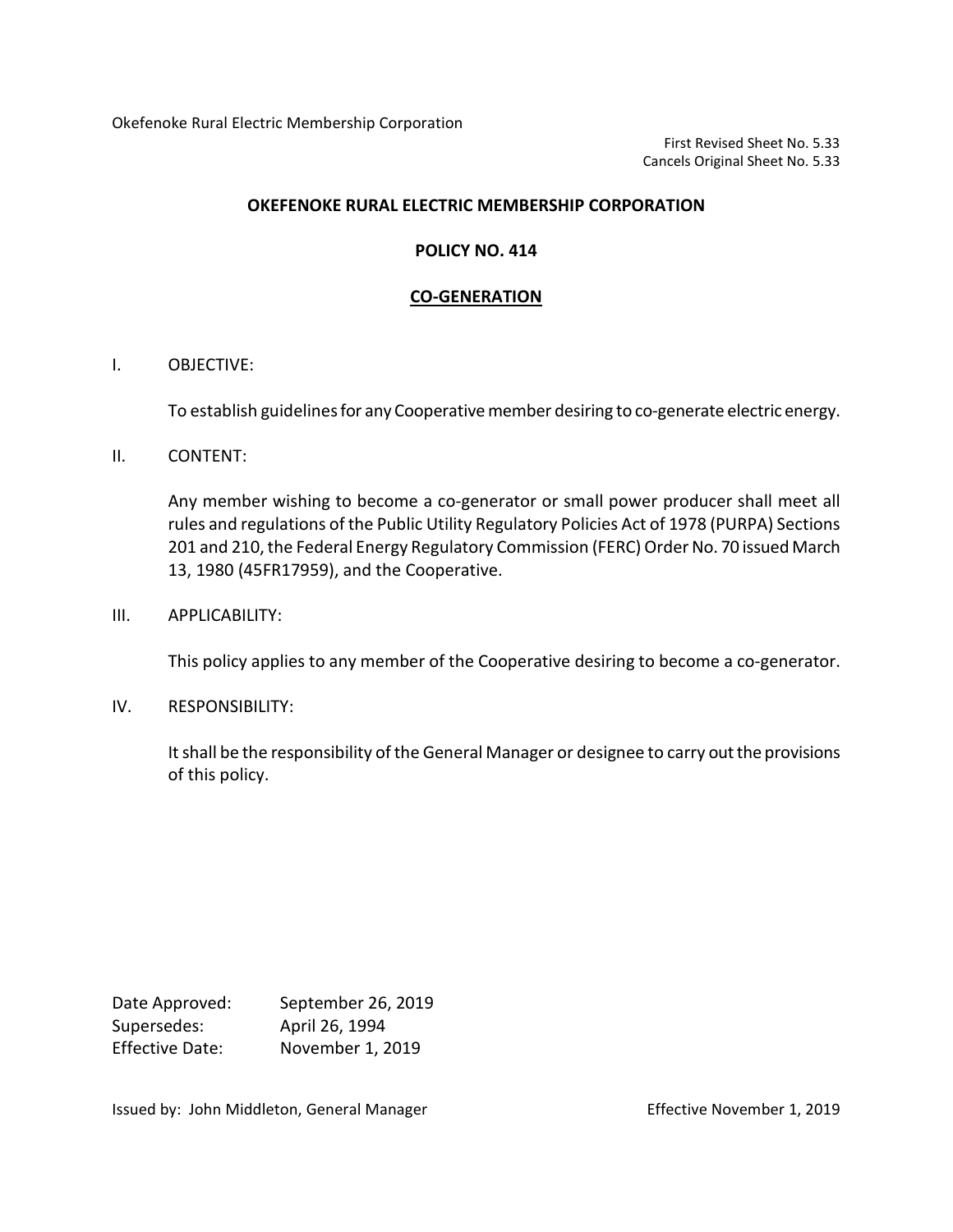Okefenoke Rural Electric Membership Corporation

First Revised Sheet No. 5.33
Cancels Original Sheet No. 5.33

# OKEFENOKE RURAL ELECTRIC MEMBERSHIP CORPORATION

## POLICY NO. 414

## CO-GENERATION

I. OBJECTIVE:

To establish guidelines for any Cooperative member desiring to co-generate electric energy.

II. CONTENT:

Any member wishing to become a co-generator or small power producer shall meet all rules and regulations of the Public Utility Regulatory Policies Act of 1978 (PURPA) Sections 201 and 210, the Federal Energy Regulatory Commission (FERC) Order No. 70 issued March 13, 1980 (45FR17959), and the Cooperative.

III. APPLICABILITY:

This policy applies to any member of the Cooperative desiring to become a co-generator.

IV. RESPONSIBILITY:

It shall be the responsibility of the General Manager or designee to carry out the provisions of this policy.

Date Approved: September 26, 2019
Supersedes: April 26, 1994
Effective Date: November 1, 2019

Issued by: John Middleton, General Manager — Effective November 1, 2019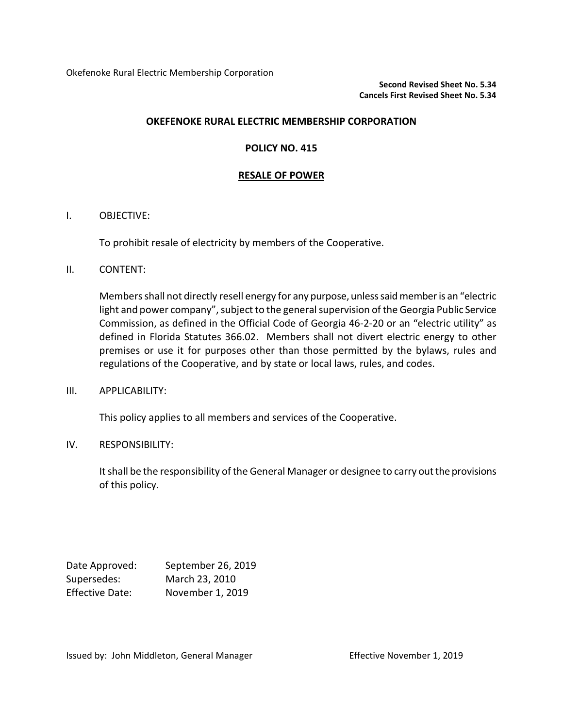Okefenoke Rural Electric Membership Corporation

**Second Revised Sheet No. 5.34**
**Cancels First Revised Sheet No. 5.34**

# OKEFENOKE RURAL ELECTRIC MEMBERSHIP CORPORATION

## POLICY NO. 415

## RESALE OF POWER

I. OBJECTIVE:

To prohibit resale of electricity by members of the Cooperative.

II. CONTENT:

Members shall not directly resell energy for any purpose, unless said member is an "electric light and power company", subject to the general supervision of the Georgia Public Service Commission, as defined in the Official Code of Georgia 46-2-20 or an "electric utility" as defined in Florida Statutes 366.02. Members shall not divert electric energy to other premises or use it for purposes other than those permitted by the bylaws, rules and regulations of the Cooperative, and by state or local laws, rules, and codes.

III. APPLICABILITY:

This policy applies to all members and services of the Cooperative.

IV. RESPONSIBILITY:

It shall be the responsibility of the General Manager or designee to carry out the provisions of this policy.

Date Approved: September 26, 2019
Supersedes: March 23, 2010
Effective Date: November 1, 2019

Issued by: John Middleton, General Manager Effective November 1, 2019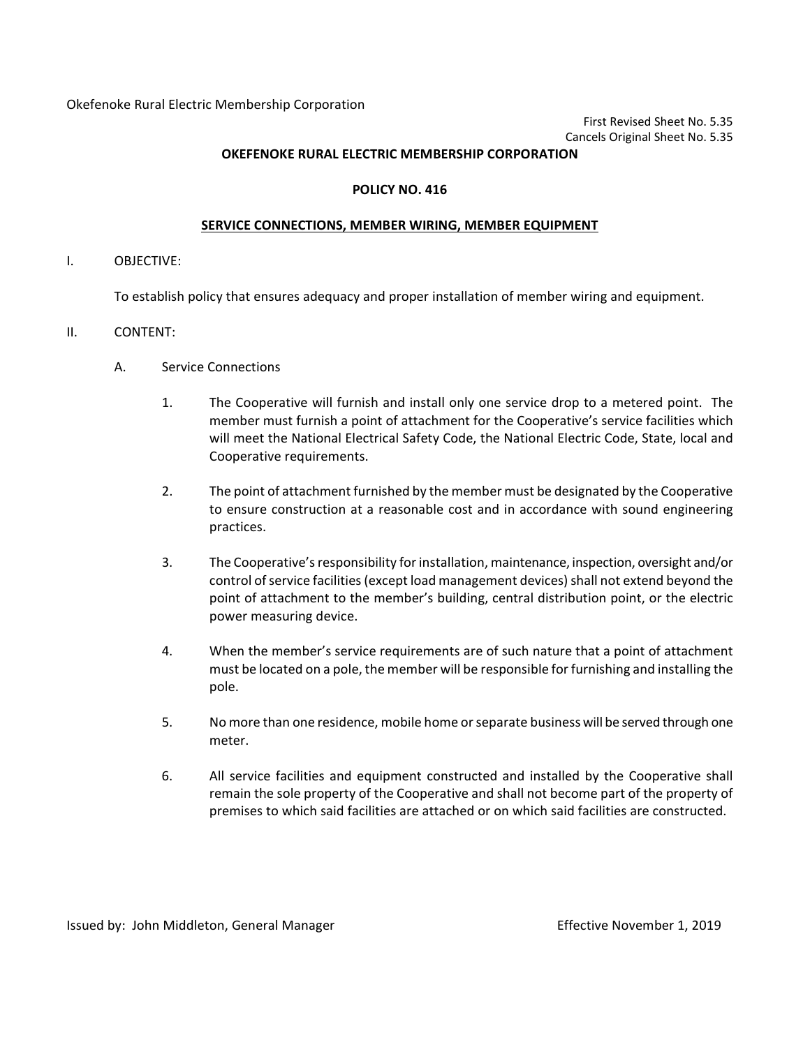Okefenoke Rural Electric Membership Corporation

First Revised Sheet No. 5.35
Cancels Original Sheet No. 5.35

**OKEFENOKE RURAL ELECTRIC MEMBERSHIP CORPORATION**

**POLICY NO. 416**

**SERVICE CONNECTIONS, MEMBER WIRING, MEMBER EQUIPMENT**

I. OBJECTIVE:

To establish policy that ensures adequacy and proper installation of member wiring and equipment.

II. CONTENT:

A. Service Connections

1. The Cooperative will furnish and install only one service drop to a metered point. The member must furnish a point of attachment for the Cooperative's service facilities which will meet the National Electrical Safety Code, the National Electric Code, State, local and Cooperative requirements.

2. The point of attachment furnished by the member must be designated by the Cooperative to ensure construction at a reasonable cost and in accordance with sound engineering practices.

3. The Cooperative's responsibility for installation, maintenance, inspection, oversight and/or control of service facilities (except load management devices) shall not extend beyond the point of attachment to the member's building, central distribution point, or the electric power measuring device.

4. When the member's service requirements are of such nature that a point of attachment must be located on a pole, the member will be responsible for furnishing and installing the pole.

5. No more than one residence, mobile home or separate business will be served through one meter.

6. All service facilities and equipment constructed and installed by the Cooperative shall remain the sole property of the Cooperative and shall not become part of the property of premises to which said facilities are attached or on which said facilities are constructed.

Issued by: John Middleton, General Manager

Effective November 1, 2019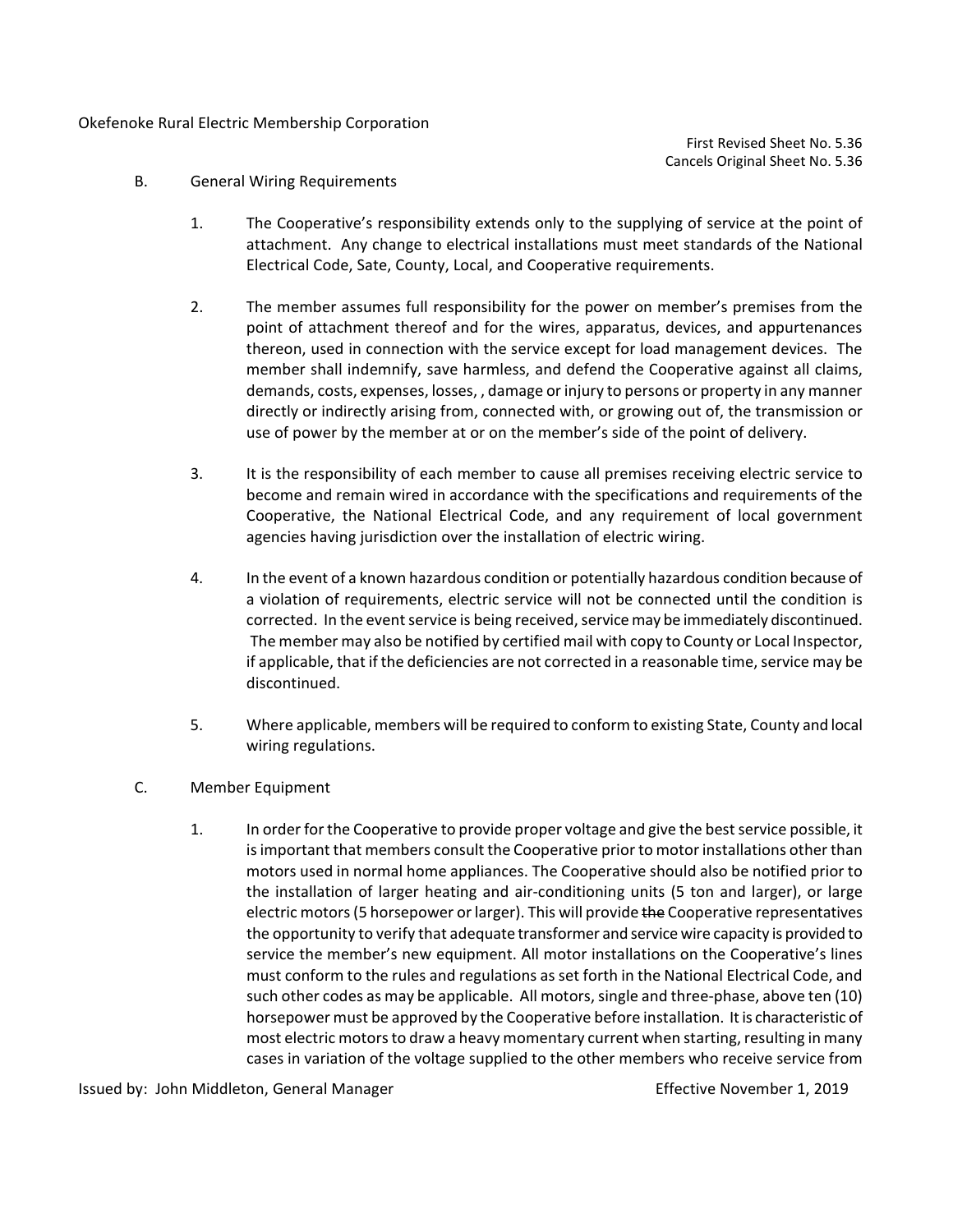B. General Wiring Requirements

1. The Cooperative's responsibility extends only to the supplying of service at the point of attachment. Any change to electrical installations must meet standards of the National Electrical Code, Sate, County, Local, and Cooperative requirements.

2. The member assumes full responsibility for the power on member's premises from the point of attachment thereof and for the wires, apparatus, devices, and appurtenances thereon, used in connection with the service except for load management devices. The member shall indemnify, save harmless, and defend the Cooperative against all claims, demands, costs, expenses, losses, , damage or injury to persons or property in any manner directly or indirectly arising from, connected with, or growing out of, the transmission or use of power by the member at or on the member's side of the point of delivery.

3. It is the responsibility of each member to cause all premises receiving electric service to become and remain wired in accordance with the specifications and requirements of the Cooperative, the National Electrical Code, and any requirement of local government agencies having jurisdiction over the installation of electric wiring.

4. In the event of a known hazardous condition or potentially hazardous condition because of a violation of requirements, electric service will not be connected until the condition is corrected. In the event service is being received, service may be immediately discontinued. The member may also be notified by certified mail with copy to County or Local Inspector, if applicable, that if the deficiencies are not corrected in a reasonable time, service may be discontinued.

5. Where applicable, members will be required to conform to existing State, County and local wiring regulations.

C. Member Equipment

1. In order for the Cooperative to provide proper voltage and give the best service possible, it is important that members consult the Cooperative prior to motor installations other than motors used in normal home appliances. The Cooperative should also be notified prior to the installation of larger heating and air-conditioning units (5 ton and larger), or large electric motors (5 horsepower or larger). This will provide ~~the~~ Cooperative representatives the opportunity to verify that adequate transformer and service wire capacity is provided to service the member's new equipment. All motor installations on the Cooperative's lines must conform to the rules and regulations as set forth in the National Electrical Code, and such other codes as may be applicable. All motors, single and three-phase, above ten (10) horsepower must be approved by the Cooperative before installation. It is characteristic of most electric motors to draw a heavy momentary current when starting, resulting in many cases in variation of the voltage supplied to the other members who receive service from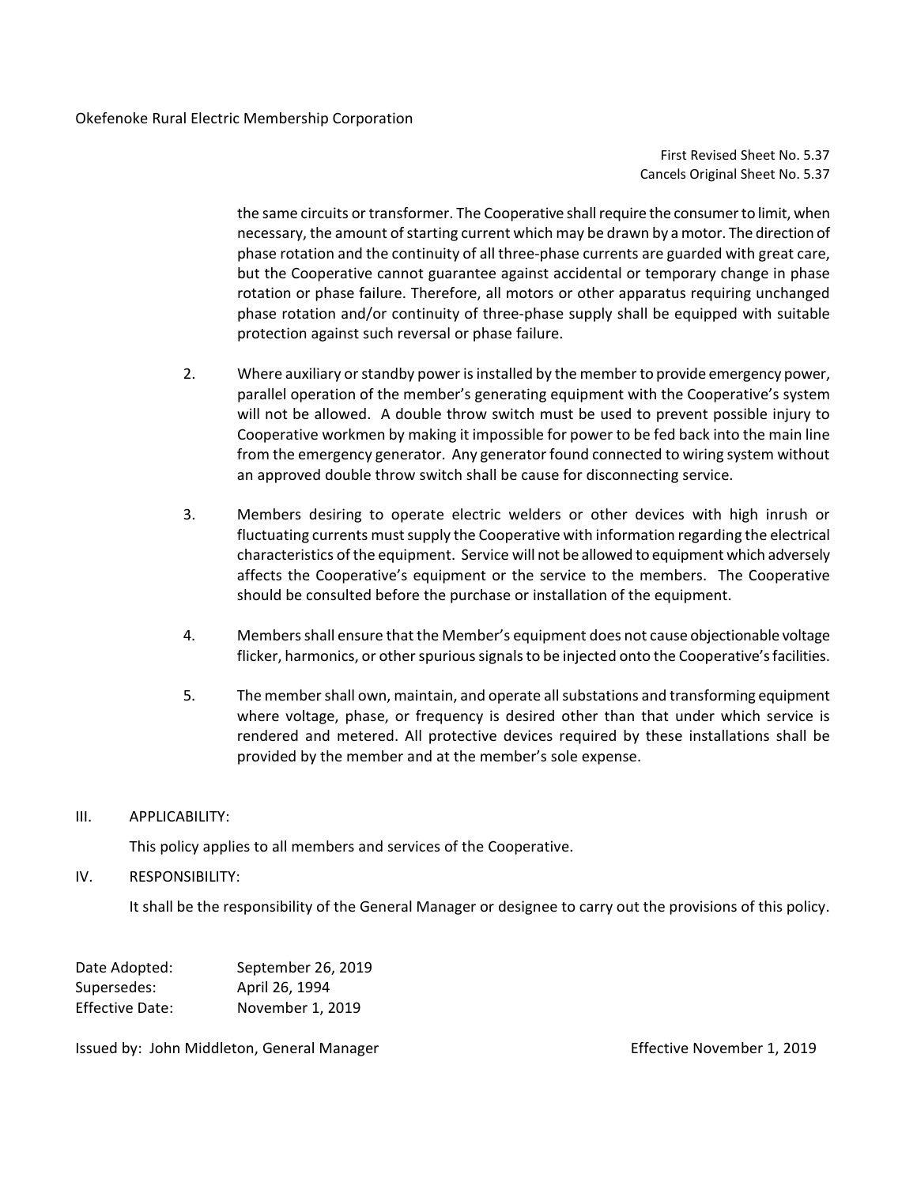the same circuits or transformer. The Cooperative shall require the consumer to limit, when necessary, the amount of starting current which may be drawn by a motor. The direction of phase rotation and the continuity of all three-phase currents are guarded with great care, but the Cooperative cannot guarantee against accidental or temporary change in phase rotation or phase failure. Therefore, all motors or other apparatus requiring unchanged phase rotation and/or continuity of three-phase supply shall be equipped with suitable protection against such reversal or phase failure.

2. Where auxiliary or standby power is installed by the member to provide emergency power, parallel operation of the member's generating equipment with the Cooperative's system will not be allowed. A double throw switch must be used to prevent possible injury to Cooperative workmen by making it impossible for power to be fed back into the main line from the emergency generator. Any generator found connected to wiring system without an approved double throw switch shall be cause for disconnecting service.

3. Members desiring to operate electric welders or other devices with high inrush or fluctuating currents must supply the Cooperative with information regarding the electrical characteristics of the equipment. Service will not be allowed to equipment which adversely affects the Cooperative's equipment or the service to the members. The Cooperative should be consulted before the purchase or installation of the equipment.

4. Members shall ensure that the Member's equipment does not cause objectionable voltage flicker, harmonics, or other spurious signals to be injected onto the Cooperative's facilities.

5. The member shall own, maintain, and operate all substations and transforming equipment where voltage, phase, or frequency is desired other than that under which service is rendered and metered. All protective devices required by these installations shall be provided by the member and at the member's sole expense.

## III. APPLICABILITY:

This policy applies to all members and services of the Cooperative.

## IV. RESPONSIBILITY:

It shall be the responsibility of the General Manager or designee to carry out the provisions of this policy.

Date Adopted: September 26, 2019
Supersedes: April 26, 1994
Effective Date: November 1, 2019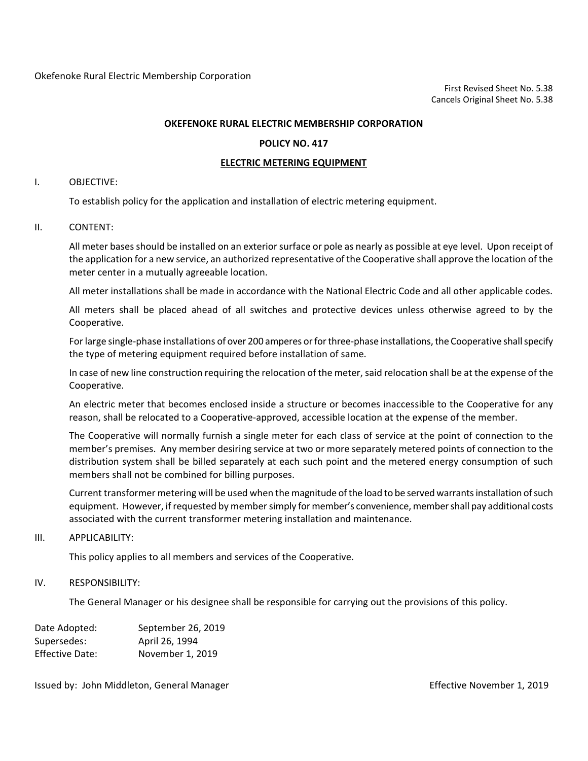Okefenoke Rural Electric Membership Corporation

First Revised Sheet No. 5.38
Cancels Original Sheet No. 5.38

**OKEFENOKE RURAL ELECTRIC MEMBERSHIP CORPORATION**

**POLICY NO. 417**

**ELECTRIC METERING EQUIPMENT**

I. OBJECTIVE:

To establish policy for the application and installation of electric metering equipment.

II. CONTENT:

All meter bases should be installed on an exterior surface or pole as nearly as possible at eye level. Upon receipt of the application for a new service, an authorized representative of the Cooperative shall approve the location of the meter center in a mutually agreeable location.

All meter installations shall be made in accordance with the National Electric Code and all other applicable codes.

All meters shall be placed ahead of all switches and protective devices unless otherwise agreed to by the Cooperative.

For large single-phase installations of over 200 amperes or for three-phase installations, the Cooperative shall specify the type of metering equipment required before installation of same.

In case of new line construction requiring the relocation of the meter, said relocation shall be at the expense of the Cooperative.

An electric meter that becomes enclosed inside a structure or becomes inaccessible to the Cooperative for any reason, shall be relocated to a Cooperative-approved, accessible location at the expense of the member.

The Cooperative will normally furnish a single meter for each class of service at the point of connection to the member's premises. Any member desiring service at two or more separately metered points of connection to the distribution system shall be billed separately at each such point and the metered energy consumption of such members shall not be combined for billing purposes.

Current transformer metering will be used when the magnitude of the load to be served warrants installation of such equipment. However, if requested by member simply for member's convenience, member shall pay additional costs associated with the current transformer metering installation and maintenance.

III. APPLICABILITY:

This policy applies to all members and services of the Cooperative.

IV. RESPONSIBILITY:

The General Manager or his designee shall be responsible for carrying out the provisions of this policy.

Date Adopted: September 26, 2019
Supersedes: April 26, 1994
Effective Date: November 1, 2019

Issued by: John Middleton, General Manager — Effective November 1, 2019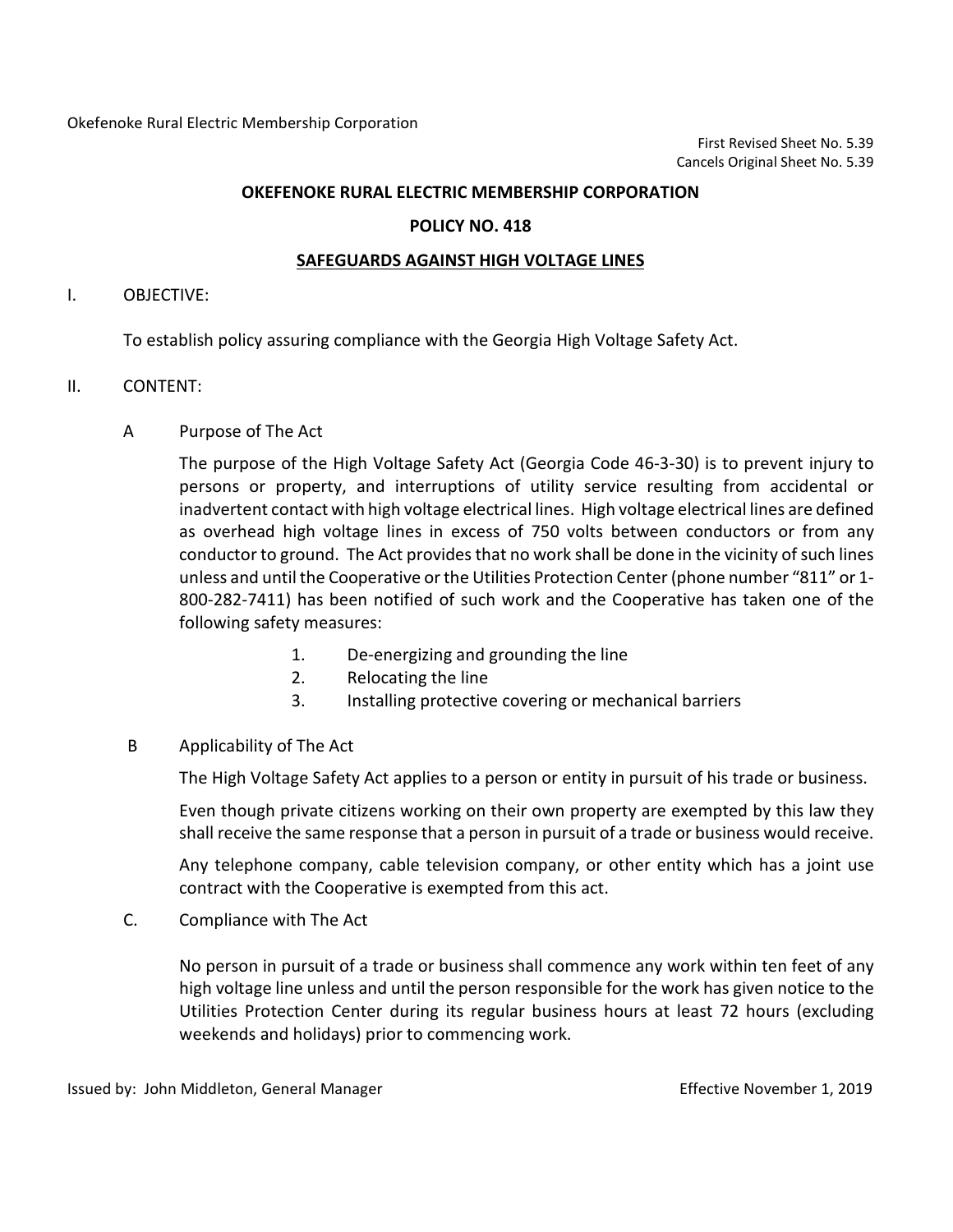Okefenoke Rural Electric Membership Corporation

First Revised Sheet No. 5.39
Cancels Original Sheet No. 5.39

# OKEFENOKE RURAL ELECTRIC MEMBERSHIP CORPORATION

## POLICY NO. 418

## SAFEGUARDS AGAINST HIGH VOLTAGE LINES

I. OBJECTIVE:

To establish policy assuring compliance with the Georgia High Voltage Safety Act.

II. CONTENT:

A Purpose of The Act

The purpose of the High Voltage Safety Act (Georgia Code 46-3-30) is to prevent injury to persons or property, and interruptions of utility service resulting from accidental or inadvertent contact with high voltage electrical lines. High voltage electrical lines are defined as overhead high voltage lines in excess of 750 volts between conductors or from any conductor to ground. The Act provides that no work shall be done in the vicinity of such lines unless and until the Cooperative or the Utilities Protection Center (phone number "811" or 1-800-282-7411) has been notified of such work and the Cooperative has taken one of the following safety measures:

1. De-energizing and grounding the line
2. Relocating the line
3. Installing protective covering or mechanical barriers

B Applicability of The Act

The High Voltage Safety Act applies to a person or entity in pursuit of his trade or business.

Even though private citizens working on their own property are exempted by this law they shall receive the same response that a person in pursuit of a trade or business would receive.

Any telephone company, cable television company, or other entity which has a joint use contract with the Cooperative is exempted from this act.

C. Compliance with The Act

No person in pursuit of a trade or business shall commence any work within ten feet of any high voltage line unless and until the person responsible for the work has given notice to the Utilities Protection Center during its regular business hours at least 72 hours (excluding weekends and holidays) prior to commencing work.

Issued by: John Middleton, General Manager

Effective November 1, 2019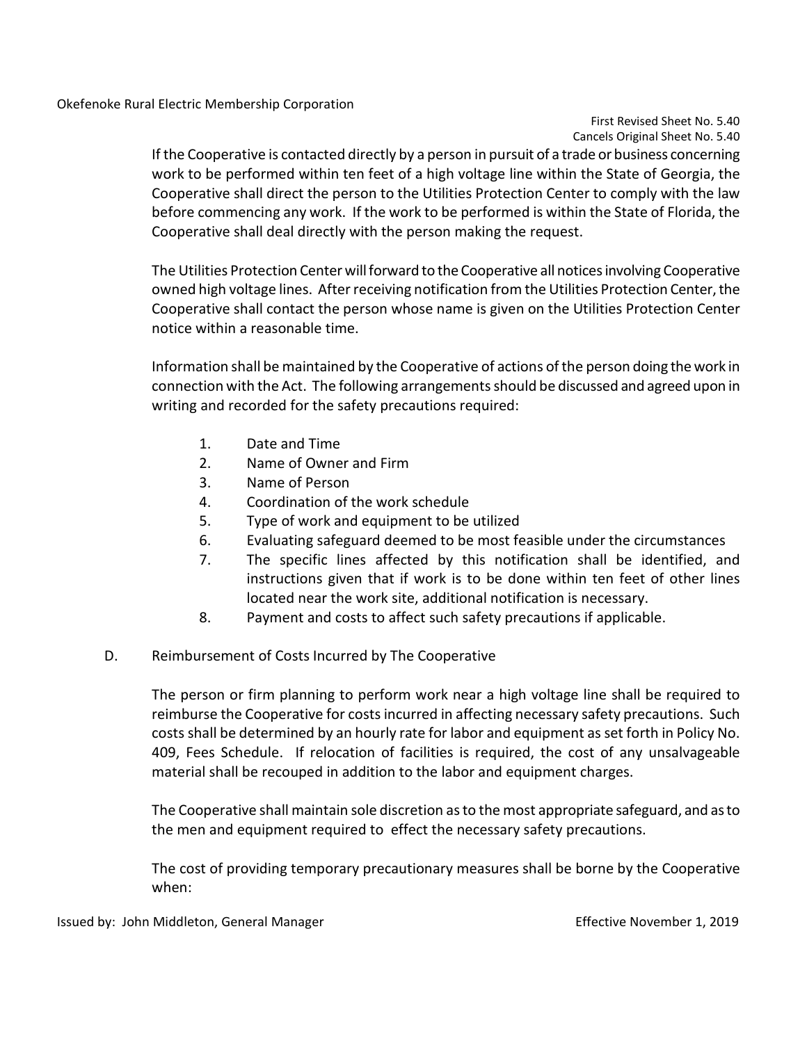If the Cooperative is contacted directly by a person in pursuit of a trade or business concerning work to be performed within ten feet of a high voltage line within the State of Georgia, the Cooperative shall direct the person to the Utilities Protection Center to comply with the law before commencing any work. If the work to be performed is within the State of Florida, the Cooperative shall deal directly with the person making the request.

The Utilities Protection Center will forward to the Cooperative all notices involving Cooperative owned high voltage lines. After receiving notification from the Utilities Protection Center, the Cooperative shall contact the person whose name is given on the Utilities Protection Center notice within a reasonable time.

Information shall be maintained by the Cooperative of actions of the person doing the work in connection with the Act. The following arrangements should be discussed and agreed upon in writing and recorded for the safety precautions required:

1. Date and Time
2. Name of Owner and Firm
3. Name of Person
4. Coordination of the work schedule
5. Type of work and equipment to be utilized
6. Evaluating safeguard deemed to be most feasible under the circumstances
7. The specific lines affected by this notification shall be identified, and instructions given that if work is to be done within ten feet of other lines located near the work site, additional notification is necessary.
8. Payment and costs to affect such safety precautions if applicable.

D. Reimbursement of Costs Incurred by The Cooperative

The person or firm planning to perform work near a high voltage line shall be required to reimburse the Cooperative for costs incurred in affecting necessary safety precautions. Such costs shall be determined by an hourly rate for labor and equipment as set forth in Policy No. 409, Fees Schedule. If relocation of facilities is required, the cost of any unsalvageable material shall be recouped in addition to the labor and equipment charges.

The Cooperative shall maintain sole discretion as to the most appropriate safeguard, and as to the men and equipment required to effect the necessary safety precautions.

The cost of providing temporary precautionary measures shall be borne by the Cooperative when: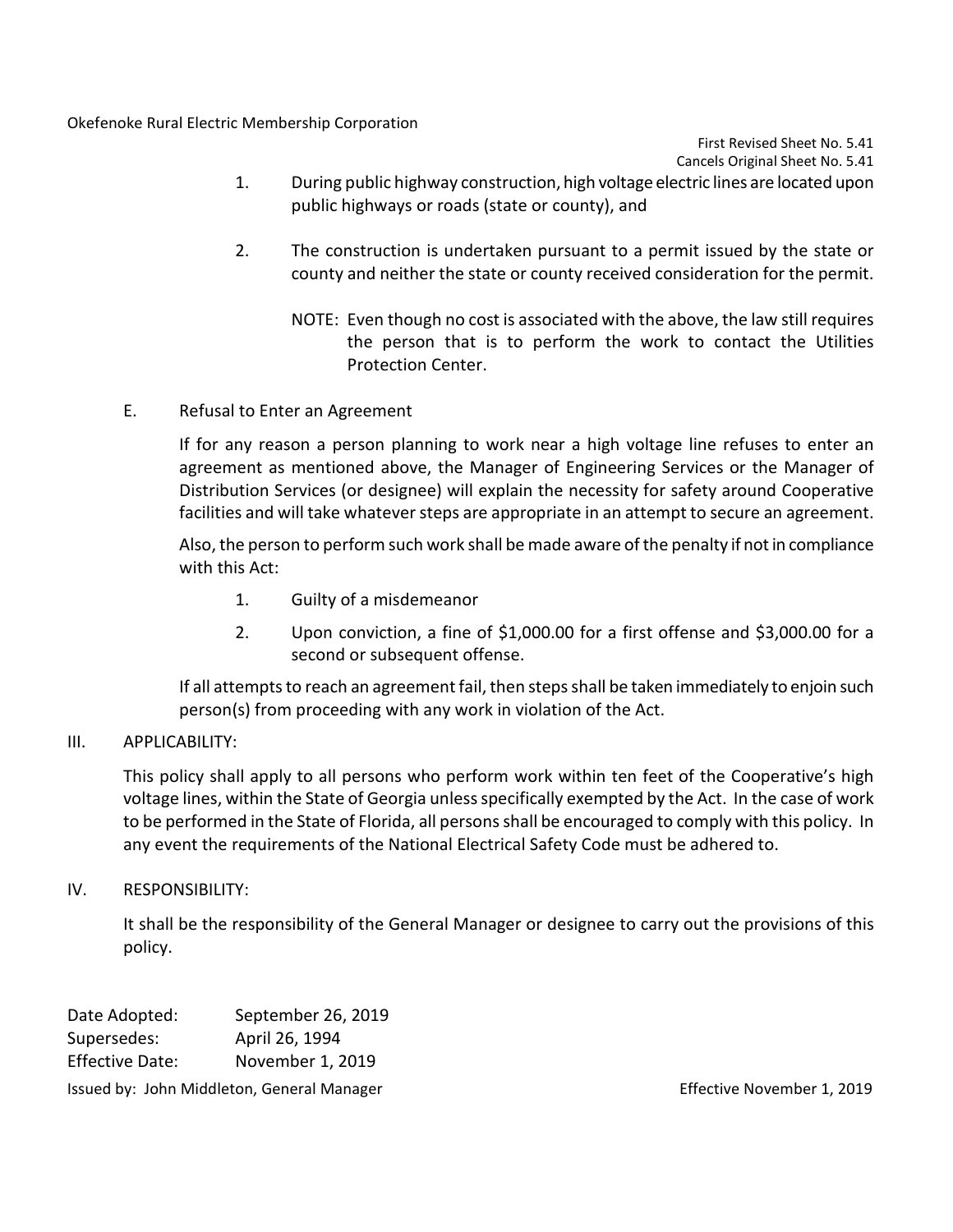1. During public highway construction, high voltage electric lines are located upon public highways or roads (state or county), and

2. The construction is undertaken pursuant to a permit issued by the state or county and neither the state or county received consideration for the permit.

   NOTE: Even though no cost is associated with the above, the law still requires the person that is to perform the work to contact the Utilities Protection Center.

E. Refusal to Enter an Agreement

If for any reason a person planning to work near a high voltage line refuses to enter an agreement as mentioned above, the Manager of Engineering Services or the Manager of Distribution Services (or designee) will explain the necessity for safety around Cooperative facilities and will take whatever steps are appropriate in an attempt to secure an agreement.

Also, the person to perform such work shall be made aware of the penalty if not in compliance with this Act:

1. Guilty of a misdemeanor

2. Upon conviction, a fine of $1,000.00 for a first offense and $3,000.00 for a second or subsequent offense.

If all attempts to reach an agreement fail, then steps shall be taken immediately to enjoin such person(s) from proceeding with any work in violation of the Act.

## III. APPLICABILITY:

This policy shall apply to all persons who perform work within ten feet of the Cooperative's high voltage lines, within the State of Georgia unless specifically exempted by the Act. In the case of work to be performed in the State of Florida, all persons shall be encouraged to comply with this policy. In any event the requirements of the National Electrical Safety Code must be adhered to.

## IV. RESPONSIBILITY:

It shall be the responsibility of the General Manager or designee to carry out the provisions of this policy.

Date Adopted: September 26, 2019
Supersedes: April 26, 1994
Effective Date: November 1, 2019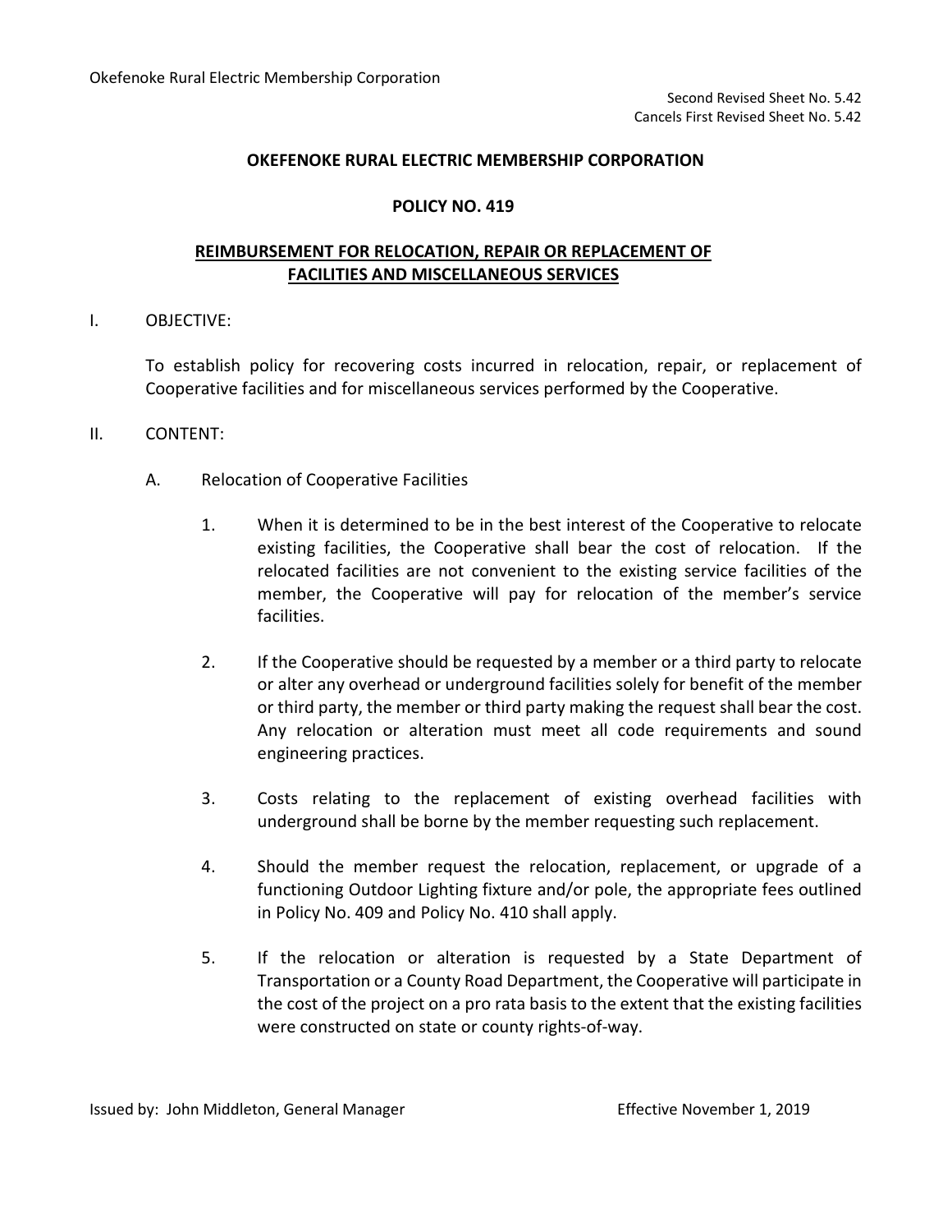Second Revised Sheet No. 5.42
Cancels First Revised Sheet No. 5.42

## OKEFENOKE RURAL ELECTRIC MEMBERSHIP CORPORATION

## POLICY NO. 419

## REIMBURSEMENT FOR RELOCATION, REPAIR OR REPLACEMENT OF FACILITIES AND MISCELLANEOUS SERVICES

I. OBJECTIVE:

To establish policy for recovering costs incurred in relocation, repair, or replacement of Cooperative facilities and for miscellaneous services performed by the Cooperative.

II. CONTENT:

A. Relocation of Cooperative Facilities

1. When it is determined to be in the best interest of the Cooperative to relocate existing facilities, the Cooperative shall bear the cost of relocation. If the relocated facilities are not convenient to the existing service facilities of the member, the Cooperative will pay for relocation of the member's service facilities.

2. If the Cooperative should be requested by a member or a third party to relocate or alter any overhead or underground facilities solely for benefit of the member or third party, the member or third party making the request shall bear the cost. Any relocation or alteration must meet all code requirements and sound engineering practices.

3. Costs relating to the replacement of existing overhead facilities with underground shall be borne by the member requesting such replacement.

4. Should the member request the relocation, replacement, or upgrade of a functioning Outdoor Lighting fixture and/or pole, the appropriate fees outlined in Policy No. 409 and Policy No. 410 shall apply.

5. If the relocation or alteration is requested by a State Department of Transportation or a County Road Department, the Cooperative will participate in the cost of the project on a pro rata basis to the extent that the existing facilities were constructed on state or county rights-of-way.

Issued by: John Middleton, General Manager　　　　Effective November 1, 2019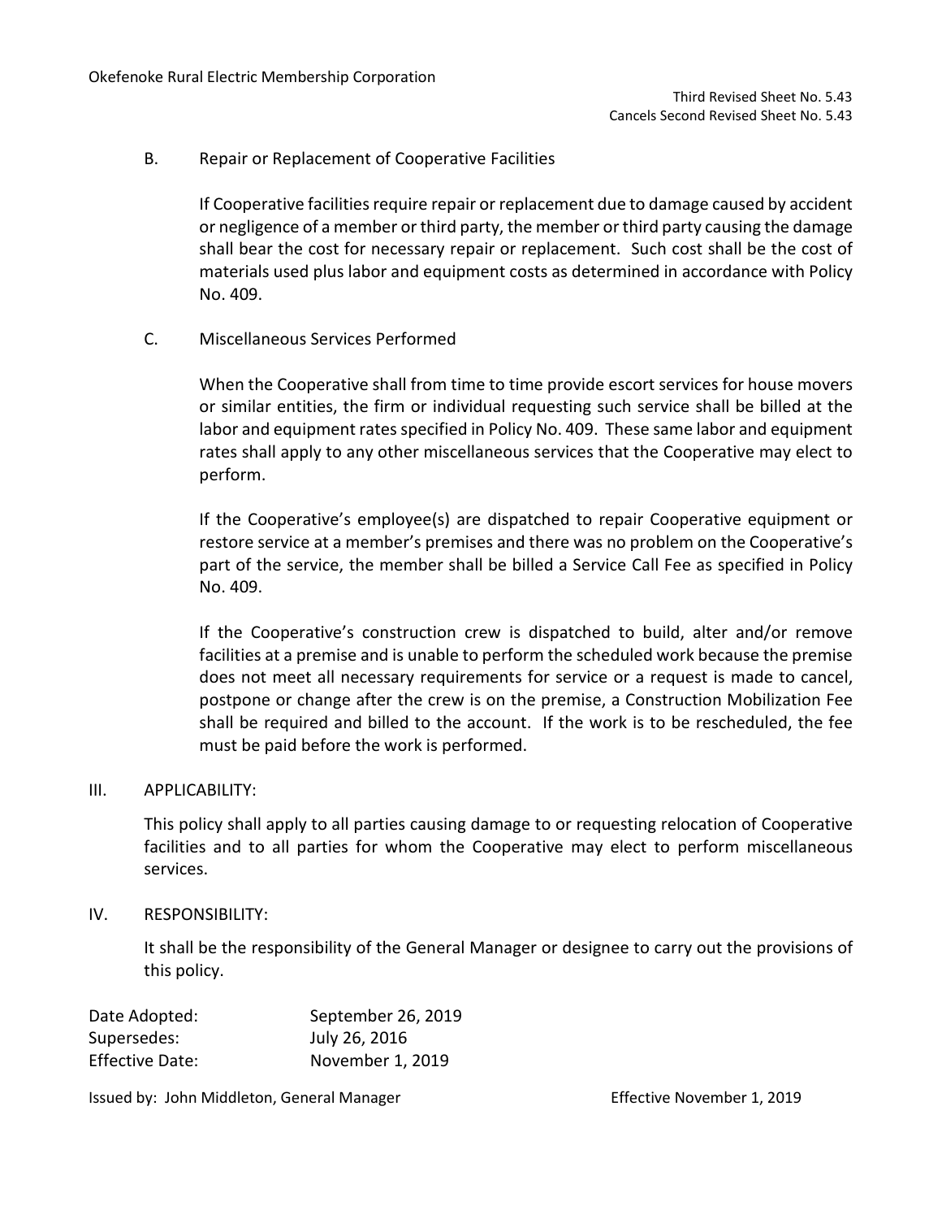B. Repair or Replacement of Cooperative Facilities

If Cooperative facilities require repair or replacement due to damage caused by accident or negligence of a member or third party, the member or third party causing the damage shall bear the cost for necessary repair or replacement. Such cost shall be the cost of materials used plus labor and equipment costs as determined in accordance with Policy No. 409.

C. Miscellaneous Services Performed

When the Cooperative shall from time to time provide escort services for house movers or similar entities, the firm or individual requesting such service shall be billed at the labor and equipment rates specified in Policy No. 409. These same labor and equipment rates shall apply to any other miscellaneous services that the Cooperative may elect to perform.

If the Cooperative's employee(s) are dispatched to repair Cooperative equipment or restore service at a member's premises and there was no problem on the Cooperative's part of the service, the member shall be billed a Service Call Fee as specified in Policy No. 409.

If the Cooperative's construction crew is dispatched to build, alter and/or remove facilities at a premise and is unable to perform the scheduled work because the premise does not meet all necessary requirements for service or a request is made to cancel, postpone or change after the crew is on the premise, a Construction Mobilization Fee shall be required and billed to the account. If the work is to be rescheduled, the fee must be paid before the work is performed.

III. APPLICABILITY:

This policy shall apply to all parties causing damage to or requesting relocation of Cooperative facilities and to all parties for whom the Cooperative may elect to perform miscellaneous services.

IV. RESPONSIBILITY:

It shall be the responsibility of the General Manager or designee to carry out the provisions of this policy.

Date Adopted: September 26, 2019
Supersedes: July 26, 2016
Effective Date: November 1, 2019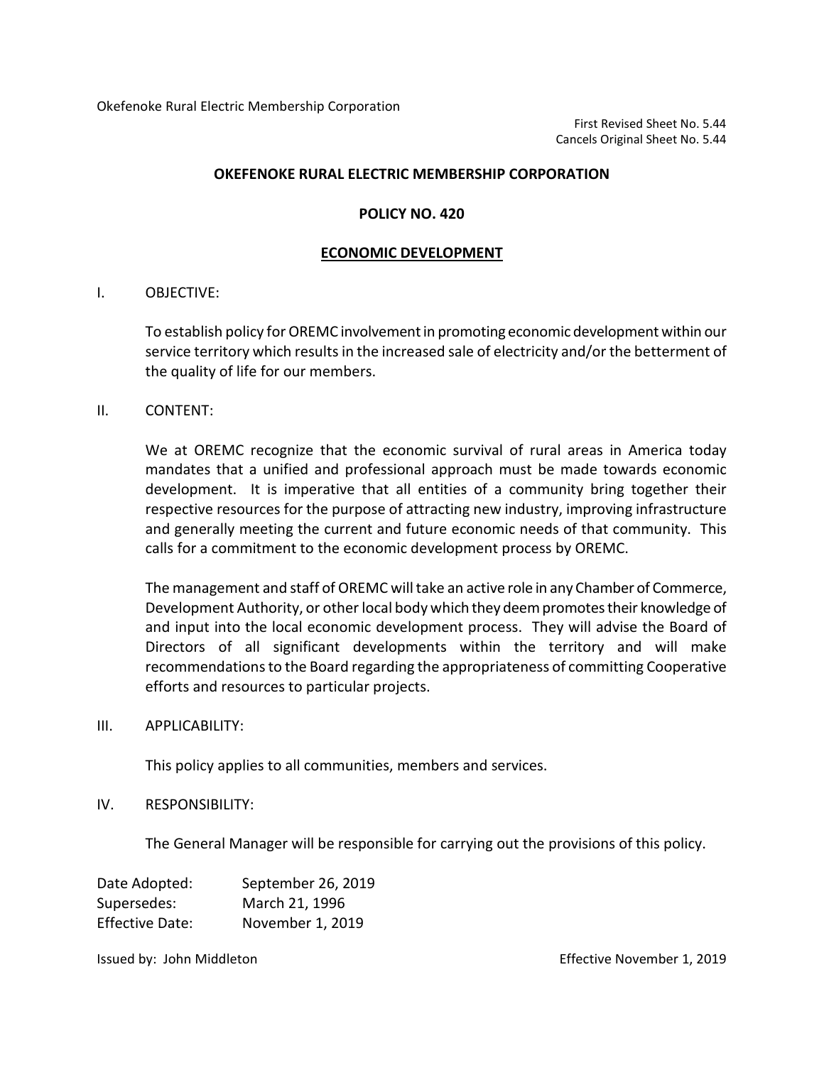Okefenoke Rural Electric Membership Corporation

First Revised Sheet No. 5.44
Cancels Original Sheet No. 5.44

**OKEFENOKE RURAL ELECTRIC MEMBERSHIP CORPORATION**

**POLICY NO. 420**

**ECONOMIC DEVELOPMENT**

I. OBJECTIVE:

To establish policy for OREMC involvement in promoting economic development within our service territory which results in the increased sale of electricity and/or the betterment of the quality of life for our members.

II. CONTENT:

We at OREMC recognize that the economic survival of rural areas in America today mandates that a unified and professional approach must be made towards economic development. It is imperative that all entities of a community bring together their respective resources for the purpose of attracting new industry, improving infrastructure and generally meeting the current and future economic needs of that community. This calls for a commitment to the economic development process by OREMC.

The management and staff of OREMC will take an active role in any Chamber of Commerce, Development Authority, or other local body which they deem promotes their knowledge of and input into the local economic development process. They will advise the Board of Directors of all significant developments within the territory and will make recommendations to the Board regarding the appropriateness of committing Cooperative efforts and resources to particular projects.

III. APPLICABILITY:

This policy applies to all communities, members and services.

IV. RESPONSIBILITY:

The General Manager will be responsible for carrying out the provisions of this policy.

Date Adopted: September 26, 2019
Supersedes: March 21, 1996
Effective Date: November 1, 2019

Issued by: John Middleton

Effective November 1, 2019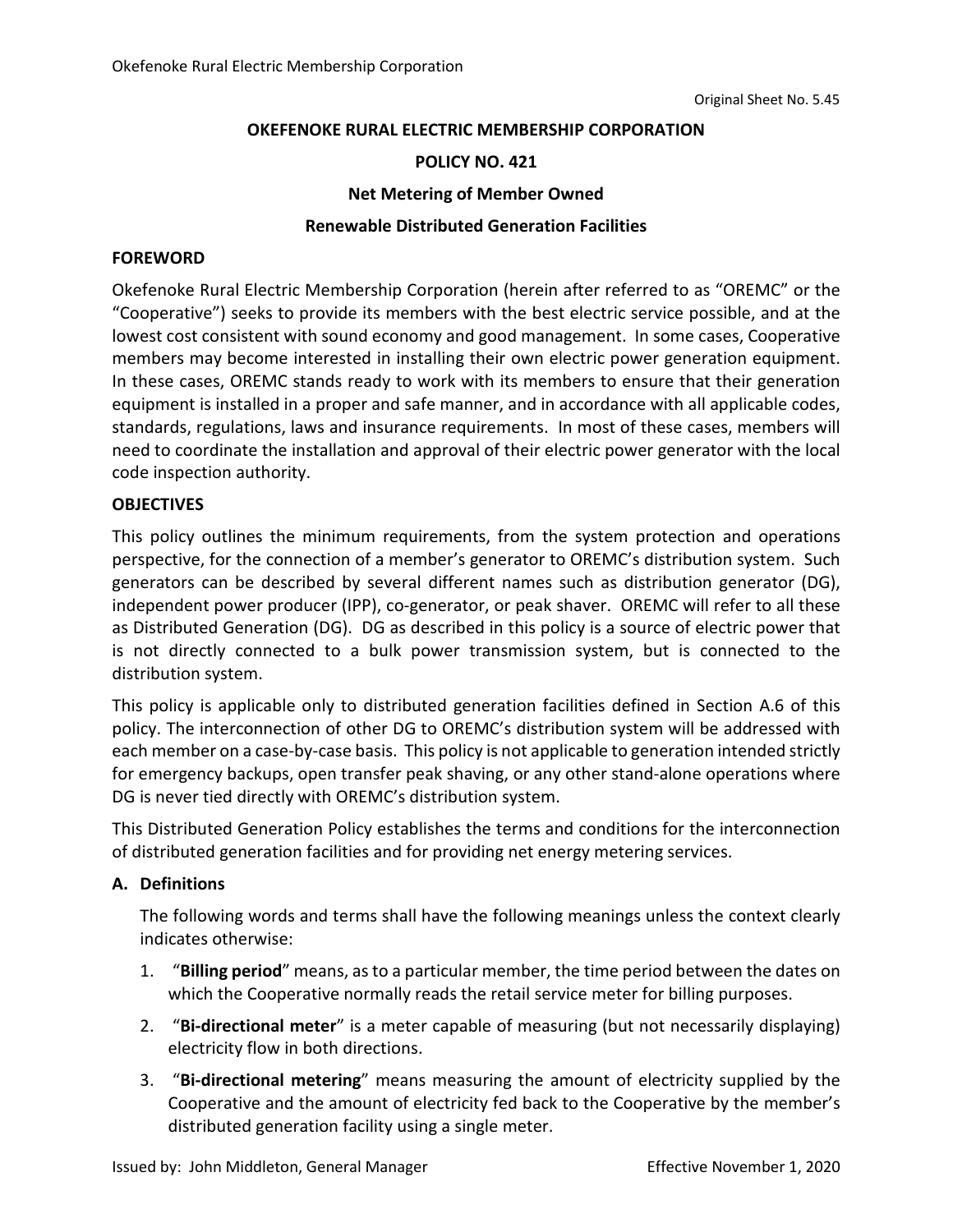# OKEFENOKE RURAL ELECTRIC MEMBERSHIP CORPORATION

## POLICY NO. 421

## Net Metering of Member Owned

## Renewable Distributed Generation Facilities

### FOREWORD

Okefenoke Rural Electric Membership Corporation (herein after referred to as "OREMC" or the "Cooperative") seeks to provide its members with the best electric service possible, and at the lowest cost consistent with sound economy and good management. In some cases, Cooperative members may become interested in installing their own electric power generation equipment. In these cases, OREMC stands ready to work with its members to ensure that their generation equipment is installed in a proper and safe manner, and in accordance with all applicable codes, standards, regulations, laws and insurance requirements. In most of these cases, members will need to coordinate the installation and approval of their electric power generator with the local code inspection authority.

### OBJECTIVES

This policy outlines the minimum requirements, from the system protection and operations perspective, for the connection of a member's generator to OREMC's distribution system. Such generators can be described by several different names such as distribution generator (DG), independent power producer (IPP), co-generator, or peak shaver. OREMC will refer to all these as Distributed Generation (DG). DG as described in this policy is a source of electric power that is not directly connected to a bulk power transmission system, but is connected to the distribution system.

This policy is applicable only to distributed generation facilities defined in Section A.6 of this policy. The interconnection of other DG to OREMC's distribution system will be addressed with each member on a case-by-case basis. This policy is not applicable to generation intended strictly for emergency backups, open transfer peak shaving, or any other stand-alone operations where DG is never tied directly with OREMC's distribution system.

This Distributed Generation Policy establishes the terms and conditions for the interconnection of distributed generation facilities and for providing net energy metering services.

### A. Definitions

The following words and terms shall have the following meanings unless the context clearly indicates otherwise:

1. "**Billing period**" means, as to a particular member, the time period between the dates on which the Cooperative normally reads the retail service meter for billing purposes.
2. "**Bi-directional meter**" is a meter capable of measuring (but not necessarily displaying) electricity flow in both directions.
3. "**Bi-directional metering**" means measuring the amount of electricity supplied by the Cooperative and the amount of electricity fed back to the Cooperative by the member's distributed generation facility using a single meter.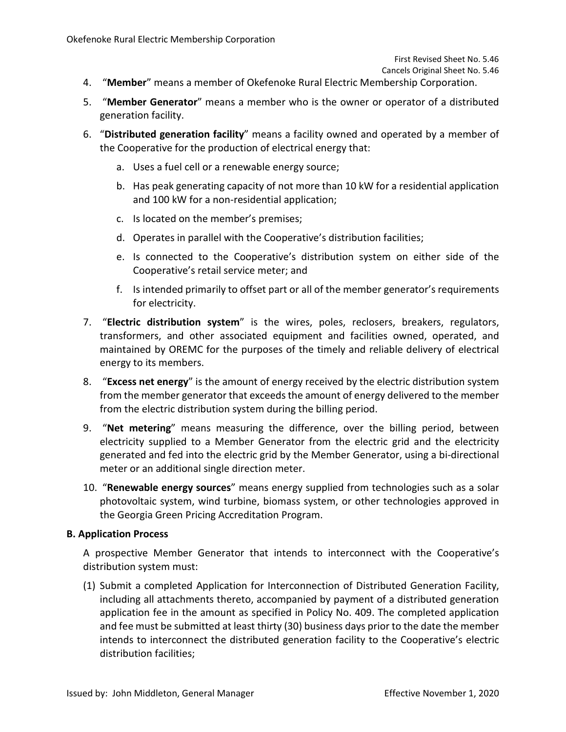4. "**Member**" means a member of Okefenoke Rural Electric Membership Corporation.

5. "**Member Generator**" means a member who is the owner or operator of a distributed generation facility.

6. "**Distributed generation facility**" means a facility owned and operated by a member of the Cooperative for the production of electrical energy that:

   a. Uses a fuel cell or a renewable energy source;

   b. Has peak generating capacity of not more than 10 kW for a residential application and 100 kW for a non-residential application;

   c. Is located on the member's premises;

   d. Operates in parallel with the Cooperative's distribution facilities;

   e. Is connected to the Cooperative's distribution system on either side of the Cooperative's retail service meter; and

   f. Is intended primarily to offset part or all of the member generator's requirements for electricity.

7. "**Electric distribution system**" is the wires, poles, reclosers, breakers, regulators, transformers, and other associated equipment and facilities owned, operated, and maintained by OREMC for the purposes of the timely and reliable delivery of electrical energy to its members.

8. "**Excess net energy**" is the amount of energy received by the electric distribution system from the member generator that exceeds the amount of energy delivered to the member from the electric distribution system during the billing period.

9. "**Net metering**" means measuring the difference, over the billing period, between electricity supplied to a Member Generator from the electric grid and the electricity generated and fed into the electric grid by the Member Generator, using a bi-directional meter or an additional single direction meter.

10. "**Renewable energy sources**" means energy supplied from technologies such as a solar photovoltaic system, wind turbine, biomass system, or other technologies approved in the Georgia Green Pricing Accreditation Program.

**B. Application Process**

A prospective Member Generator that intends to interconnect with the Cooperative's distribution system must:

(1) Submit a completed Application for Interconnection of Distributed Generation Facility, including all attachments thereto, accompanied by payment of a distributed generation application fee in the amount as specified in Policy No. 409. The completed application and fee must be submitted at least thirty (30) business days prior to the date the member intends to interconnect the distributed generation facility to the Cooperative's electric distribution facilities;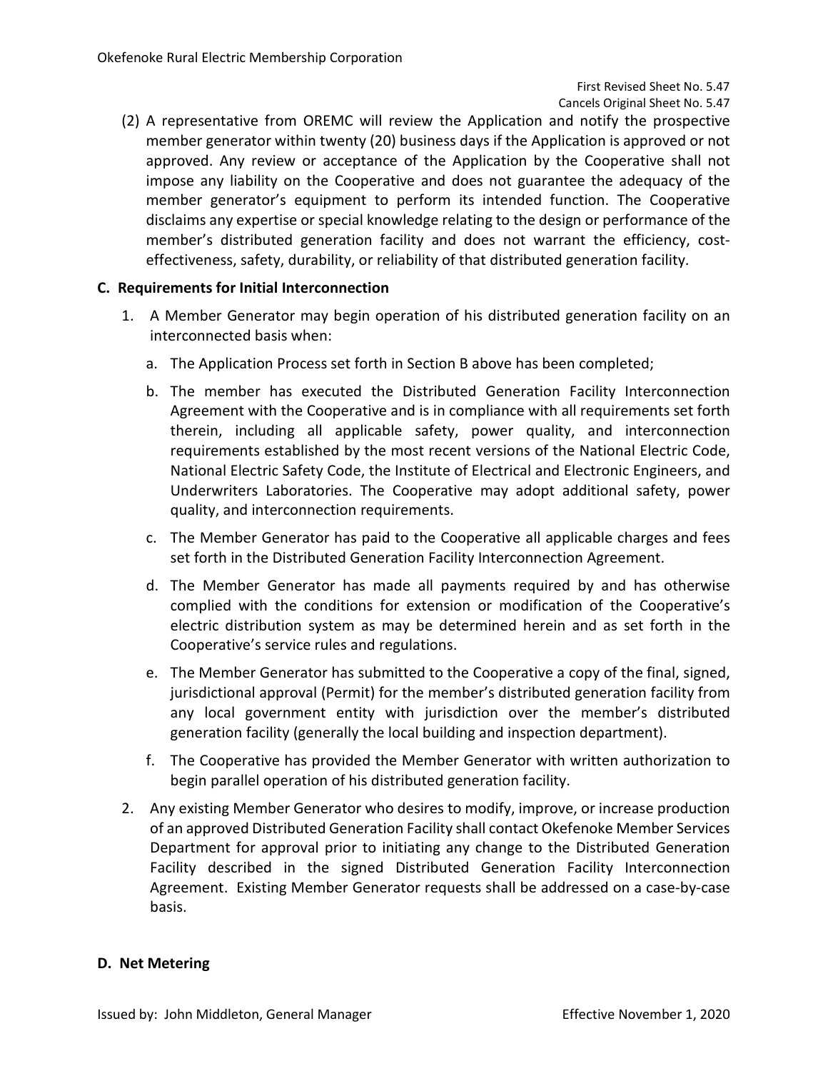(2) A representative from OREMC will review the Application and notify the prospective member generator within twenty (20) business days if the Application is approved or not approved. Any review or acceptance of the Application by the Cooperative shall not impose any liability on the Cooperative and does not guarantee the adequacy of the member generator's equipment to perform its intended function. The Cooperative disclaims any expertise or special knowledge relating to the design or performance of the member's distributed generation facility and does not warrant the efficiency, cost-effectiveness, safety, durability, or reliability of that distributed generation facility.

**C. Requirements for Initial Interconnection**

1. A Member Generator may begin operation of his distributed generation facility on an interconnected basis when:
   a. The Application Process set forth in Section B above has been completed;
   b. The member has executed the Distributed Generation Facility Interconnection Agreement with the Cooperative and is in compliance with all requirements set forth therein, including all applicable safety, power quality, and interconnection requirements established by the most recent versions of the National Electric Code, National Electric Safety Code, the Institute of Electrical and Electronic Engineers, and Underwriters Laboratories. The Cooperative may adopt additional safety, power quality, and interconnection requirements.
   c. The Member Generator has paid to the Cooperative all applicable charges and fees set forth in the Distributed Generation Facility Interconnection Agreement.
   d. The Member Generator has made all payments required by and has otherwise complied with the conditions for extension or modification of the Cooperative's electric distribution system as may be determined herein and as set forth in the Cooperative's service rules and regulations.
   e. The Member Generator has submitted to the Cooperative a copy of the final, signed, jurisdictional approval (Permit) for the member's distributed generation facility from any local government entity with jurisdiction over the member's distributed generation facility (generally the local building and inspection department).
   f. The Cooperative has provided the Member Generator with written authorization to begin parallel operation of his distributed generation facility.
2. Any existing Member Generator who desires to modify, improve, or increase production of an approved Distributed Generation Facility shall contact Okefenoke Member Services Department for approval prior to initiating any change to the Distributed Generation Facility described in the signed Distributed Generation Facility Interconnection Agreement. Existing Member Generator requests shall be addressed on a case-by-case basis.

**D. Net Metering**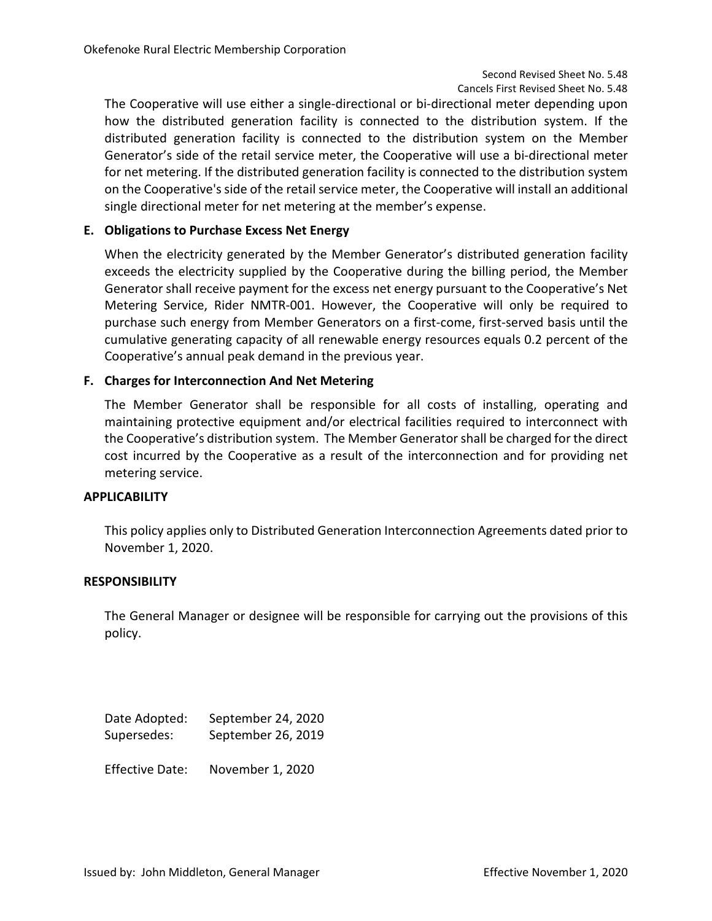The Cooperative will use either a single-directional or bi-directional meter depending upon how the distributed generation facility is connected to the distribution system. If the distributed generation facility is connected to the distribution system on the Member Generator's side of the retail service meter, the Cooperative will use a bi-directional meter for net metering. If the distributed generation facility is connected to the distribution system on the Cooperative's side of the retail service meter, the Cooperative will install an additional single directional meter for net metering at the member's expense.

**E. Obligations to Purchase Excess Net Energy**

When the electricity generated by the Member Generator's distributed generation facility exceeds the electricity supplied by the Cooperative during the billing period, the Member Generator shall receive payment for the excess net energy pursuant to the Cooperative's Net Metering Service, Rider NMTR-001. However, the Cooperative will only be required to purchase such energy from Member Generators on a first-come, first-served basis until the cumulative generating capacity of all renewable energy resources equals 0.2 percent of the Cooperative's annual peak demand in the previous year.

**F. Charges for Interconnection And Net Metering**

The Member Generator shall be responsible for all costs of installing, operating and maintaining protective equipment and/or electrical facilities required to interconnect with the Cooperative's distribution system. The Member Generator shall be charged for the direct cost incurred by the Cooperative as a result of the interconnection and for providing net metering service.

**APPLICABILITY**

This policy applies only to Distributed Generation Interconnection Agreements dated prior to November 1, 2020.

**RESPONSIBILITY**

The General Manager or designee will be responsible for carrying out the provisions of this policy.

Date Adopted: September 24, 2020
Supersedes: September 26, 2019

Effective Date: November 1, 2020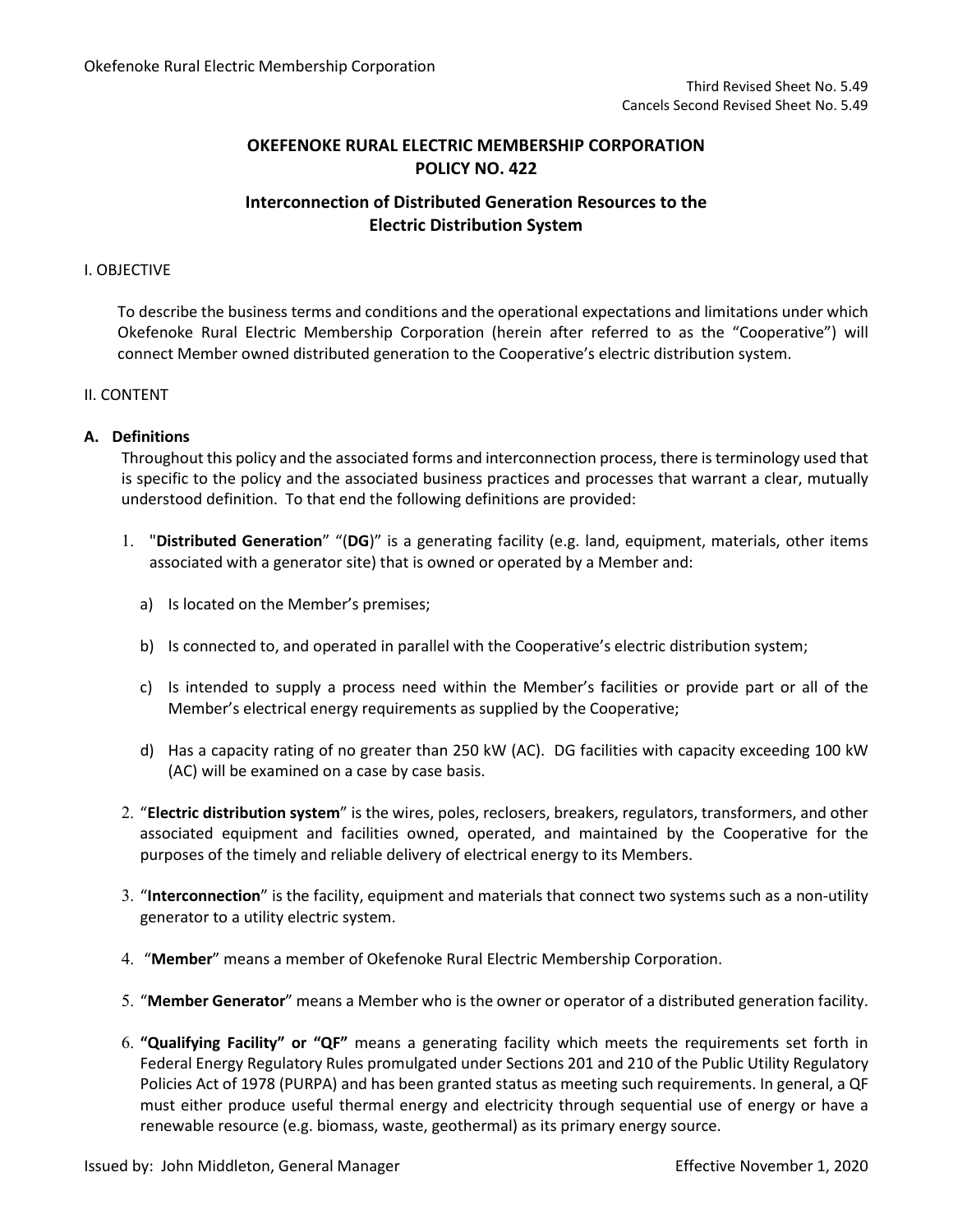Third Revised Sheet No. 5.49
Cancels Second Revised Sheet No. 5.49

## OKEFENOKE RURAL ELECTRIC MEMBERSHIP CORPORATION
## POLICY NO. 422

### Interconnection of Distributed Generation Resources to the Electric Distribution System

I. OBJECTIVE

To describe the business terms and conditions and the operational expectations and limitations under which Okefenoke Rural Electric Membership Corporation (herein after referred to as the "Cooperative") will connect Member owned distributed generation to the Cooperative's electric distribution system.

II. CONTENT

**A. Definitions**

Throughout this policy and the associated forms and interconnection process, there is terminology used that is specific to the policy and the associated business practices and processes that warrant a clear, mutually understood definition. To that end the following definitions are provided:

1. "**Distributed Generation**" "(**DG**)" is a generating facility (e.g. land, equipment, materials, other items associated with a generator site) that is owned or operated by a Member and:

    a) Is located on the Member's premises;

    b) Is connected to, and operated in parallel with the Cooperative's electric distribution system;

    c) Is intended to supply a process need within the Member's facilities or provide part or all of the Member's electrical energy requirements as supplied by the Cooperative;

    d) Has a capacity rating of no greater than 250 kW (AC). DG facilities with capacity exceeding 100 kW (AC) will be examined on a case by case basis.

2. "**Electric distribution system**" is the wires, poles, reclosers, breakers, regulators, transformers, and other associated equipment and facilities owned, operated, and maintained by the Cooperative for the purposes of the timely and reliable delivery of electrical energy to its Members.

3. "**Interconnection**" is the facility, equipment and materials that connect two systems such as a non-utility generator to a utility electric system.

4. "**Member**" means a member of Okefenoke Rural Electric Membership Corporation.

5. "**Member Generator**" means a Member who is the owner or operator of a distributed generation facility.

6. **"Qualifying Facility" or "QF"** means a generating facility which meets the requirements set forth in Federal Energy Regulatory Rules promulgated under Sections 201 and 210 of the Public Utility Regulatory Policies Act of 1978 (PURPA) and has been granted status as meeting such requirements. In general, a QF must either produce useful thermal energy and electricity through sequential use of energy or have a renewable resource (e.g. biomass, waste, geothermal) as its primary energy source.

Issued by: John Middleton, General Manager — Effective November 1, 2020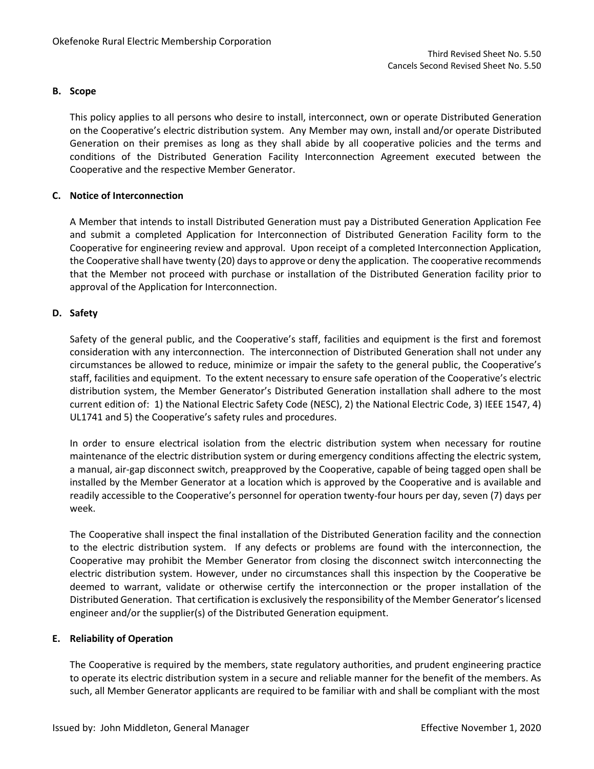**B. Scope**

This policy applies to all persons who desire to install, interconnect, own or operate Distributed Generation on the Cooperative's electric distribution system. Any Member may own, install and/or operate Distributed Generation on their premises as long as they shall abide by all cooperative policies and the terms and conditions of the Distributed Generation Facility Interconnection Agreement executed between the Cooperative and the respective Member Generator.

**C. Notice of Interconnection**

A Member that intends to install Distributed Generation must pay a Distributed Generation Application Fee and submit a completed Application for Interconnection of Distributed Generation Facility form to the Cooperative for engineering review and approval. Upon receipt of a completed Interconnection Application, the Cooperative shall have twenty (20) days to approve or deny the application. The cooperative recommends that the Member not proceed with purchase or installation of the Distributed Generation facility prior to approval of the Application for Interconnection.

**D. Safety**

Safety of the general public, and the Cooperative's staff, facilities and equipment is the first and foremost consideration with any interconnection. The interconnection of Distributed Generation shall not under any circumstances be allowed to reduce, minimize or impair the safety to the general public, the Cooperative's staff, facilities and equipment. To the extent necessary to ensure safe operation of the Cooperative's electric distribution system, the Member Generator's Distributed Generation installation shall adhere to the most current edition of: 1) the National Electric Safety Code (NESC), 2) the National Electric Code, 3) IEEE 1547, 4) UL1741 and 5) the Cooperative's safety rules and procedures.

In order to ensure electrical isolation from the electric distribution system when necessary for routine maintenance of the electric distribution system or during emergency conditions affecting the electric system, a manual, air-gap disconnect switch, preapproved by the Cooperative, capable of being tagged open shall be installed by the Member Generator at a location which is approved by the Cooperative and is available and readily accessible to the Cooperative's personnel for operation twenty-four hours per day, seven (7) days per week.

The Cooperative shall inspect the final installation of the Distributed Generation facility and the connection to the electric distribution system. If any defects or problems are found with the interconnection, the Cooperative may prohibit the Member Generator from closing the disconnect switch interconnecting the electric distribution system. However, under no circumstances shall this inspection by the Cooperative be deemed to warrant, validate or otherwise certify the interconnection or the proper installation of the Distributed Generation. That certification is exclusively the responsibility of the Member Generator's licensed engineer and/or the supplier(s) of the Distributed Generation equipment.

**E. Reliability of Operation**

The Cooperative is required by the members, state regulatory authorities, and prudent engineering practice to operate its electric distribution system in a secure and reliable manner for the benefit of the members. As such, all Member Generator applicants are required to be familiar with and shall be compliant with the most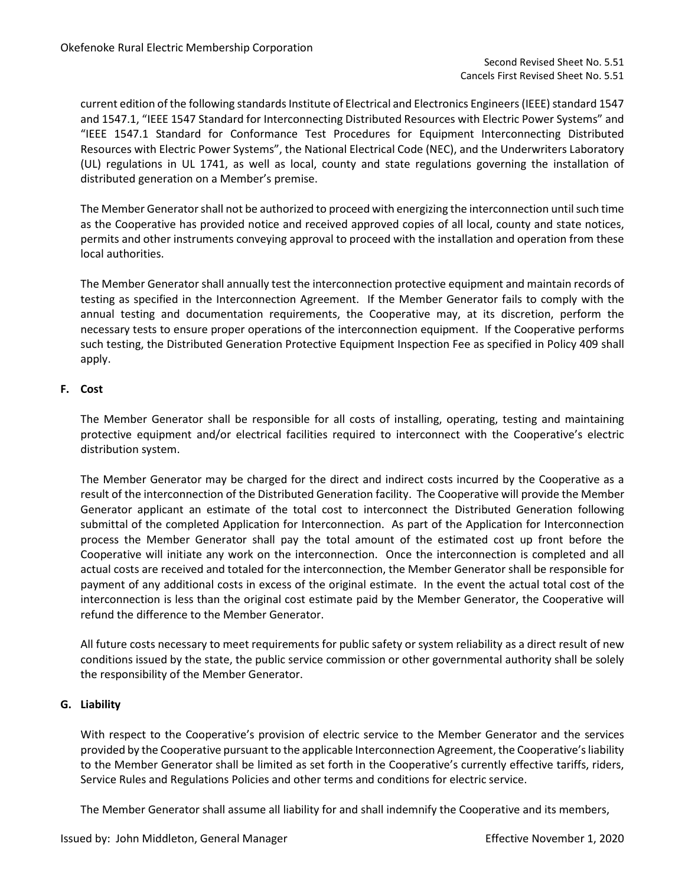current edition of the following standards Institute of Electrical and Electronics Engineers (IEEE) standard 1547 and 1547.1, "IEEE 1547 Standard for Interconnecting Distributed Resources with Electric Power Systems" and "IEEE 1547.1 Standard for Conformance Test Procedures for Equipment Interconnecting Distributed Resources with Electric Power Systems", the National Electrical Code (NEC), and the Underwriters Laboratory (UL) regulations in UL 1741, as well as local, county and state regulations governing the installation of distributed generation on a Member's premise.

The Member Generator shall not be authorized to proceed with energizing the interconnection until such time as the Cooperative has provided notice and received approved copies of all local, county and state notices, permits and other instruments conveying approval to proceed with the installation and operation from these local authorities.

The Member Generator shall annually test the interconnection protective equipment and maintain records of testing as specified in the Interconnection Agreement. If the Member Generator fails to comply with the annual testing and documentation requirements, the Cooperative may, at its discretion, perform the necessary tests to ensure proper operations of the interconnection equipment. If the Cooperative performs such testing, the Distributed Generation Protective Equipment Inspection Fee as specified in Policy 409 shall apply.

**F. Cost**

The Member Generator shall be responsible for all costs of installing, operating, testing and maintaining protective equipment and/or electrical facilities required to interconnect with the Cooperative's electric distribution system.

The Member Generator may be charged for the direct and indirect costs incurred by the Cooperative as a result of the interconnection of the Distributed Generation facility. The Cooperative will provide the Member Generator applicant an estimate of the total cost to interconnect the Distributed Generation following submittal of the completed Application for Interconnection. As part of the Application for Interconnection process the Member Generator shall pay the total amount of the estimated cost up front before the Cooperative will initiate any work on the interconnection. Once the interconnection is completed and all actual costs are received and totaled for the interconnection, the Member Generator shall be responsible for payment of any additional costs in excess of the original estimate. In the event the actual total cost of the interconnection is less than the original cost estimate paid by the Member Generator, the Cooperative will refund the difference to the Member Generator.

All future costs necessary to meet requirements for public safety or system reliability as a direct result of new conditions issued by the state, the public service commission or other governmental authority shall be solely the responsibility of the Member Generator.

**G. Liability**

With respect to the Cooperative's provision of electric service to the Member Generator and the services provided by the Cooperative pursuant to the applicable Interconnection Agreement, the Cooperative's liability to the Member Generator shall be limited as set forth in the Cooperative's currently effective tariffs, riders, Service Rules and Regulations Policies and other terms and conditions for electric service.

The Member Generator shall assume all liability for and shall indemnify the Cooperative and its members,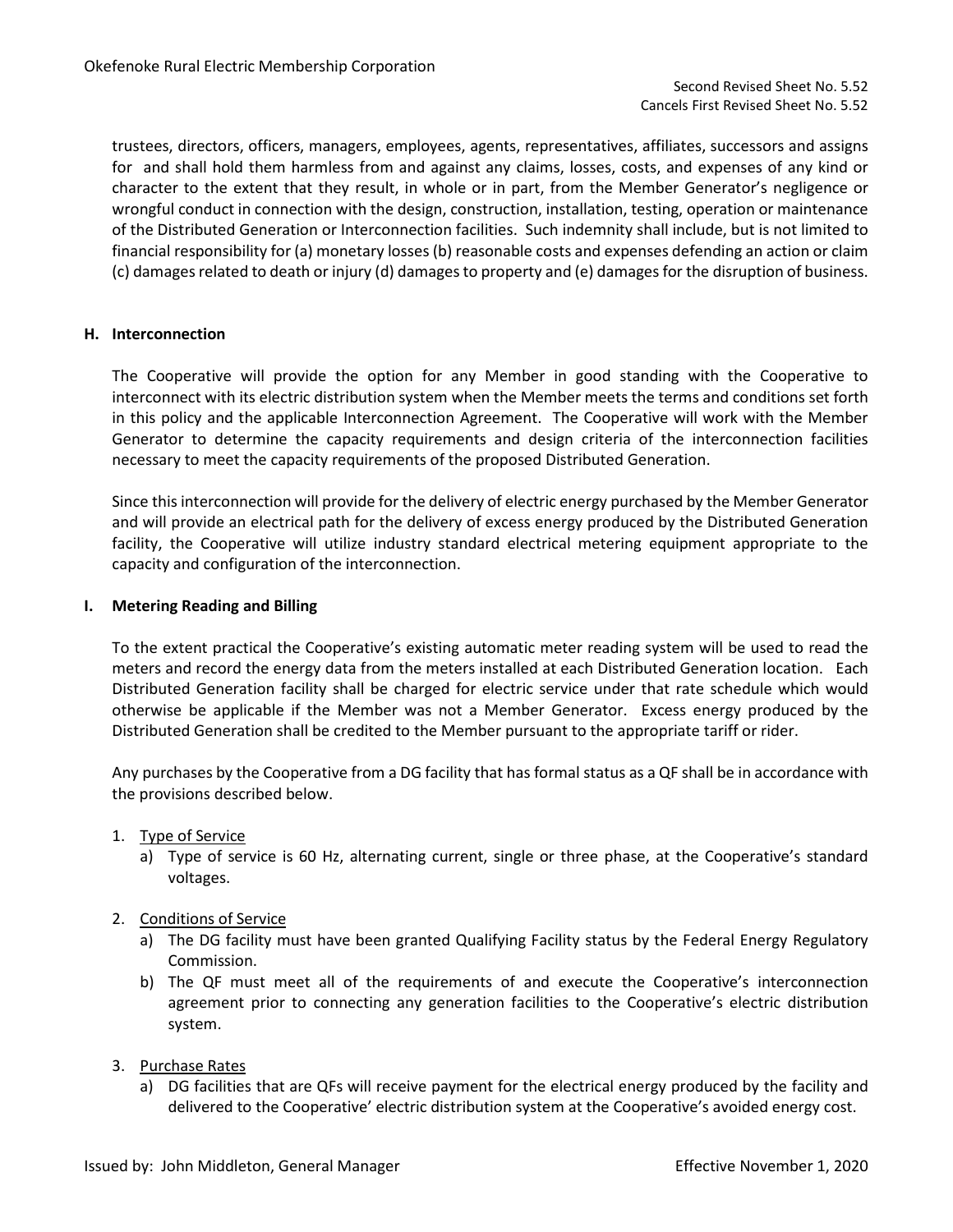trustees, directors, officers, managers, employees, agents, representatives, affiliates, successors and assigns for and shall hold them harmless from and against any claims, losses, costs, and expenses of any kind or character to the extent that they result, in whole or in part, from the Member Generator's negligence or wrongful conduct in connection with the design, construction, installation, testing, operation or maintenance of the Distributed Generation or Interconnection facilities. Such indemnity shall include, but is not limited to financial responsibility for (a) monetary losses (b) reasonable costs and expenses defending an action or claim (c) damages related to death or injury (d) damages to property and (e) damages for the disruption of business.

**H. Interconnection**

The Cooperative will provide the option for any Member in good standing with the Cooperative to interconnect with its electric distribution system when the Member meets the terms and conditions set forth in this policy and the applicable Interconnection Agreement. The Cooperative will work with the Member Generator to determine the capacity requirements and design criteria of the interconnection facilities necessary to meet the capacity requirements of the proposed Distributed Generation.

Since this interconnection will provide for the delivery of electric energy purchased by the Member Generator and will provide an electrical path for the delivery of excess energy produced by the Distributed Generation facility, the Cooperative will utilize industry standard electrical metering equipment appropriate to the capacity and configuration of the interconnection.

**I. Metering Reading and Billing**

To the extent practical the Cooperative's existing automatic meter reading system will be used to read the meters and record the energy data from the meters installed at each Distributed Generation location. Each Distributed Generation facility shall be charged for electric service under that rate schedule which would otherwise be applicable if the Member was not a Member Generator. Excess energy produced by the Distributed Generation shall be credited to the Member pursuant to the appropriate tariff or rider.

Any purchases by the Cooperative from a DG facility that has formal status as a QF shall be in accordance with the provisions described below.

1. Type of Service
   a) Type of service is 60 Hz, alternating current, single or three phase, at the Cooperative's standard voltages.

2. Conditions of Service
   a) The DG facility must have been granted Qualifying Facility status by the Federal Energy Regulatory Commission.
   b) The QF must meet all of the requirements of and execute the Cooperative's interconnection agreement prior to connecting any generation facilities to the Cooperative's electric distribution system.

3. Purchase Rates
   a) DG facilities that are QFs will receive payment for the electrical energy produced by the facility and delivered to the Cooperative' electric distribution system at the Cooperative's avoided energy cost.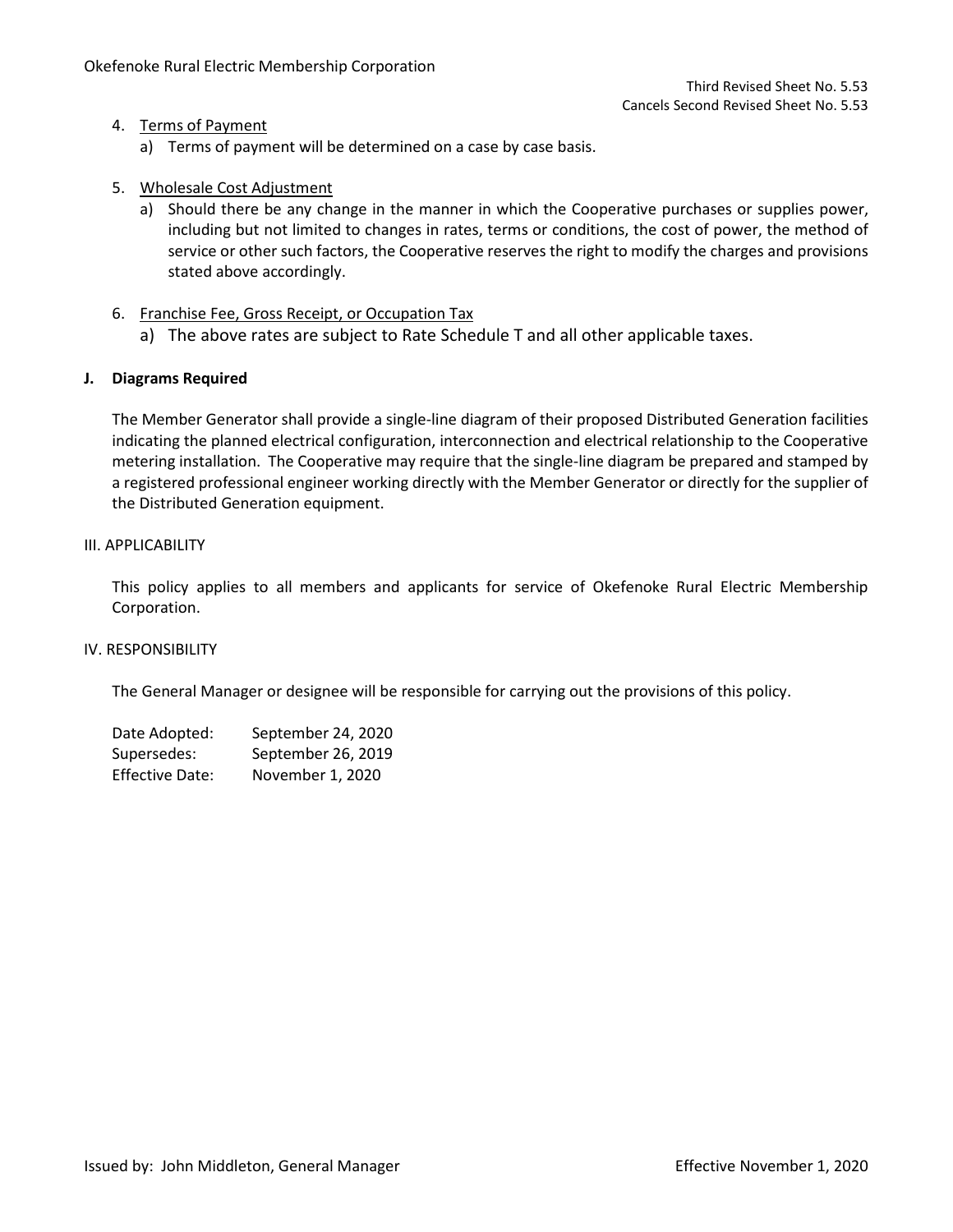4. Terms of Payment
   a) Terms of payment will be determined on a case by case basis.

5. Wholesale Cost Adjustment
   a) Should there be any change in the manner in which the Cooperative purchases or supplies power, including but not limited to changes in rates, terms or conditions, the cost of power, the method of service or other such factors, the Cooperative reserves the right to modify the charges and provisions stated above accordingly.

6. Franchise Fee, Gross Receipt, or Occupation Tax
   a) The above rates are subject to Rate Schedule T and all other applicable taxes.

**J. Diagrams Required**

The Member Generator shall provide a single-line diagram of their proposed Distributed Generation facilities indicating the planned electrical configuration, interconnection and electrical relationship to the Cooperative metering installation. The Cooperative may require that the single-line diagram be prepared and stamped by a registered professional engineer working directly with the Member Generator or directly for the supplier of the Distributed Generation equipment.

III. APPLICABILITY

This policy applies to all members and applicants for service of Okefenoke Rural Electric Membership Corporation.

IV. RESPONSIBILITY

The General Manager or designee will be responsible for carrying out the provisions of this policy.

Date Adopted: September 24, 2020
Supersedes: September 26, 2019
Effective Date: November 1, 2020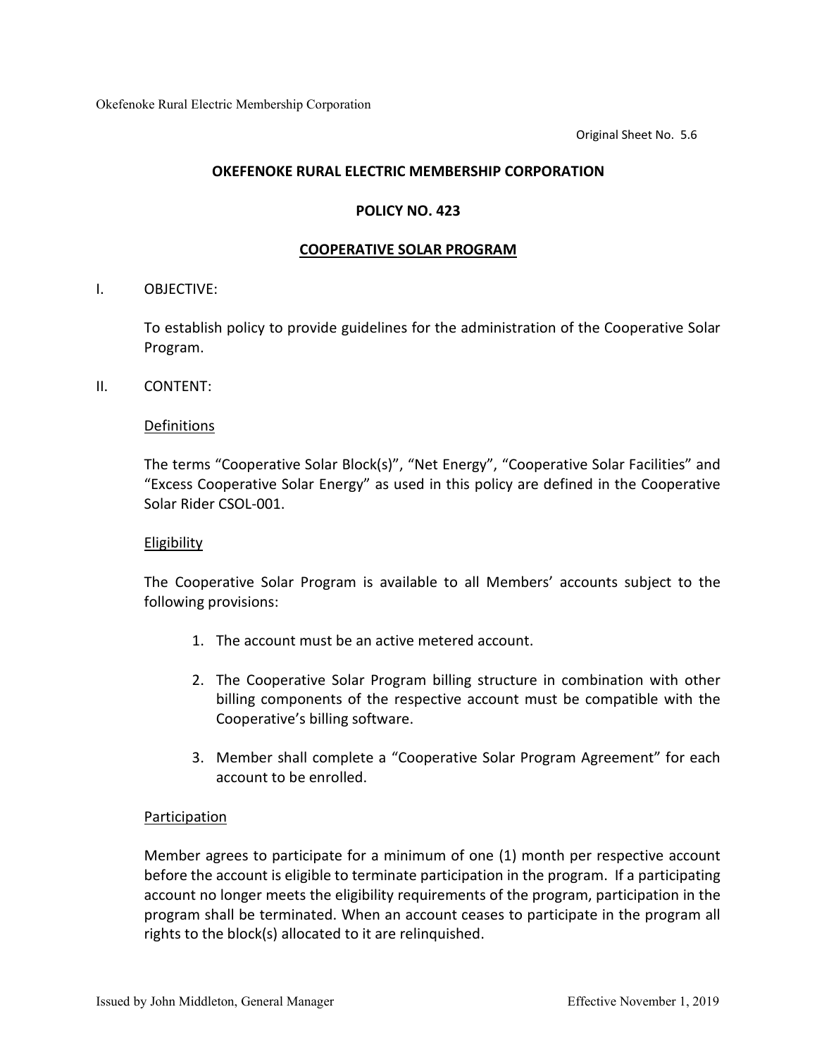Okefenoke Rural Electric Membership Corporation

Original Sheet No. 5.6

**OKEFENOKE RURAL ELECTRIC MEMBERSHIP CORPORATION**

**POLICY NO. 423**

**COOPERATIVE SOLAR PROGRAM**

I. OBJECTIVE:

To establish policy to provide guidelines for the administration of the Cooperative Solar Program.

II. CONTENT:

Definitions

The terms "Cooperative Solar Block(s)", "Net Energy", "Cooperative Solar Facilities" and "Excess Cooperative Solar Energy" as used in this policy are defined in the Cooperative Solar Rider CSOL-001.

Eligibility

The Cooperative Solar Program is available to all Members' accounts subject to the following provisions:

1. The account must be an active metered account.
2. The Cooperative Solar Program billing structure in combination with other billing components of the respective account must be compatible with the Cooperative's billing software.
3. Member shall complete a "Cooperative Solar Program Agreement" for each account to be enrolled.

Participation

Member agrees to participate for a minimum of one (1) month per respective account before the account is eligible to terminate participation in the program. If a participating account no longer meets the eligibility requirements of the program, participation in the program shall be terminated. When an account ceases to participate in the program all rights to the block(s) allocated to it are relinquished.

Issued by John Middleton, General Manager

Effective November 1, 2019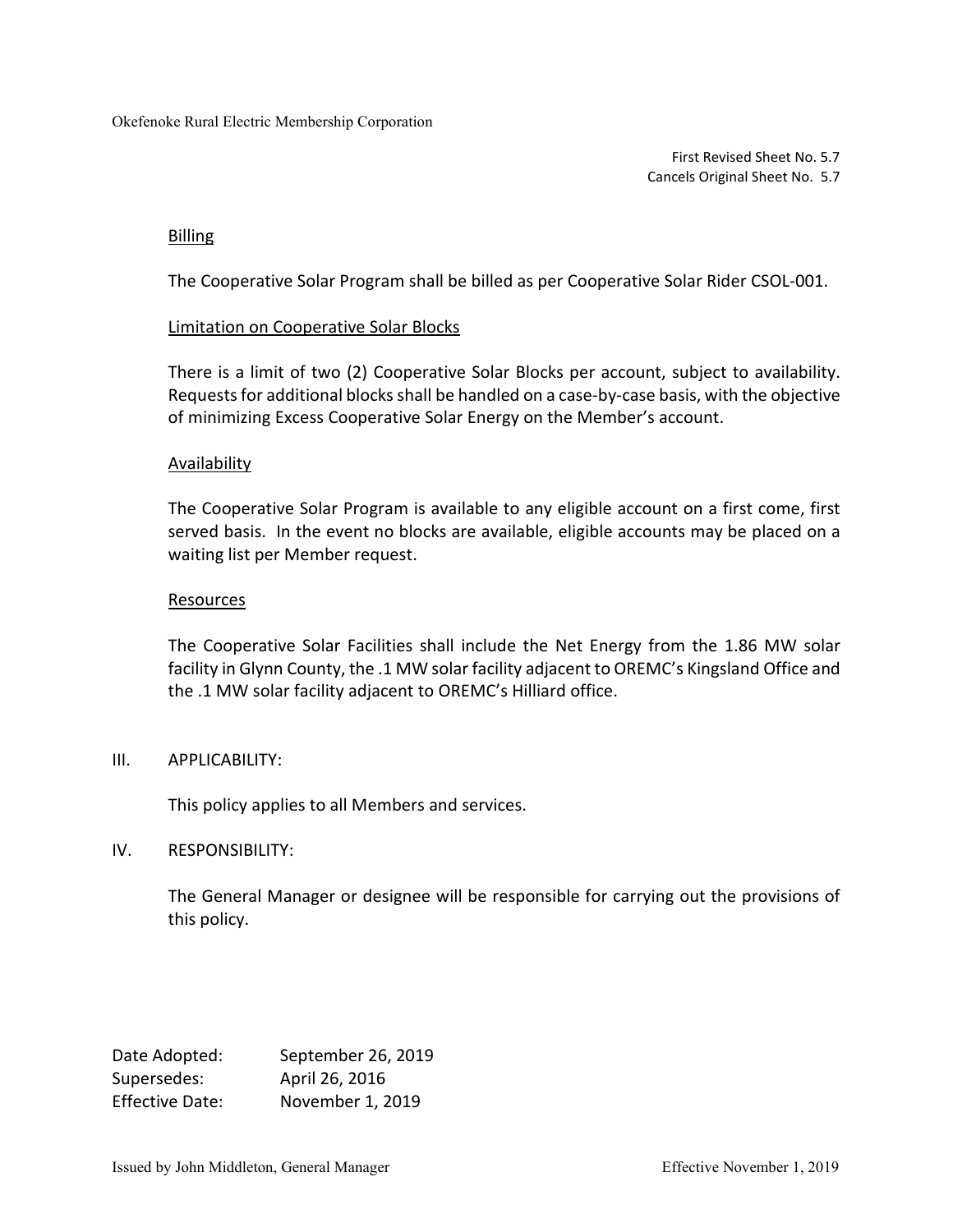First Revised Sheet No. 5.7
Cancels Original Sheet No. 5.7

Billing

The Cooperative Solar Program shall be billed as per Cooperative Solar Rider CSOL-001.

Limitation on Cooperative Solar Blocks

There is a limit of two (2) Cooperative Solar Blocks per account, subject to availability. Requests for additional blocks shall be handled on a case-by-case basis, with the objective of minimizing Excess Cooperative Solar Energy on the Member's account.

Availability

The Cooperative Solar Program is available to any eligible account on a first come, first served basis. In the event no blocks are available, eligible accounts may be placed on a waiting list per Member request.

Resources

The Cooperative Solar Facilities shall include the Net Energy from the 1.86 MW solar facility in Glynn County, the .1 MW solar facility adjacent to OREMC's Kingsland Office and the .1 MW solar facility adjacent to OREMC's Hilliard office.

## III. APPLICABILITY:

This policy applies to all Members and services.

## IV. RESPONSIBILITY:

The General Manager or designee will be responsible for carrying out the provisions of this policy.

| | |
|---|---|
| Date Adopted: | September 26, 2019 |
| Supersedes: | April 26, 2016 |
| Effective Date: | November 1, 2019 |

Issued by John Middleton, General Manager Effective November 1, 2019